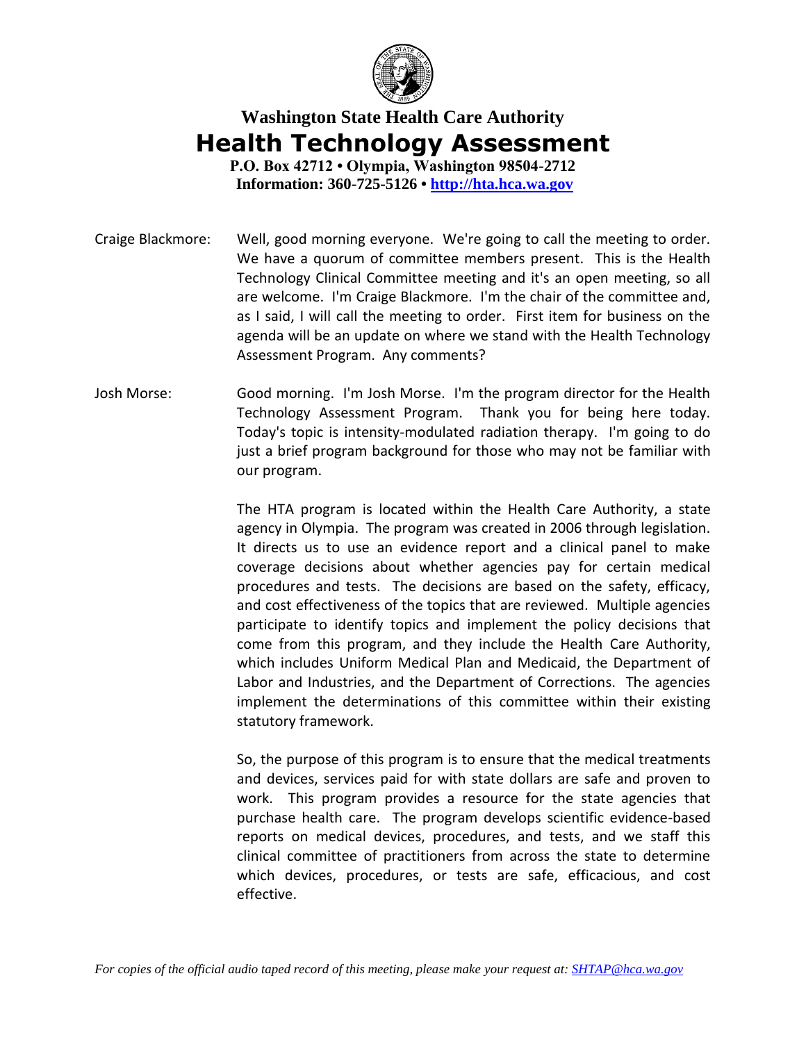**Washington State Health Care Authority**

# Health Technology Assessment

**P.O. Box 42712 • Olympia, Washington 98504-2712**
**Information: 360-725-5126 • http://hta.hca.wa.gov**

Craige Blackmore: Well, good morning everyone. We're going to call the meeting to order. We have a quorum of committee members present. This is the Health Technology Clinical Committee meeting and it's an open meeting, so all are welcome. I'm Craige Blackmore. I'm the chair of the committee and, as I said, I will call the meeting to order. First item for business on the agenda will be an update on where we stand with the Health Technology Assessment Program. Any comments?

Josh Morse: Good morning. I'm Josh Morse. I'm the program director for the Health Technology Assessment Program. Thank you for being here today. Today's topic is intensity-modulated radiation therapy. I'm going to do just a brief program background for those who may not be familiar with our program.

The HTA program is located within the Health Care Authority, a state agency in Olympia. The program was created in 2006 through legislation. It directs us to use an evidence report and a clinical panel to make coverage decisions about whether agencies pay for certain medical procedures and tests. The decisions are based on the safety, efficacy, and cost effectiveness of the topics that are reviewed. Multiple agencies participate to identify topics and implement the policy decisions that come from this program, and they include the Health Care Authority, which includes Uniform Medical Plan and Medicaid, the Department of Labor and Industries, and the Department of Corrections. The agencies implement the determinations of this committee within their existing statutory framework.

So, the purpose of this program is to ensure that the medical treatments and devices, services paid for with state dollars are safe and proven to work. This program provides a resource for the state agencies that purchase health care. The program develops scientific evidence-based reports on medical devices, procedures, and tests, and we staff this clinical committee of practitioners from across the state to determine which devices, procedures, or tests are safe, efficacious, and cost effective.

*For copies of the official audio taped record of this meeting, please make your request at: SHTAP@hca.wa.gov*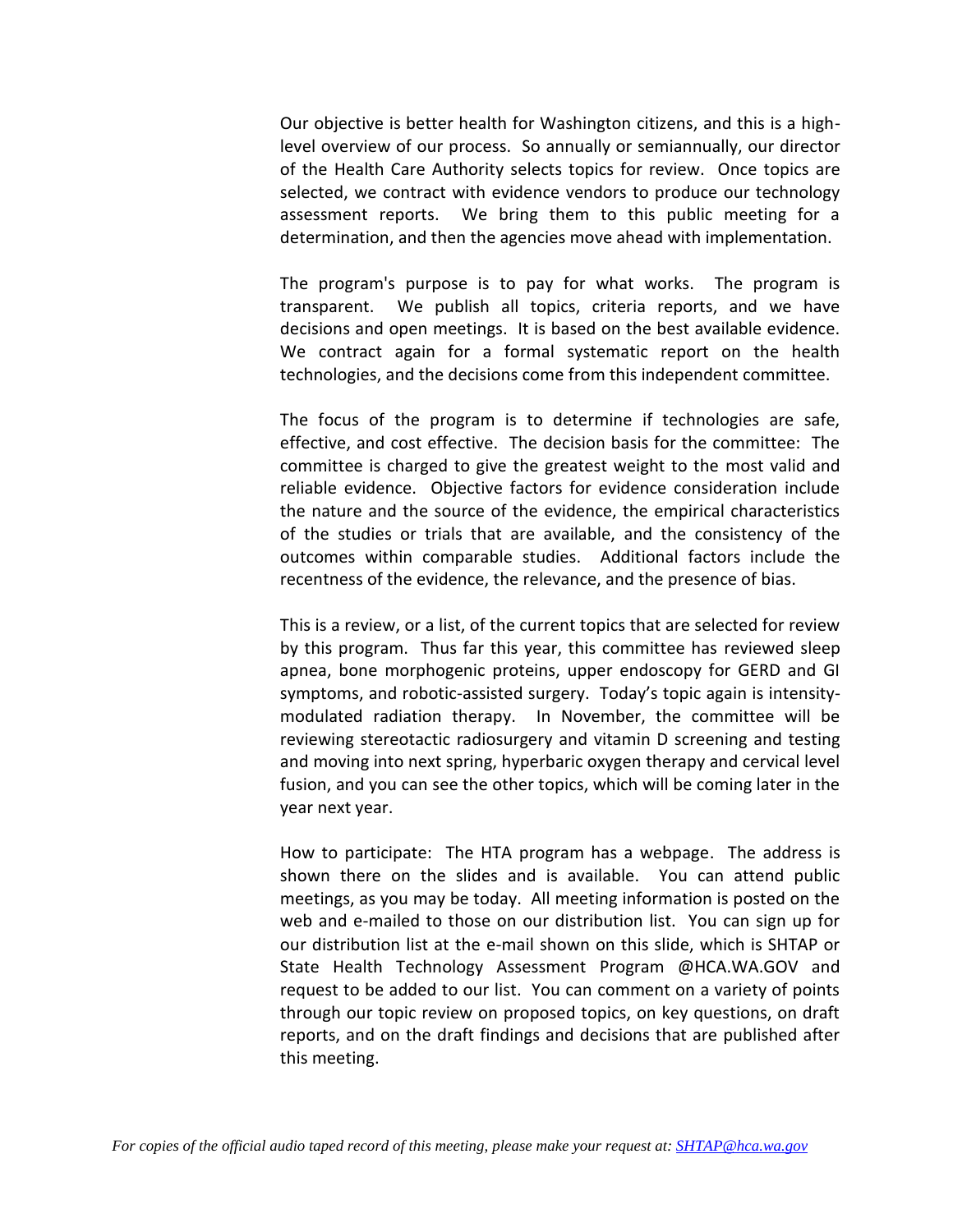Our objective is better health for Washington citizens, and this is a high-level overview of our process. So annually or semiannually, our director of the Health Care Authority selects topics for review. Once topics are selected, we contract with evidence vendors to produce our technology assessment reports. We bring them to this public meeting for a determination, and then the agencies move ahead with implementation.

The program's purpose is to pay for what works. The program is transparent. We publish all topics, criteria reports, and we have decisions and open meetings. It is based on the best available evidence. We contract again for a formal systematic report on the health technologies, and the decisions come from this independent committee.

The focus of the program is to determine if technologies are safe, effective, and cost effective. The decision basis for the committee: The committee is charged to give the greatest weight to the most valid and reliable evidence. Objective factors for evidence consideration include the nature and the source of the evidence, the empirical characteristics of the studies or trials that are available, and the consistency of the outcomes within comparable studies. Additional factors include the recentness of the evidence, the relevance, and the presence of bias.

This is a review, or a list, of the current topics that are selected for review by this program. Thus far this year, this committee has reviewed sleep apnea, bone morphogenic proteins, upper endoscopy for GERD and GI symptoms, and robotic-assisted surgery. Today's topic again is intensity-modulated radiation therapy. In November, the committee will be reviewing stereotactic radiosurgery and vitamin D screening and testing and moving into next spring, hyperbaric oxygen therapy and cervical level fusion, and you can see the other topics, which will be coming later in the year next year.

How to participate: The HTA program has a webpage. The address is shown there on the slides and is available. You can attend public meetings, as you may be today. All meeting information is posted on the web and e-mailed to those on our distribution list. You can sign up for our distribution list at the e-mail shown on this slide, which is SHTAP or State Health Technology Assessment Program @HCA.WA.GOV and request to be added to our list. You can comment on a variety of points through our topic review on proposed topics, on key questions, on draft reports, and on the draft findings and decisions that are published after this meeting.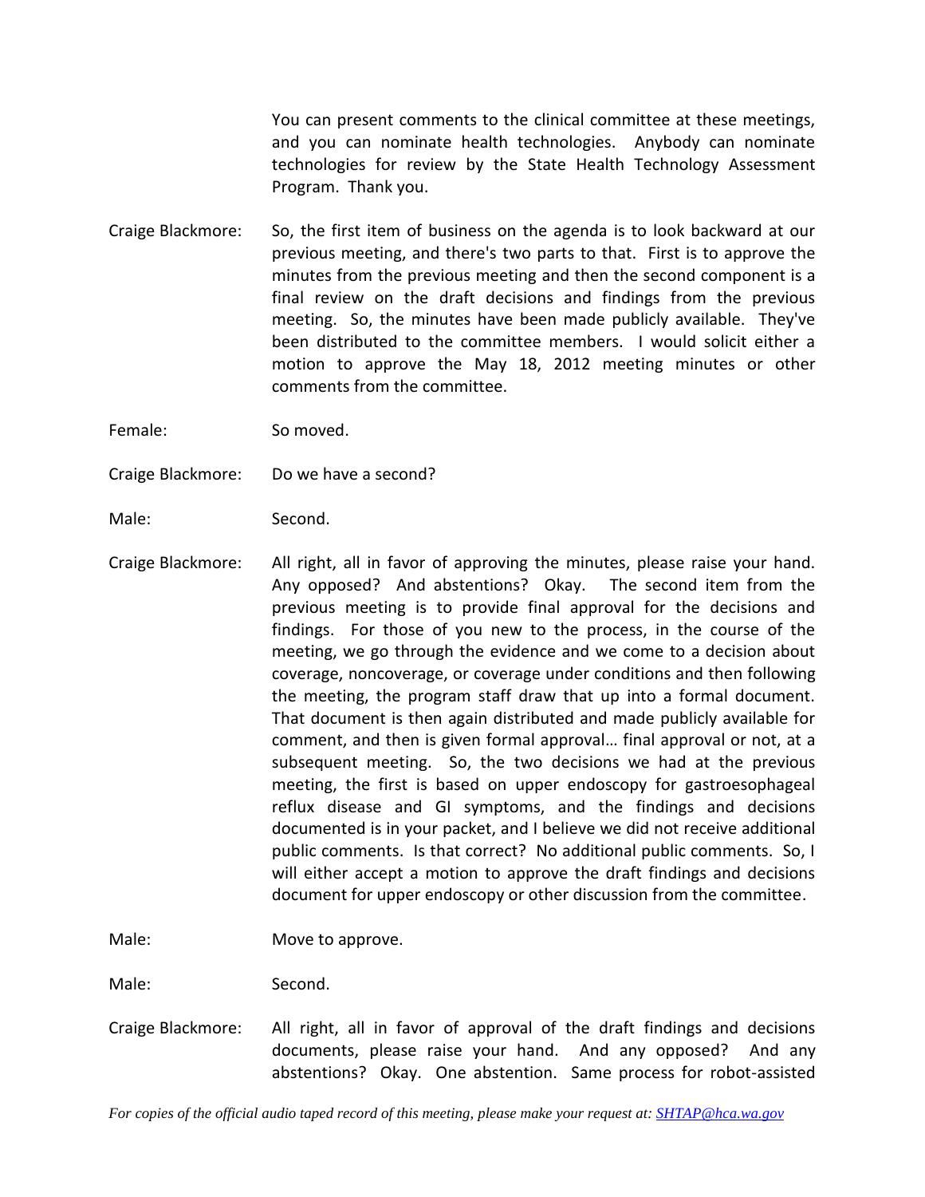You can present comments to the clinical committee at these meetings, and you can nominate health technologies. Anybody can nominate technologies for review by the State Health Technology Assessment Program. Thank you.

Craige Blackmore: So, the first item of business on the agenda is to look backward at our previous meeting, and there's two parts to that. First is to approve the minutes from the previous meeting and then the second component is a final review on the draft decisions and findings from the previous meeting. So, the minutes have been made publicly available. They've been distributed to the committee members. I would solicit either a motion to approve the May 18, 2012 meeting minutes or other comments from the committee.

Female: So moved.

Craige Blackmore: Do we have a second?

Male: Second.

Craige Blackmore: All right, all in favor of approving the minutes, please raise your hand. Any opposed? And abstentions? Okay. The second item from the previous meeting is to provide final approval for the decisions and findings. For those of you new to the process, in the course of the meeting, we go through the evidence and we come to a decision about coverage, noncoverage, or coverage under conditions and then following the meeting, the program staff draw that up into a formal document. That document is then again distributed and made publicly available for comment, and then is given formal approval… final approval or not, at a subsequent meeting. So, the two decisions we had at the previous meeting, the first is based on upper endoscopy for gastroesophageal reflux disease and GI symptoms, and the findings and decisions documented is in your packet, and I believe we did not receive additional public comments. Is that correct? No additional public comments. So, I will either accept a motion to approve the draft findings and decisions document for upper endoscopy or other discussion from the committee.

Male: Move to approve.

Male: Second.

Craige Blackmore: All right, all in favor of approval of the draft findings and decisions documents, please raise your hand. And any opposed? And any abstentions? Okay. One abstention. Same process for robot-assisted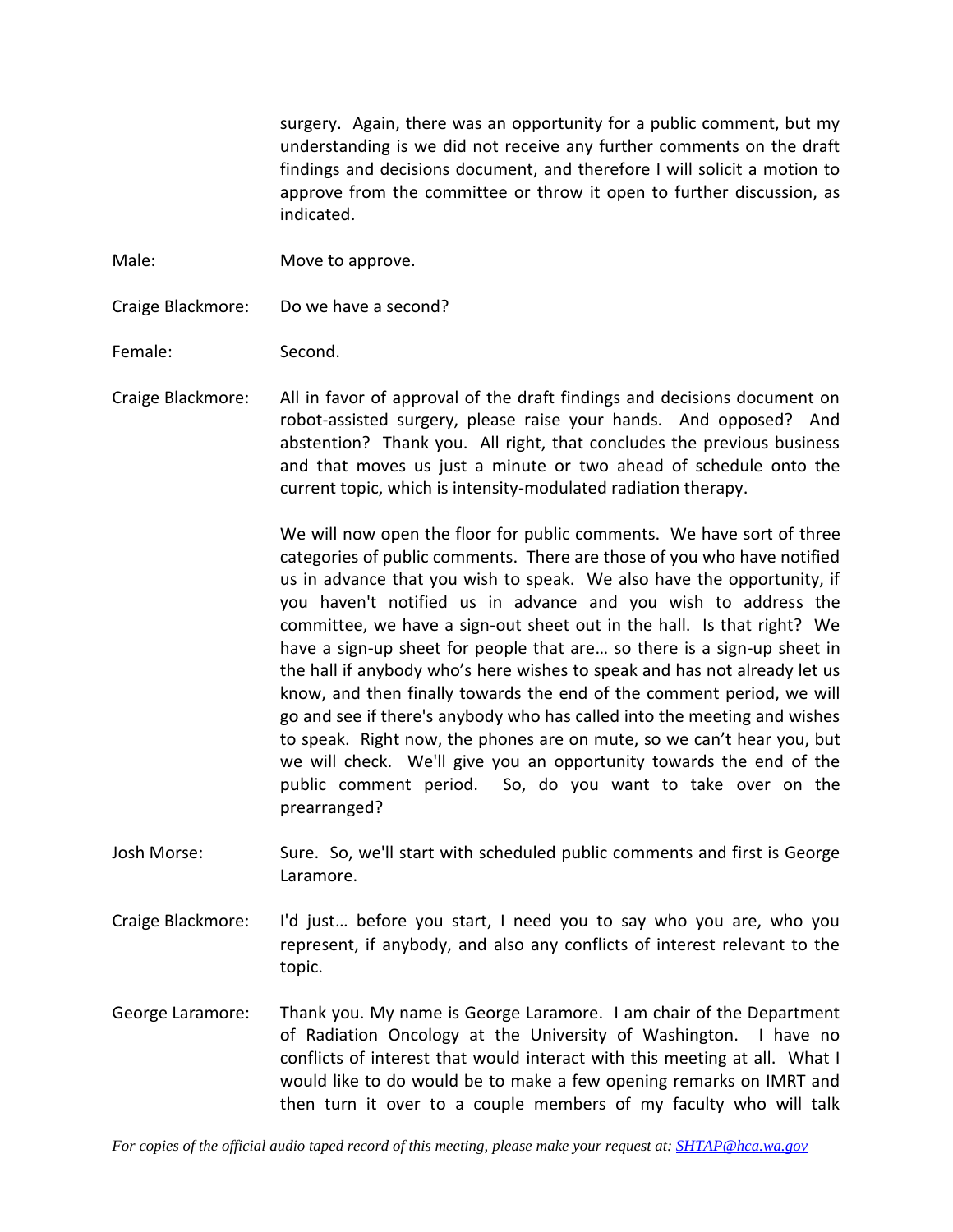surgery. Again, there was an opportunity for a public comment, but my understanding is we did not receive any further comments on the draft findings and decisions document, and therefore I will solicit a motion to approve from the committee or throw it open to further discussion, as indicated.

Male: Move to approve.

Craige Blackmore: Do we have a second?

Female: Second.

Craige Blackmore: All in favor of approval of the draft findings and decisions document on robot-assisted surgery, please raise your hands. And opposed? And abstention? Thank you. All right, that concludes the previous business and that moves us just a minute or two ahead of schedule onto the current topic, which is intensity-modulated radiation therapy.

We will now open the floor for public comments. We have sort of three categories of public comments. There are those of you who have notified us in advance that you wish to speak. We also have the opportunity, if you haven't notified us in advance and you wish to address the committee, we have a sign-out sheet out in the hall. Is that right? We have a sign-up sheet for people that are… so there is a sign-up sheet in the hall if anybody who's here wishes to speak and has not already let us know, and then finally towards the end of the comment period, we will go and see if there's anybody who has called into the meeting and wishes to speak. Right now, the phones are on mute, so we can't hear you, but we will check. We'll give you an opportunity towards the end of the public comment period. So, do you want to take over on the prearranged?

Josh Morse: Sure. So, we'll start with scheduled public comments and first is George Laramore.

Craige Blackmore: I'd just… before you start, I need you to say who you are, who you represent, if anybody, and also any conflicts of interest relevant to the topic.

George Laramore: Thank you. My name is George Laramore. I am chair of the Department of Radiation Oncology at the University of Washington. I have no conflicts of interest that would interact with this meeting at all. What I would like to do would be to make a few opening remarks on IMRT and then turn it over to a couple members of my faculty who will talk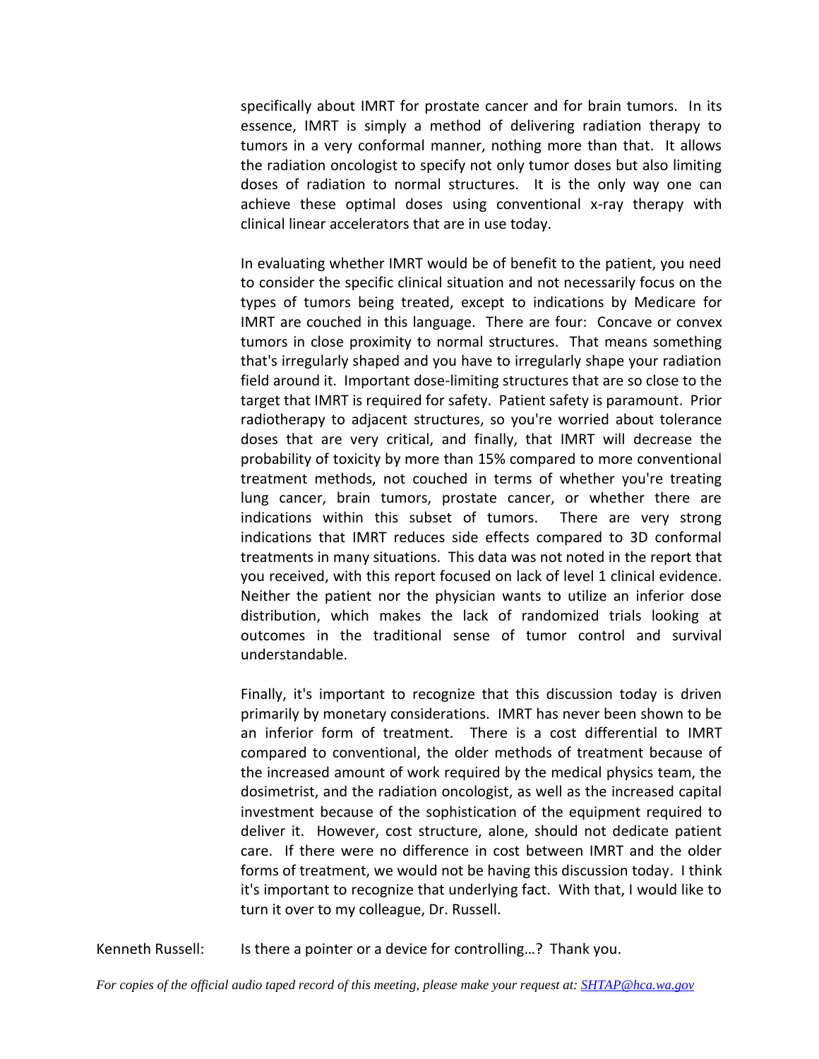specifically about IMRT for prostate cancer and for brain tumors. In its essence, IMRT is simply a method of delivering radiation therapy to tumors in a very conformal manner, nothing more than that. It allows the radiation oncologist to specify not only tumor doses but also limiting doses of radiation to normal structures. It is the only way one can achieve these optimal doses using conventional x-ray therapy with clinical linear accelerators that are in use today.

In evaluating whether IMRT would be of benefit to the patient, you need to consider the specific clinical situation and not necessarily focus on the types of tumors being treated, except to indications by Medicare for IMRT are couched in this language. There are four: Concave or convex tumors in close proximity to normal structures. That means something that's irregularly shaped and you have to irregularly shape your radiation field around it. Important dose-limiting structures that are so close to the target that IMRT is required for safety. Patient safety is paramount. Prior radiotherapy to adjacent structures, so you're worried about tolerance doses that are very critical, and finally, that IMRT will decrease the probability of toxicity by more than 15% compared to more conventional treatment methods, not couched in terms of whether you're treating lung cancer, brain tumors, prostate cancer, or whether there are indications within this subset of tumors. There are very strong indications that IMRT reduces side effects compared to 3D conformal treatments in many situations. This data was not noted in the report that you received, with this report focused on lack of level 1 clinical evidence. Neither the patient nor the physician wants to utilize an inferior dose distribution, which makes the lack of randomized trials looking at outcomes in the traditional sense of tumor control and survival understandable.

Finally, it's important to recognize that this discussion today is driven primarily by monetary considerations. IMRT has never been shown to be an inferior form of treatment. There is a cost differential to IMRT compared to conventional, the older methods of treatment because of the increased amount of work required by the medical physics team, the dosimetrist, and the radiation oncologist, as well as the increased capital investment because of the sophistication of the equipment required to deliver it. However, cost structure, alone, should not dedicate patient care. If there were no difference in cost between IMRT and the older forms of treatment, we would not be having this discussion today. I think it's important to recognize that underlying fact. With that, I would like to turn it over to my colleague, Dr. Russell.

Kenneth Russell: Is there a pointer or a device for controlling…? Thank you.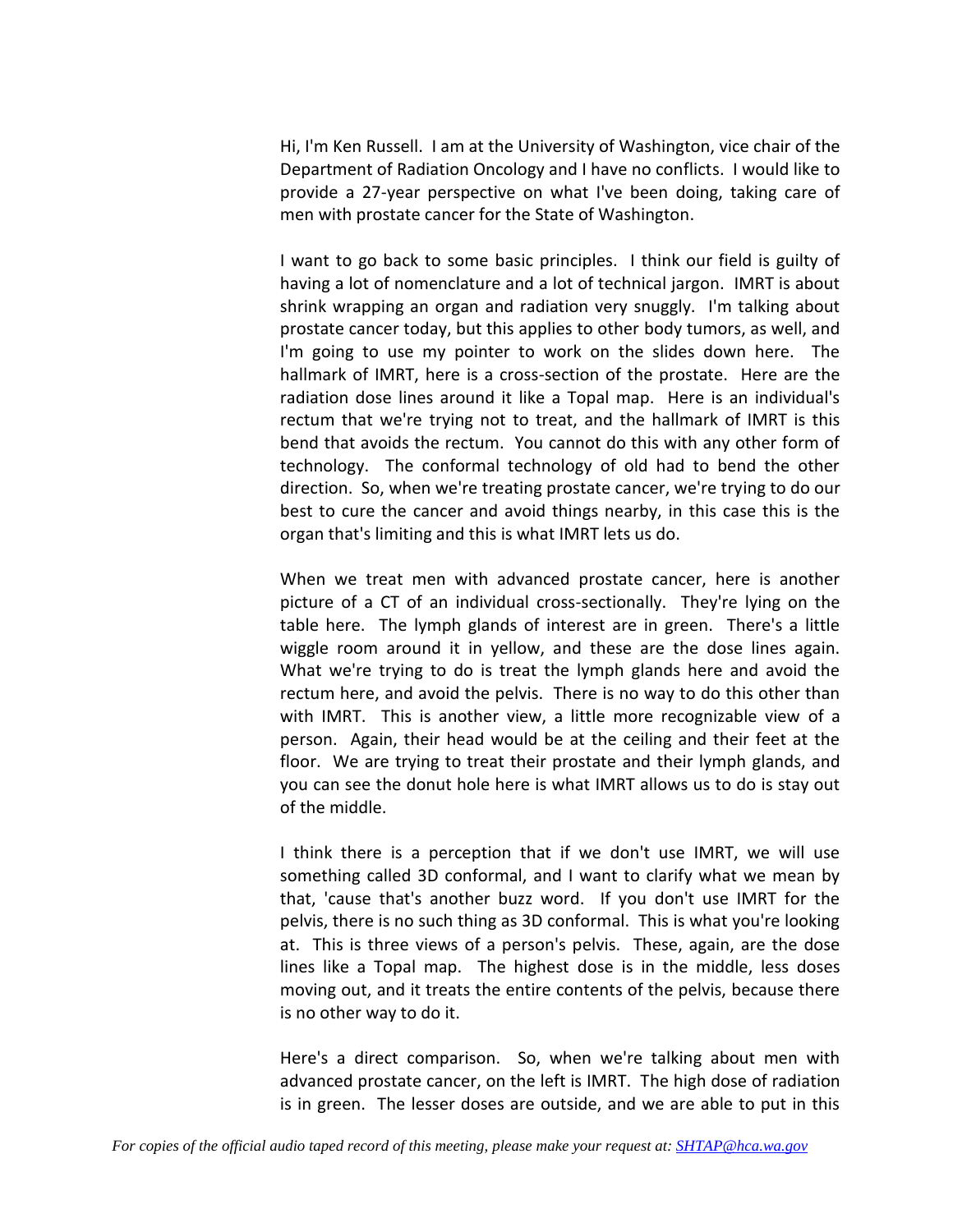Hi, I'm Ken Russell. I am at the University of Washington, vice chair of the Department of Radiation Oncology and I have no conflicts. I would like to provide a 27-year perspective on what I've been doing, taking care of men with prostate cancer for the State of Washington.

I want to go back to some basic principles. I think our field is guilty of having a lot of nomenclature and a lot of technical jargon. IMRT is about shrink wrapping an organ and radiation very snuggly. I'm talking about prostate cancer today, but this applies to other body tumors, as well, and I'm going to use my pointer to work on the slides down here. The hallmark of IMRT, here is a cross-section of the prostate. Here are the radiation dose lines around it like a Topal map. Here is an individual's rectum that we're trying not to treat, and the hallmark of IMRT is this bend that avoids the rectum. You cannot do this with any other form of technology. The conformal technology of old had to bend the other direction. So, when we're treating prostate cancer, we're trying to do our best to cure the cancer and avoid things nearby, in this case this is the organ that's limiting and this is what IMRT lets us do.

When we treat men with advanced prostate cancer, here is another picture of a CT of an individual cross-sectionally. They're lying on the table here. The lymph glands of interest are in green. There's a little wiggle room around it in yellow, and these are the dose lines again. What we're trying to do is treat the lymph glands here and avoid the rectum here, and avoid the pelvis. There is no way to do this other than with IMRT. This is another view, a little more recognizable view of a person. Again, their head would be at the ceiling and their feet at the floor. We are trying to treat their prostate and their lymph glands, and you can see the donut hole here is what IMRT allows us to do is stay out of the middle.

I think there is a perception that if we don't use IMRT, we will use something called 3D conformal, and I want to clarify what we mean by that, 'cause that's another buzz word. If you don't use IMRT for the pelvis, there is no such thing as 3D conformal. This is what you're looking at. This is three views of a person's pelvis. These, again, are the dose lines like a Topal map. The highest dose is in the middle, less doses moving out, and it treats the entire contents of the pelvis, because there is no other way to do it.

Here's a direct comparison. So, when we're talking about men with advanced prostate cancer, on the left is IMRT. The high dose of radiation is in green. The lesser doses are outside, and we are able to put in this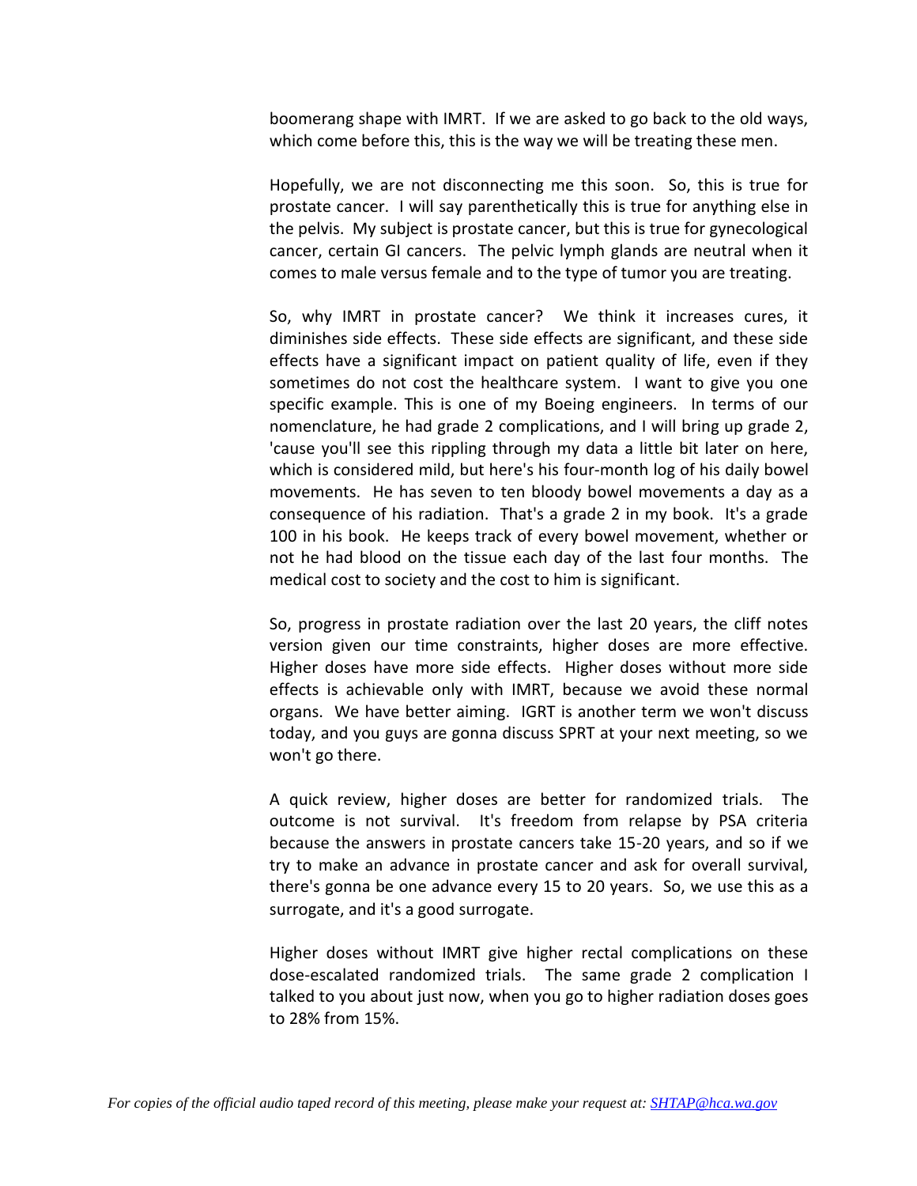boomerang shape with IMRT. If we are asked to go back to the old ways, which come before this, this is the way we will be treating these men.

Hopefully, we are not disconnecting me this soon. So, this is true for prostate cancer. I will say parenthetically this is true for anything else in the pelvis. My subject is prostate cancer, but this is true for gynecological cancer, certain GI cancers. The pelvic lymph glands are neutral when it comes to male versus female and to the type of tumor you are treating.

So, why IMRT in prostate cancer? We think it increases cures, it diminishes side effects. These side effects are significant, and these side effects have a significant impact on patient quality of life, even if they sometimes do not cost the healthcare system. I want to give you one specific example. This is one of my Boeing engineers. In terms of our nomenclature, he had grade 2 complications, and I will bring up grade 2, 'cause you'll see this rippling through my data a little bit later on here, which is considered mild, but here's his four-month log of his daily bowel movements. He has seven to ten bloody bowel movements a day as a consequence of his radiation. That's a grade 2 in my book. It's a grade 100 in his book. He keeps track of every bowel movement, whether or not he had blood on the tissue each day of the last four months. The medical cost to society and the cost to him is significant.

So, progress in prostate radiation over the last 20 years, the cliff notes version given our time constraints, higher doses are more effective. Higher doses have more side effects. Higher doses without more side effects is achievable only with IMRT, because we avoid these normal organs. We have better aiming. IGRT is another term we won't discuss today, and you guys are gonna discuss SPRT at your next meeting, so we won't go there.

A quick review, higher doses are better for randomized trials. The outcome is not survival. It's freedom from relapse by PSA criteria because the answers in prostate cancers take 15-20 years, and so if we try to make an advance in prostate cancer and ask for overall survival, there's gonna be one advance every 15 to 20 years. So, we use this as a surrogate, and it's a good surrogate.

Higher doses without IMRT give higher rectal complications on these dose-escalated randomized trials. The same grade 2 complication I talked to you about just now, when you go to higher radiation doses goes to 28% from 15%.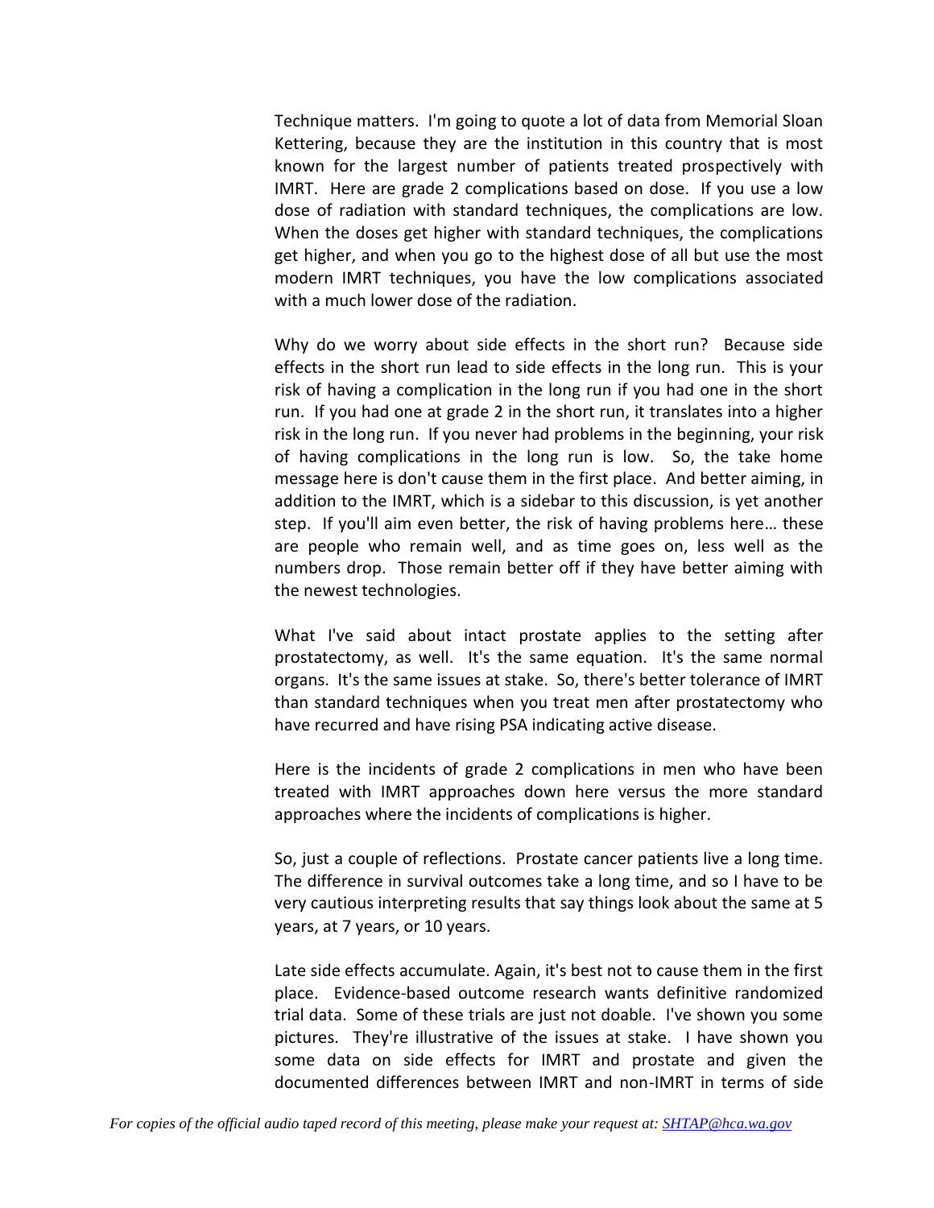Technique matters. I'm going to quote a lot of data from Memorial Sloan Kettering, because they are the institution in this country that is most known for the largest number of patients treated prospectively with IMRT. Here are grade 2 complications based on dose. If you use a low dose of radiation with standard techniques, the complications are low. When the doses get higher with standard techniques, the complications get higher, and when you go to the highest dose of all but use the most modern IMRT techniques, you have the low complications associated with a much lower dose of the radiation.

Why do we worry about side effects in the short run? Because side effects in the short run lead to side effects in the long run. This is your risk of having a complication in the long run if you had one in the short run. If you had one at grade 2 in the short run, it translates into a higher risk in the long run. If you never had problems in the beginning, your risk of having complications in the long run is low. So, the take home message here is don't cause them in the first place. And better aiming, in addition to the IMRT, which is a sidebar to this discussion, is yet another step. If you'll aim even better, the risk of having problems here… these are people who remain well, and as time goes on, less well as the numbers drop. Those remain better off if they have better aiming with the newest technologies.

What I've said about intact prostate applies to the setting after prostatectomy, as well. It's the same equation. It's the same normal organs. It's the same issues at stake. So, there's better tolerance of IMRT than standard techniques when you treat men after prostatectomy who have recurred and have rising PSA indicating active disease.

Here is the incidents of grade 2 complications in men who have been treated with IMRT approaches down here versus the more standard approaches where the incidents of complications is higher.

So, just a couple of reflections. Prostate cancer patients live a long time. The difference in survival outcomes take a long time, and so I have to be very cautious interpreting results that say things look about the same at 5 years, at 7 years, or 10 years.

Late side effects accumulate. Again, it's best not to cause them in the first place. Evidence-based outcome research wants definitive randomized trial data. Some of these trials are just not doable. I've shown you some pictures. They're illustrative of the issues at stake. I have shown you some data on side effects for IMRT and prostate and given the documented differences between IMRT and non-IMRT in terms of side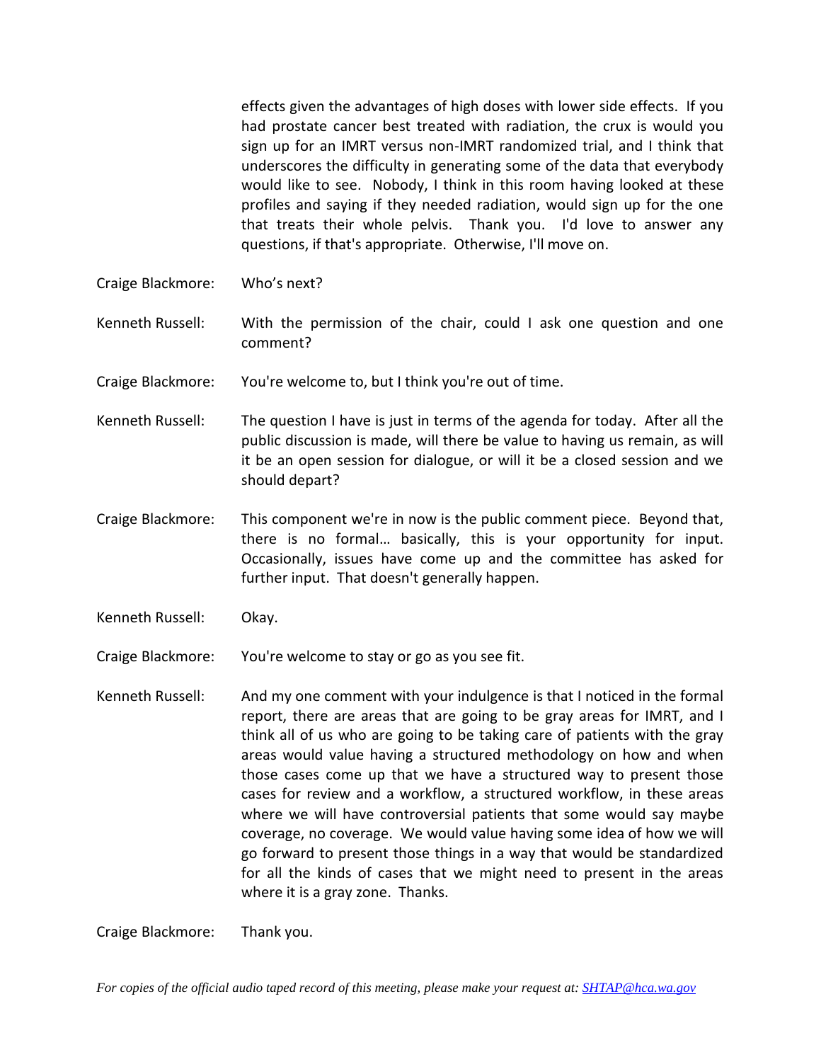effects given the advantages of high doses with lower side effects. If you had prostate cancer best treated with radiation, the crux is would you sign up for an IMRT versus non-IMRT randomized trial, and I think that underscores the difficulty in generating some of the data that everybody would like to see. Nobody, I think in this room having looked at these profiles and saying if they needed radiation, would sign up for the one that treats their whole pelvis. Thank you. I'd love to answer any questions, if that's appropriate. Otherwise, I'll move on.

Craige Blackmore: Who's next?

Kenneth Russell: With the permission of the chair, could I ask one question and one comment?

Craige Blackmore: You're welcome to, but I think you're out of time.

Kenneth Russell: The question I have is just in terms of the agenda for today. After all the public discussion is made, will there be value to having us remain, as will it be an open session for dialogue, or will it be a closed session and we should depart?

Craige Blackmore: This component we're in now is the public comment piece. Beyond that, there is no formal… basically, this is your opportunity for input. Occasionally, issues have come up and the committee has asked for further input. That doesn't generally happen.

Kenneth Russell: Okay.

Craige Blackmore: You're welcome to stay or go as you see fit.

Kenneth Russell: And my one comment with your indulgence is that I noticed in the formal report, there are areas that are going to be gray areas for IMRT, and I think all of us who are going to be taking care of patients with the gray areas would value having a structured methodology on how and when those cases come up that we have a structured way to present those cases for review and a workflow, a structured workflow, in these areas where we will have controversial patients that some would say maybe coverage, no coverage. We would value having some idea of how we will go forward to present those things in a way that would be standardized for all the kinds of cases that we might need to present in the areas where it is a gray zone. Thanks.

Craige Blackmore: Thank you.

*For copies of the official audio taped record of this meeting, please make your request at: SHTAP@hca.wa.gov*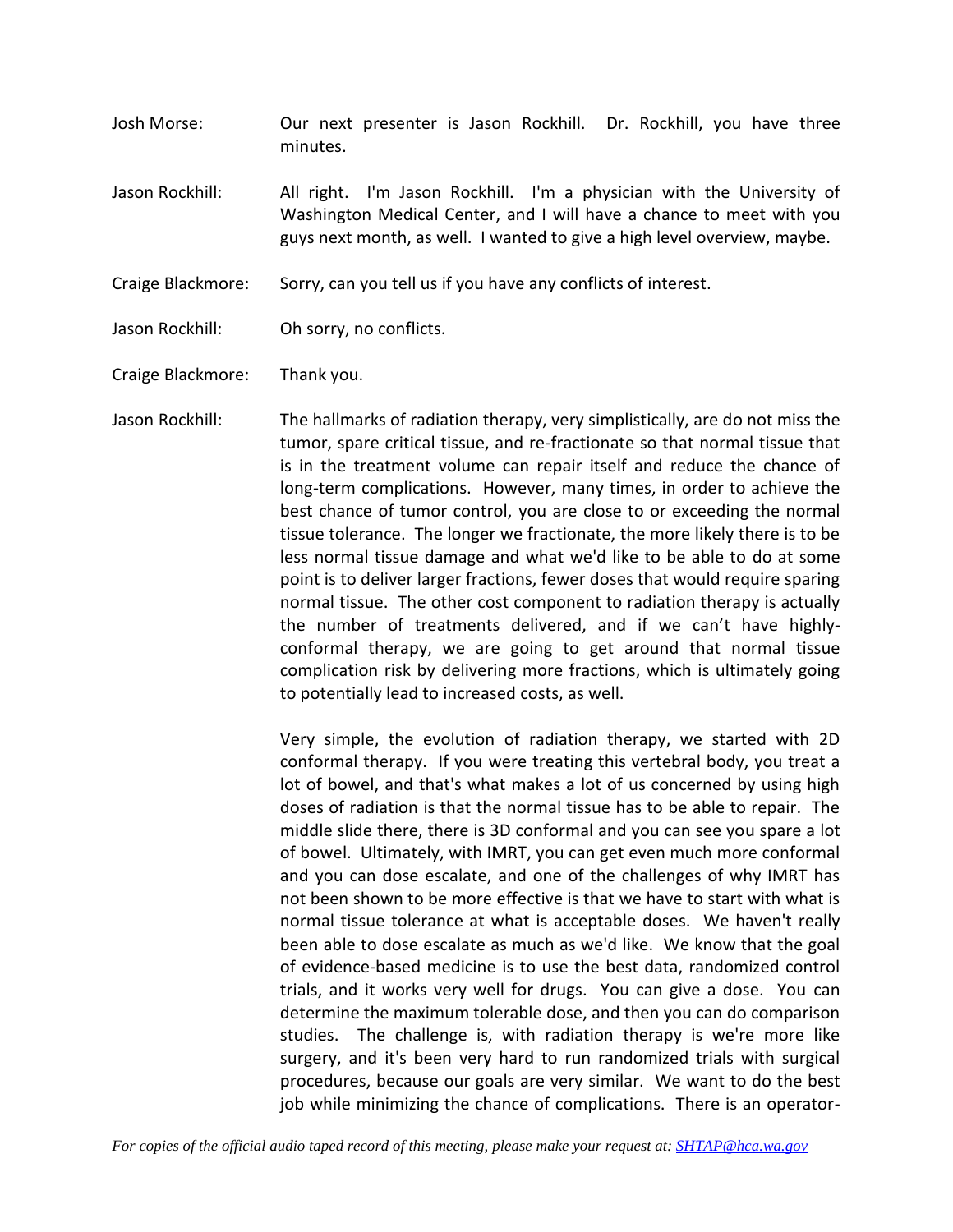Josh Morse: Our next presenter is Jason Rockhill. Dr. Rockhill, you have three minutes.

Jason Rockhill: All right. I'm Jason Rockhill. I'm a physician with the University of Washington Medical Center, and I will have a chance to meet with you guys next month, as well. I wanted to give a high level overview, maybe.

Craige Blackmore: Sorry, can you tell us if you have any conflicts of interest.

Jason Rockhill: Oh sorry, no conflicts.

Craige Blackmore: Thank you.

Jason Rockhill: The hallmarks of radiation therapy, very simplistically, are do not miss the tumor, spare critical tissue, and re-fractionate so that normal tissue that is in the treatment volume can repair itself and reduce the chance of long-term complications. However, many times, in order to achieve the best chance of tumor control, you are close to or exceeding the normal tissue tolerance. The longer we fractionate, the more likely there is to be less normal tissue damage and what we'd like to be able to do at some point is to deliver larger fractions, fewer doses that would require sparing normal tissue. The other cost component to radiation therapy is actually the number of treatments delivered, and if we can't have highly-conformal therapy, we are going to get around that normal tissue complication risk by delivering more fractions, which is ultimately going to potentially lead to increased costs, as well.

Very simple, the evolution of radiation therapy, we started with 2D conformal therapy. If you were treating this vertebral body, you treat a lot of bowel, and that's what makes a lot of us concerned by using high doses of radiation is that the normal tissue has to be able to repair. The middle slide there, there is 3D conformal and you can see you spare a lot of bowel. Ultimately, with IMRT, you can get even much more conformal and you can dose escalate, and one of the challenges of why IMRT has not been shown to be more effective is that we have to start with what is normal tissue tolerance at what is acceptable doses. We haven't really been able to dose escalate as much as we'd like. We know that the goal of evidence-based medicine is to use the best data, randomized control trials, and it works very well for drugs. You can give a dose. You can determine the maximum tolerable dose, and then you can do comparison studies. The challenge is, with radiation therapy is we're more like surgery, and it's been very hard to run randomized trials with surgical procedures, because our goals are very similar. We want to do the best job while minimizing the chance of complications. There is an operator-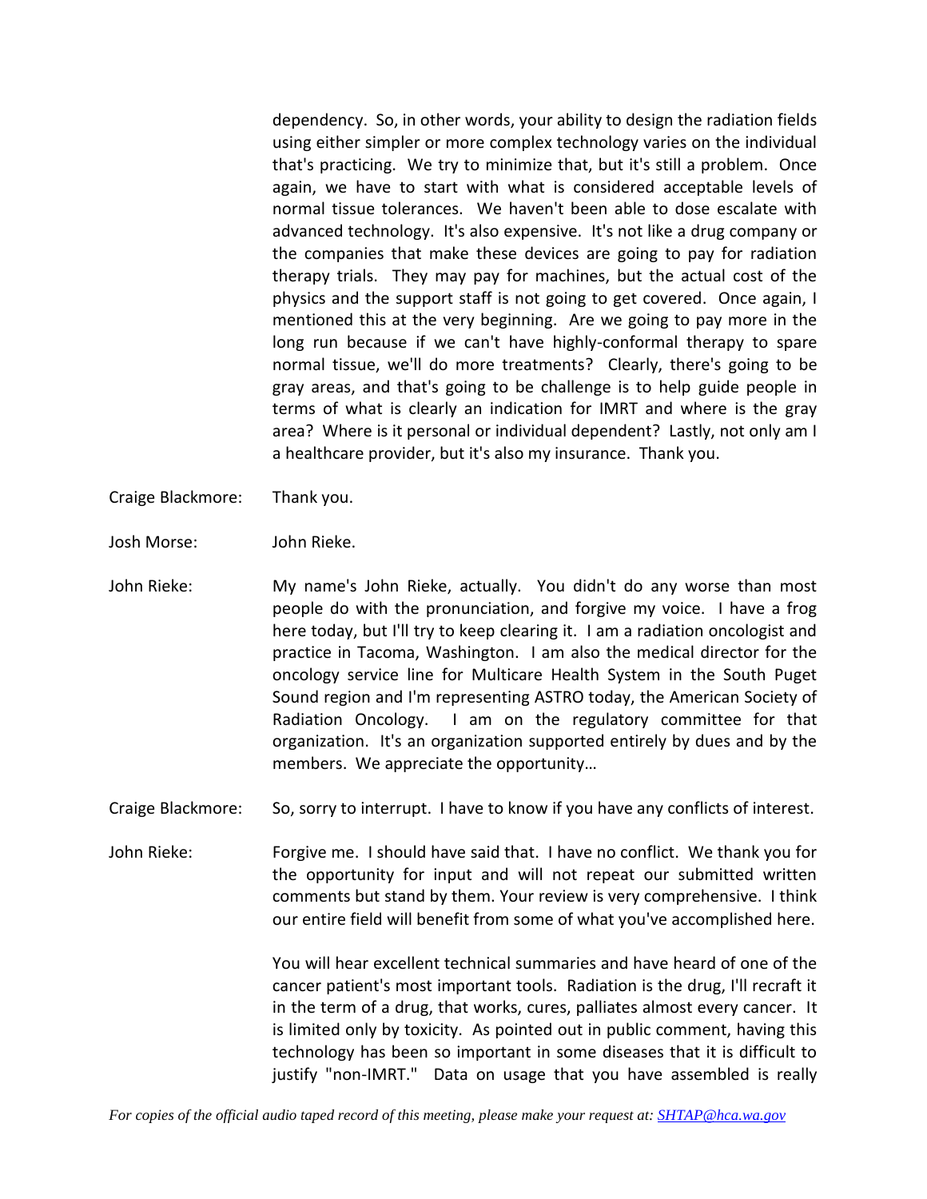dependency. So, in other words, your ability to design the radiation fields using either simpler or more complex technology varies on the individual that's practicing. We try to minimize that, but it's still a problem. Once again, we have to start with what is considered acceptable levels of normal tissue tolerances. We haven't been able to dose escalate with advanced technology. It's also expensive. It's not like a drug company or the companies that make these devices are going to pay for radiation therapy trials. They may pay for machines, but the actual cost of the physics and the support staff is not going to get covered. Once again, I mentioned this at the very beginning. Are we going to pay more in the long run because if we can't have highly-conformal therapy to spare normal tissue, we'll do more treatments? Clearly, there's going to be gray areas, and that's going to be challenge is to help guide people in terms of what is clearly an indication for IMRT and where is the gray area? Where is it personal or individual dependent? Lastly, not only am I a healthcare provider, but it's also my insurance. Thank you.

Craige Blackmore: Thank you.

Josh Morse: John Rieke.

John Rieke: My name's John Rieke, actually. You didn't do any worse than most people do with the pronunciation, and forgive my voice. I have a frog here today, but I'll try to keep clearing it. I am a radiation oncologist and practice in Tacoma, Washington. I am also the medical director for the oncology service line for Multicare Health System in the South Puget Sound region and I'm representing ASTRO today, the American Society of Radiation Oncology. I am on the regulatory committee for that organization. It's an organization supported entirely by dues and by the members. We appreciate the opportunity…

Craige Blackmore: So, sorry to interrupt. I have to know if you have any conflicts of interest.

John Rieke: Forgive me. I should have said that. I have no conflict. We thank you for the opportunity for input and will not repeat our submitted written comments but stand by them. Your review is very comprehensive. I think our entire field will benefit from some of what you've accomplished here.

You will hear excellent technical summaries and have heard of one of the cancer patient's most important tools. Radiation is the drug, I'll recraft it in the term of a drug, that works, cures, palliates almost every cancer. It is limited only by toxicity. As pointed out in public comment, having this technology has been so important in some diseases that it is difficult to justify "non-IMRT." Data on usage that you have assembled is really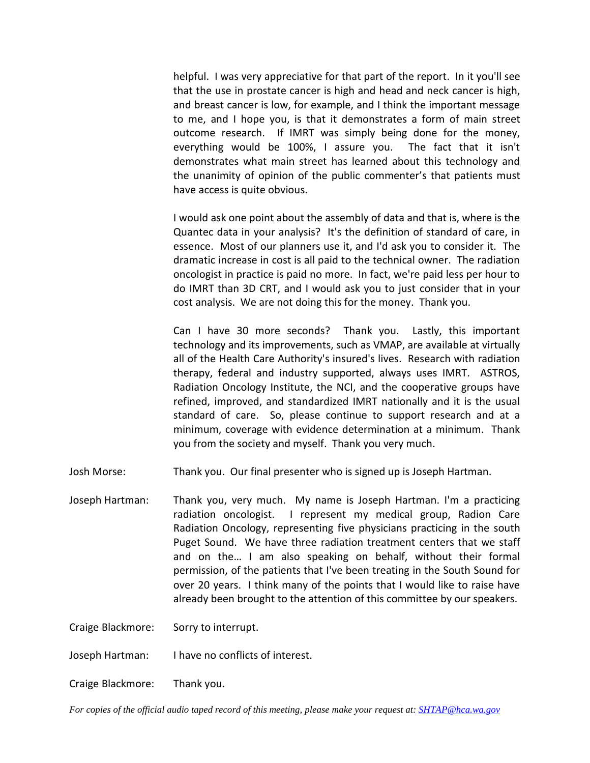helpful. I was very appreciative for that part of the report. In it you'll see that the use in prostate cancer is high and head and neck cancer is high, and breast cancer is low, for example, and I think the important message to me, and I hope you, is that it demonstrates a form of main street outcome research. If IMRT was simply being done for the money, everything would be 100%, I assure you. The fact that it isn't demonstrates what main street has learned about this technology and the unanimity of opinion of the public commenter's that patients must have access is quite obvious.

I would ask one point about the assembly of data and that is, where is the Quantec data in your analysis? It's the definition of standard of care, in essence. Most of our planners use it, and I'd ask you to consider it. The dramatic increase in cost is all paid to the technical owner. The radiation oncologist in practice is paid no more. In fact, we're paid less per hour to do IMRT than 3D CRT, and I would ask you to just consider that in your cost analysis. We are not doing this for the money. Thank you.

Can I have 30 more seconds? Thank you. Lastly, this important technology and its improvements, such as VMAP, are available at virtually all of the Health Care Authority's insured's lives. Research with radiation therapy, federal and industry supported, always uses IMRT. ASTROS, Radiation Oncology Institute, the NCI, and the cooperative groups have refined, improved, and standardized IMRT nationally and it is the usual standard of care. So, please continue to support research and at a minimum, coverage with evidence determination at a minimum. Thank you from the society and myself. Thank you very much.

Josh Morse: Thank you. Our final presenter who is signed up is Joseph Hartman.

Joseph Hartman: Thank you, very much. My name is Joseph Hartman. I'm a practicing radiation oncologist. I represent my medical group, Radion Care Radiation Oncology, representing five physicians practicing in the south Puget Sound. We have three radiation treatment centers that we staff and on the… I am also speaking on behalf, without their formal permission, of the patients that I've been treating in the South Sound for over 20 years. I think many of the points that I would like to raise have already been brought to the attention of this committee by our speakers.

Craige Blackmore: Sorry to interrupt.

Joseph Hartman: I have no conflicts of interest.

Craige Blackmore: Thank you.

*For copies of the official audio taped record of this meeting, please make your request at: SHTAP@hca.wa.gov*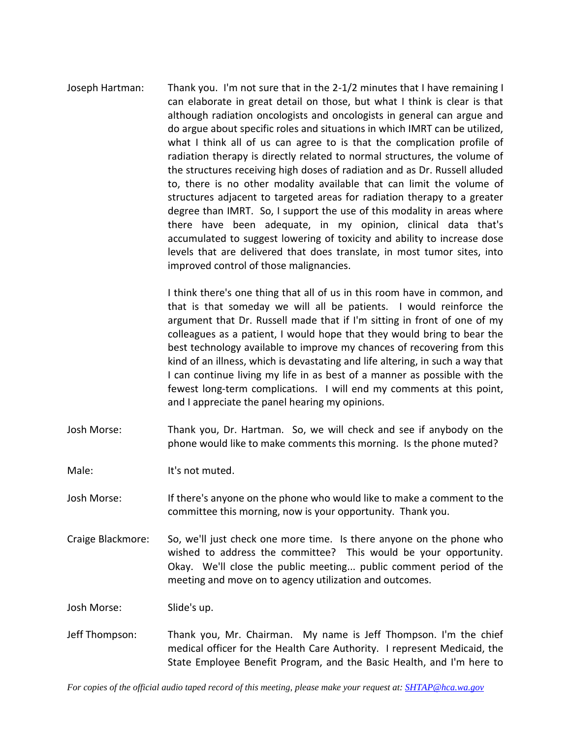Joseph Hartman: Thank you. I'm not sure that in the 2-1/2 minutes that I have remaining I can elaborate in great detail on those, but what I think is clear is that although radiation oncologists and oncologists in general can argue and do argue about specific roles and situations in which IMRT can be utilized, what I think all of us can agree to is that the complication profile of radiation therapy is directly related to normal structures, the volume of the structures receiving high doses of radiation and as Dr. Russell alluded to, there is no other modality available that can limit the volume of structures adjacent to targeted areas for radiation therapy to a greater degree than IMRT. So, I support the use of this modality in areas where there have been adequate, in my opinion, clinical data that's accumulated to suggest lowering of toxicity and ability to increase dose levels that are delivered that does translate, in most tumor sites, into improved control of those malignancies.

I think there's one thing that all of us in this room have in common, and that is that someday we will all be patients. I would reinforce the argument that Dr. Russell made that if I'm sitting in front of one of my colleagues as a patient, I would hope that they would bring to bear the best technology available to improve my chances of recovering from this kind of an illness, which is devastating and life altering, in such a way that I can continue living my life in as best of a manner as possible with the fewest long-term complications. I will end my comments at this point, and I appreciate the panel hearing my opinions.

Josh Morse: Thank you, Dr. Hartman. So, we will check and see if anybody on the phone would like to make comments this morning. Is the phone muted?

Male: It's not muted.

Josh Morse: If there's anyone on the phone who would like to make a comment to the committee this morning, now is your opportunity. Thank you.

Craige Blackmore: So, we'll just check one more time. Is there anyone on the phone who wished to address the committee? This would be your opportunity. Okay. We'll close the public meeting... public comment period of the meeting and move on to agency utilization and outcomes.

Josh Morse: Slide's up.

Jeff Thompson: Thank you, Mr. Chairman. My name is Jeff Thompson. I'm the chief medical officer for the Health Care Authority. I represent Medicaid, the State Employee Benefit Program, and the Basic Health, and I'm here to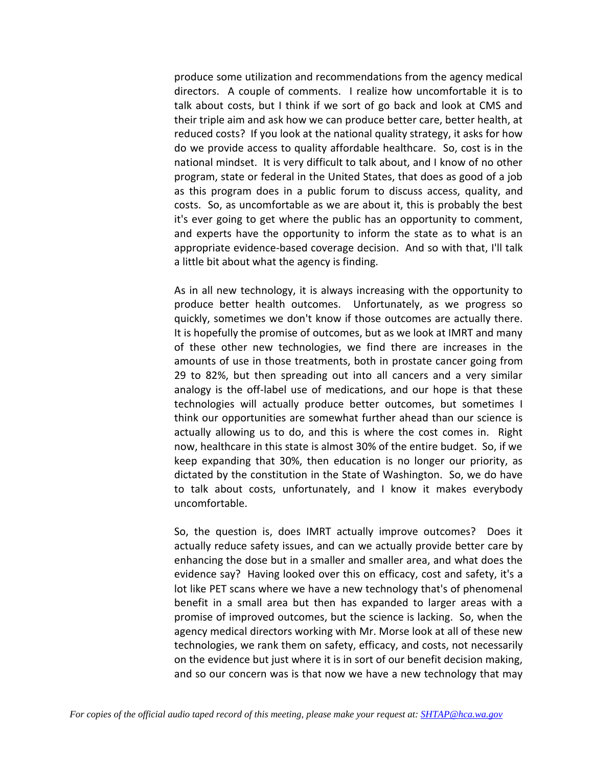produce some utilization and recommendations from the agency medical directors. A couple of comments. I realize how uncomfortable it is to talk about costs, but I think if we sort of go back and look at CMS and their triple aim and ask how we can produce better care, better health, at reduced costs? If you look at the national quality strategy, it asks for how do we provide access to quality affordable healthcare. So, cost is in the national mindset. It is very difficult to talk about, and I know of no other program, state or federal in the United States, that does as good of a job as this program does in a public forum to discuss access, quality, and costs. So, as uncomfortable as we are about it, this is probably the best it's ever going to get where the public has an opportunity to comment, and experts have the opportunity to inform the state as to what is an appropriate evidence-based coverage decision. And so with that, I'll talk a little bit about what the agency is finding.

As in all new technology, it is always increasing with the opportunity to produce better health outcomes. Unfortunately, as we progress so quickly, sometimes we don't know if those outcomes are actually there. It is hopefully the promise of outcomes, but as we look at IMRT and many of these other new technologies, we find there are increases in the amounts of use in those treatments, both in prostate cancer going from 29 to 82%, but then spreading out into all cancers and a very similar analogy is the off-label use of medications, and our hope is that these technologies will actually produce better outcomes, but sometimes I think our opportunities are somewhat further ahead than our science is actually allowing us to do, and this is where the cost comes in. Right now, healthcare in this state is almost 30% of the entire budget. So, if we keep expanding that 30%, then education is no longer our priority, as dictated by the constitution in the State of Washington. So, we do have to talk about costs, unfortunately, and I know it makes everybody uncomfortable.

So, the question is, does IMRT actually improve outcomes? Does it actually reduce safety issues, and can we actually provide better care by enhancing the dose but in a smaller and smaller area, and what does the evidence say? Having looked over this on efficacy, cost and safety, it's a lot like PET scans where we have a new technology that's of phenomenal benefit in a small area but then has expanded to larger areas with a promise of improved outcomes, but the science is lacking. So, when the agency medical directors working with Mr. Morse look at all of these new technologies, we rank them on safety, efficacy, and costs, not necessarily on the evidence but just where it is in sort of our benefit decision making, and so our concern was is that now we have a new technology that may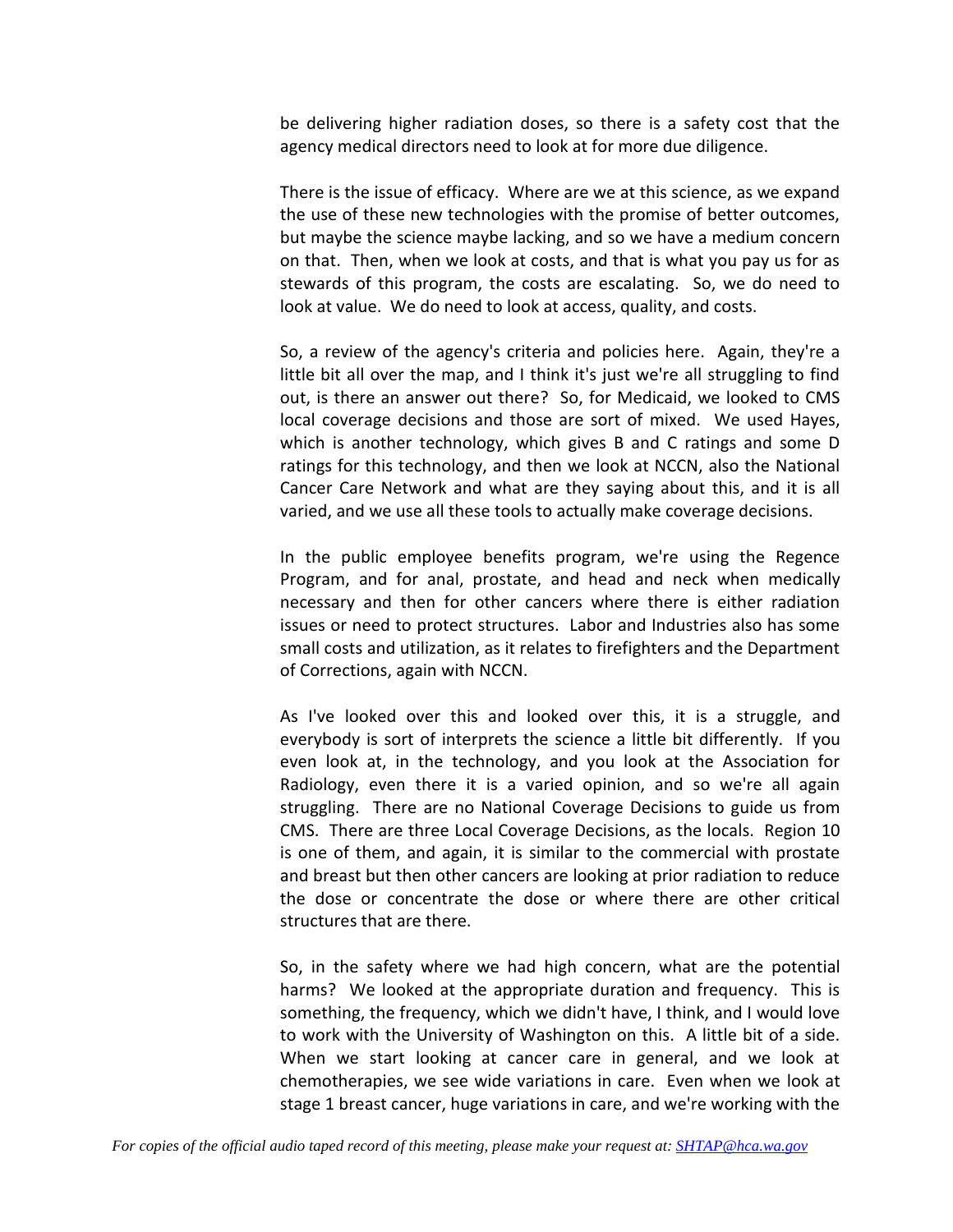be delivering higher radiation doses, so there is a safety cost that the agency medical directors need to look at for more due diligence.

There is the issue of efficacy. Where are we at this science, as we expand the use of these new technologies with the promise of better outcomes, but maybe the science maybe lacking, and so we have a medium concern on that. Then, when we look at costs, and that is what you pay us for as stewards of this program, the costs are escalating. So, we do need to look at value. We do need to look at access, quality, and costs.

So, a review of the agency's criteria and policies here. Again, they're a little bit all over the map, and I think it's just we're all struggling to find out, is there an answer out there? So, for Medicaid, we looked to CMS local coverage decisions and those are sort of mixed. We used Hayes, which is another technology, which gives B and C ratings and some D ratings for this technology, and then we look at NCCN, also the National Cancer Care Network and what are they saying about this, and it is all varied, and we use all these tools to actually make coverage decisions.

In the public employee benefits program, we're using the Regence Program, and for anal, prostate, and head and neck when medically necessary and then for other cancers where there is either radiation issues or need to protect structures. Labor and Industries also has some small costs and utilization, as it relates to firefighters and the Department of Corrections, again with NCCN.

As I've looked over this and looked over this, it is a struggle, and everybody is sort of interprets the science a little bit differently. If you even look at, in the technology, and you look at the Association for Radiology, even there it is a varied opinion, and so we're all again struggling. There are no National Coverage Decisions to guide us from CMS. There are three Local Coverage Decisions, as the locals. Region 10 is one of them, and again, it is similar to the commercial with prostate and breast but then other cancers are looking at prior radiation to reduce the dose or concentrate the dose or where there are other critical structures that are there.

So, in the safety where we had high concern, what are the potential harms? We looked at the appropriate duration and frequency. This is something, the frequency, which we didn't have, I think, and I would love to work with the University of Washington on this. A little bit of a side. When we start looking at cancer care in general, and we look at chemotherapies, we see wide variations in care. Even when we look at stage 1 breast cancer, huge variations in care, and we're working with the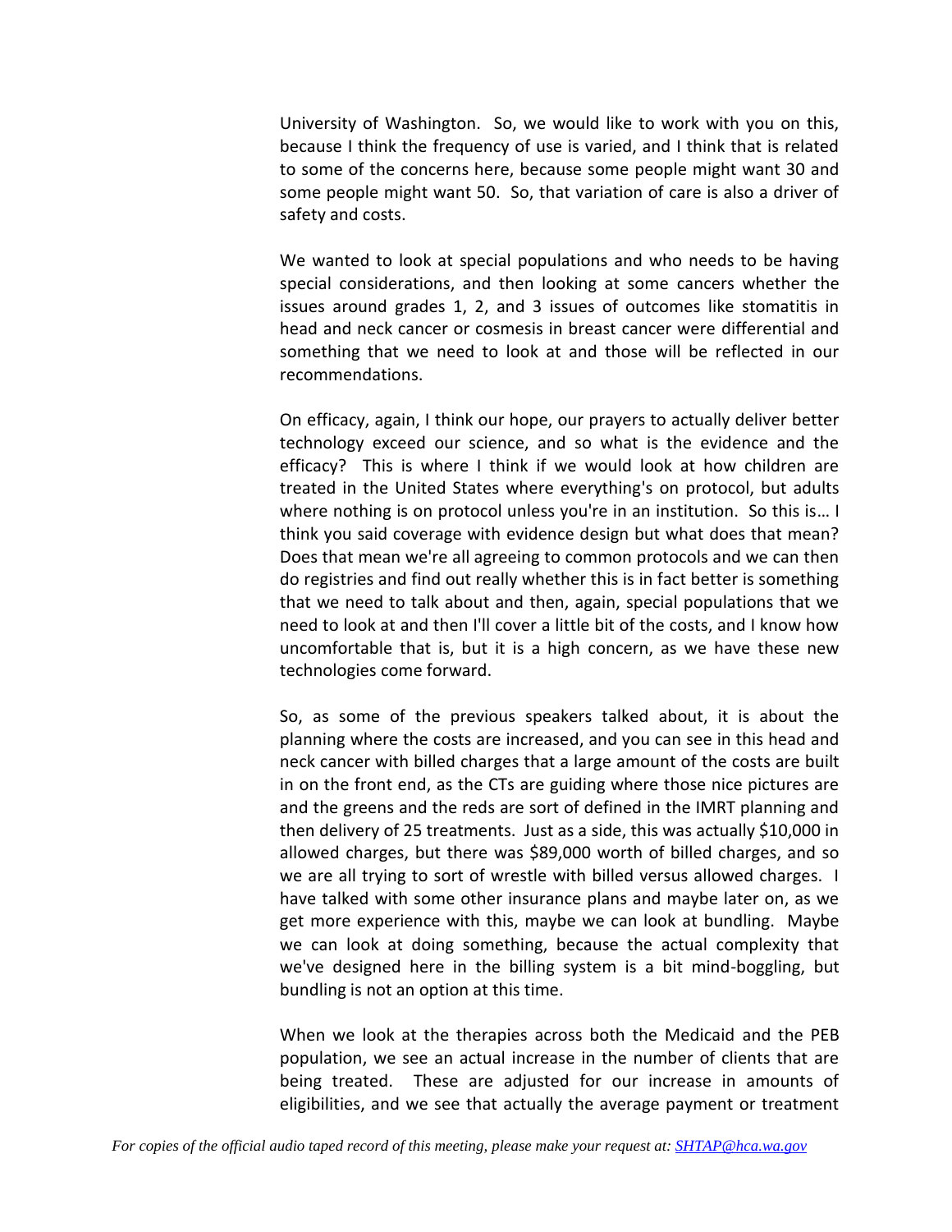University of Washington. So, we would like to work with you on this, because I think the frequency of use is varied, and I think that is related to some of the concerns here, because some people might want 30 and some people might want 50. So, that variation of care is also a driver of safety and costs.

We wanted to look at special populations and who needs to be having special considerations, and then looking at some cancers whether the issues around grades 1, 2, and 3 issues of outcomes like stomatitis in head and neck cancer or cosmesis in breast cancer were differential and something that we need to look at and those will be reflected in our recommendations.

On efficacy, again, I think our hope, our prayers to actually deliver better technology exceed our science, and so what is the evidence and the efficacy? This is where I think if we would look at how children are treated in the United States where everything's on protocol, but adults where nothing is on protocol unless you're in an institution. So this is… I think you said coverage with evidence design but what does that mean? Does that mean we're all agreeing to common protocols and we can then do registries and find out really whether this is in fact better is something that we need to talk about and then, again, special populations that we need to look at and then I'll cover a little bit of the costs, and I know how uncomfortable that is, but it is a high concern, as we have these new technologies come forward.

So, as some of the previous speakers talked about, it is about the planning where the costs are increased, and you can see in this head and neck cancer with billed charges that a large amount of the costs are built in on the front end, as the CTs are guiding where those nice pictures are and the greens and the reds are sort of defined in the IMRT planning and then delivery of 25 treatments. Just as a side, this was actually $10,000 in allowed charges, but there was $89,000 worth of billed charges, and so we are all trying to sort of wrestle with billed versus allowed charges. I have talked with some other insurance plans and maybe later on, as we get more experience with this, maybe we can look at bundling. Maybe we can look at doing something, because the actual complexity that we've designed here in the billing system is a bit mind-boggling, but bundling is not an option at this time.

When we look at the therapies across both the Medicaid and the PEB population, we see an actual increase in the number of clients that are being treated. These are adjusted for our increase in amounts of eligibilities, and we see that actually the average payment or treatment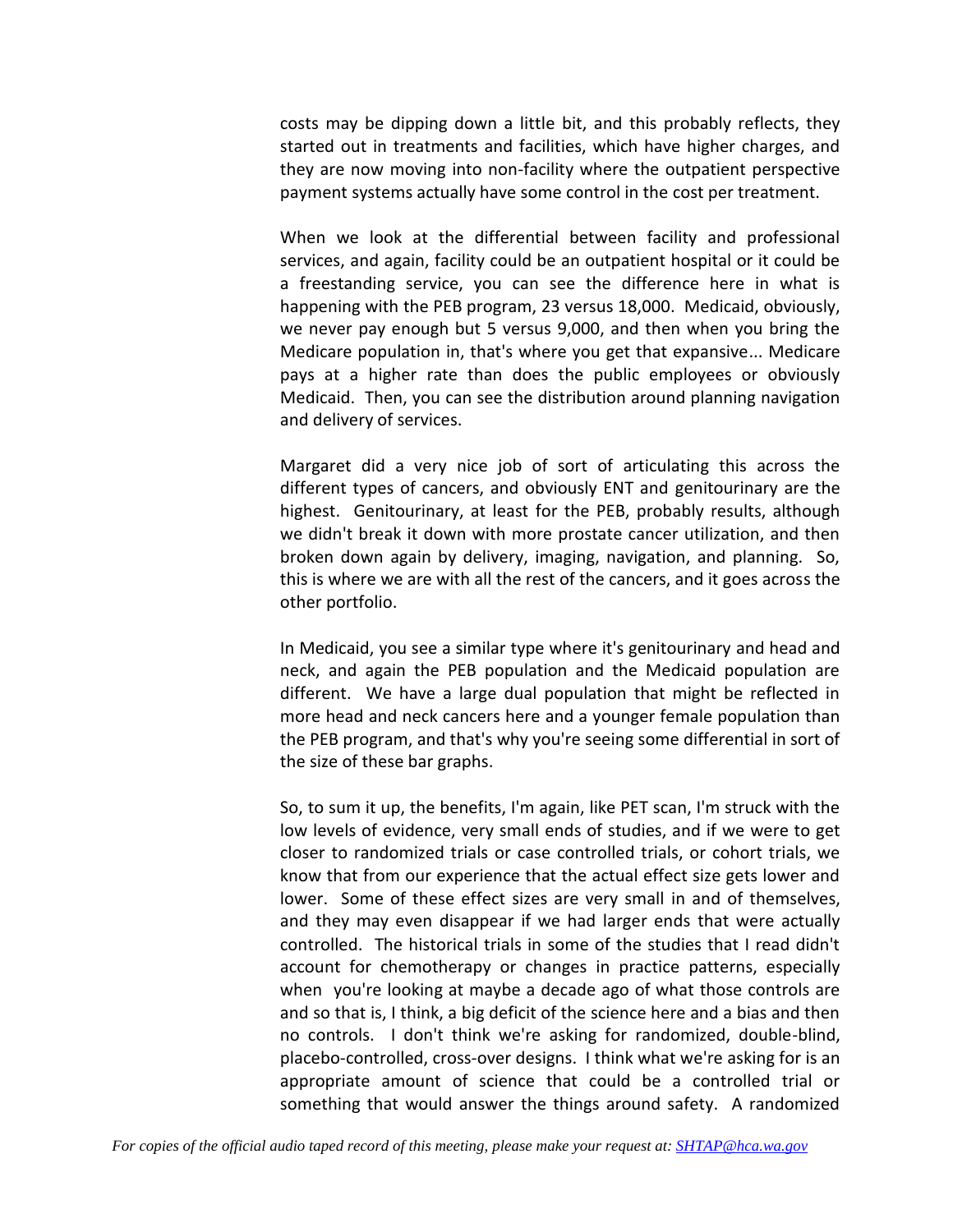costs may be dipping down a little bit, and this probably reflects, they started out in treatments and facilities, which have higher charges, and they are now moving into non-facility where the outpatient perspective payment systems actually have some control in the cost per treatment.

When we look at the differential between facility and professional services, and again, facility could be an outpatient hospital or it could be a freestanding service, you can see the difference here in what is happening with the PEB program, 23 versus 18,000. Medicaid, obviously, we never pay enough but 5 versus 9,000, and then when you bring the Medicare population in, that's where you get that expansive... Medicare pays at a higher rate than does the public employees or obviously Medicaid. Then, you can see the distribution around planning navigation and delivery of services.

Margaret did a very nice job of sort of articulating this across the different types of cancers, and obviously ENT and genitourinary are the highest. Genitourinary, at least for the PEB, probably results, although we didn't break it down with more prostate cancer utilization, and then broken down again by delivery, imaging, navigation, and planning. So, this is where we are with all the rest of the cancers, and it goes across the other portfolio.

In Medicaid, you see a similar type where it's genitourinary and head and neck, and again the PEB population and the Medicaid population are different. We have a large dual population that might be reflected in more head and neck cancers here and a younger female population than the PEB program, and that's why you're seeing some differential in sort of the size of these bar graphs.

So, to sum it up, the benefits, I'm again, like PET scan, I'm struck with the low levels of evidence, very small ends of studies, and if we were to get closer to randomized trials or case controlled trials, or cohort trials, we know that from our experience that the actual effect size gets lower and lower. Some of these effect sizes are very small in and of themselves, and they may even disappear if we had larger ends that were actually controlled. The historical trials in some of the studies that I read didn't account for chemotherapy or changes in practice patterns, especially when you're looking at maybe a decade ago of what those controls are and so that is, I think, a big deficit of the science here and a bias and then no controls. I don't think we're asking for randomized, double-blind, placebo-controlled, cross-over designs. I think what we're asking for is an appropriate amount of science that could be a controlled trial or something that would answer the things around safety. A randomized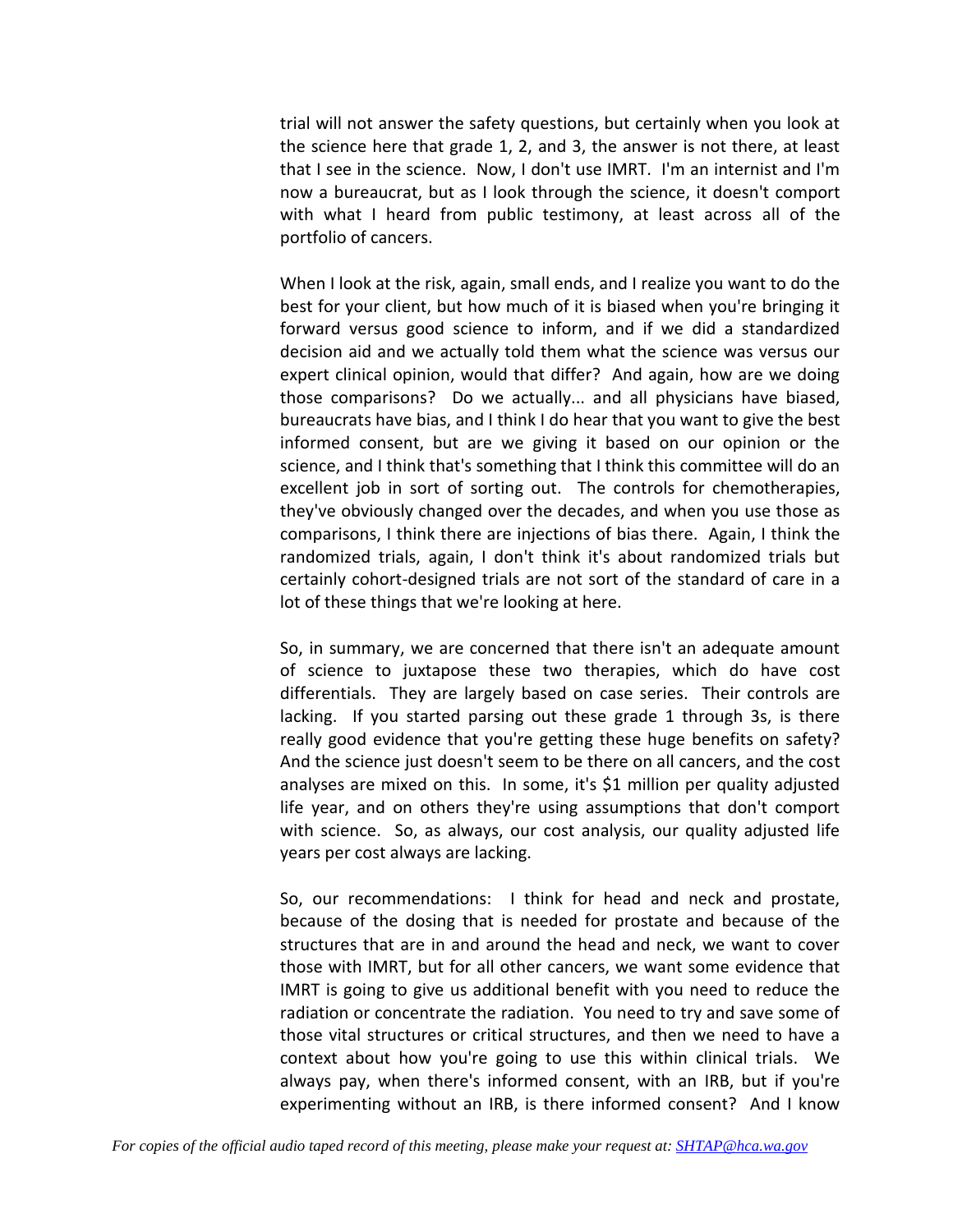trial will not answer the safety questions, but certainly when you look at the science here that grade 1, 2, and 3, the answer is not there, at least that I see in the science. Now, I don't use IMRT. I'm an internist and I'm now a bureaucrat, but as I look through the science, it doesn't comport with what I heard from public testimony, at least across all of the portfolio of cancers.

When I look at the risk, again, small ends, and I realize you want to do the best for your client, but how much of it is biased when you're bringing it forward versus good science to inform, and if we did a standardized decision aid and we actually told them what the science was versus our expert clinical opinion, would that differ? And again, how are we doing those comparisons? Do we actually... and all physicians have biased, bureaucrats have bias, and I think I do hear that you want to give the best informed consent, but are we giving it based on our opinion or the science, and I think that's something that I think this committee will do an excellent job in sort of sorting out. The controls for chemotherapies, they've obviously changed over the decades, and when you use those as comparisons, I think there are injections of bias there. Again, I think the randomized trials, again, I don't think it's about randomized trials but certainly cohort-designed trials are not sort of the standard of care in a lot of these things that we're looking at here.

So, in summary, we are concerned that there isn't an adequate amount of science to juxtapose these two therapies, which do have cost differentials. They are largely based on case series. Their controls are lacking. If you started parsing out these grade 1 through 3s, is there really good evidence that you're getting these huge benefits on safety? And the science just doesn't seem to be there on all cancers, and the cost analyses are mixed on this. In some, it's $1 million per quality adjusted life year, and on others they're using assumptions that don't comport with science. So, as always, our cost analysis, our quality adjusted life years per cost always are lacking.

So, our recommendations: I think for head and neck and prostate, because of the dosing that is needed for prostate and because of the structures that are in and around the head and neck, we want to cover those with IMRT, but for all other cancers, we want some evidence that IMRT is going to give us additional benefit with you need to reduce the radiation or concentrate the radiation. You need to try and save some of those vital structures or critical structures, and then we need to have a context about how you're going to use this within clinical trials. We always pay, when there's informed consent, with an IRB, but if you're experimenting without an IRB, is there informed consent? And I know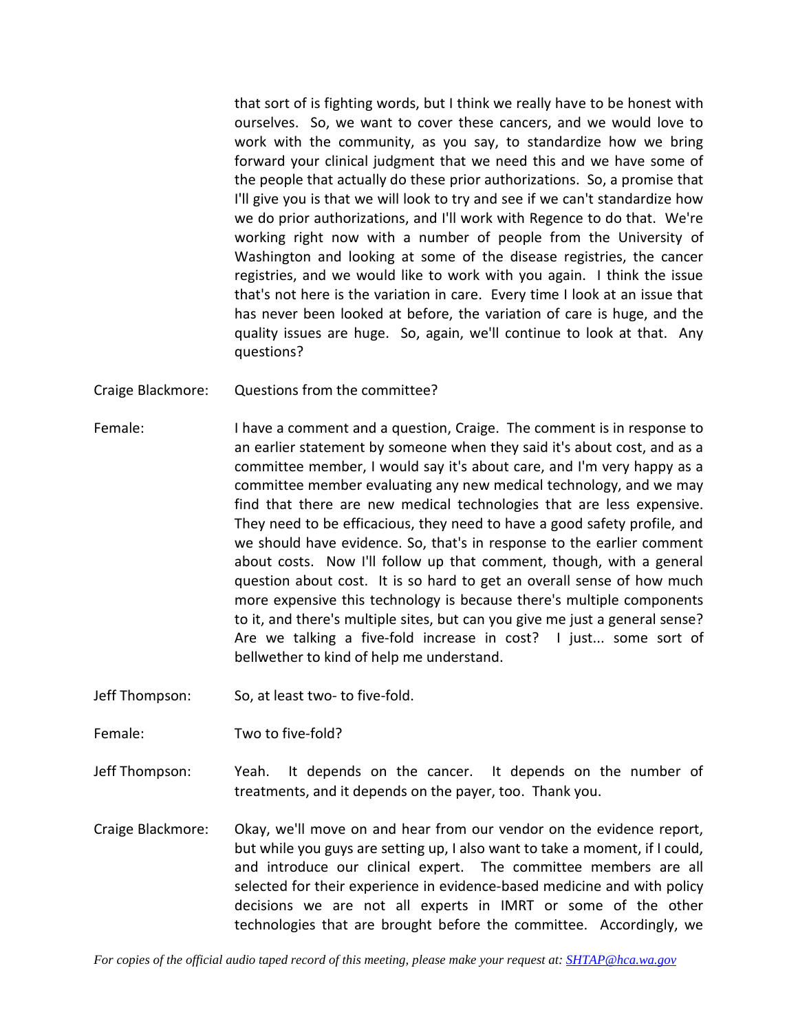that sort of is fighting words, but I think we really have to be honest with ourselves. So, we want to cover these cancers, and we would love to work with the community, as you say, to standardize how we bring forward your clinical judgment that we need this and we have some of the people that actually do these prior authorizations. So, a promise that I'll give you is that we will look to try and see if we can't standardize how we do prior authorizations, and I'll work with Regence to do that. We're working right now with a number of people from the University of Washington and looking at some of the disease registries, the cancer registries, and we would like to work with you again. I think the issue that's not here is the variation in care. Every time I look at an issue that has never been looked at before, the variation of care is huge, and the quality issues are huge. So, again, we'll continue to look at that. Any questions?

Craige Blackmore: Questions from the committee?

Female: I have a comment and a question, Craige. The comment is in response to an earlier statement by someone when they said it's about cost, and as a committee member, I would say it's about care, and I'm very happy as a committee member evaluating any new medical technology, and we may find that there are new medical technologies that are less expensive. They need to be efficacious, they need to have a good safety profile, and we should have evidence. So, that's in response to the earlier comment about costs. Now I'll follow up that comment, though, with a general question about cost. It is so hard to get an overall sense of how much more expensive this technology is because there's multiple components to it, and there's multiple sites, but can you give me just a general sense? Are we talking a five-fold increase in cost? I just... some sort of bellwether to kind of help me understand.

Jeff Thompson: So, at least two- to five-fold.

Female: Two to five-fold?

Jeff Thompson: Yeah. It depends on the cancer. It depends on the number of treatments, and it depends on the payer, too. Thank you.

Craige Blackmore: Okay, we'll move on and hear from our vendor on the evidence report, but while you guys are setting up, I also want to take a moment, if I could, and introduce our clinical expert. The committee members are all selected for their experience in evidence-based medicine and with policy decisions we are not all experts in IMRT or some of the other technologies that are brought before the committee. Accordingly, we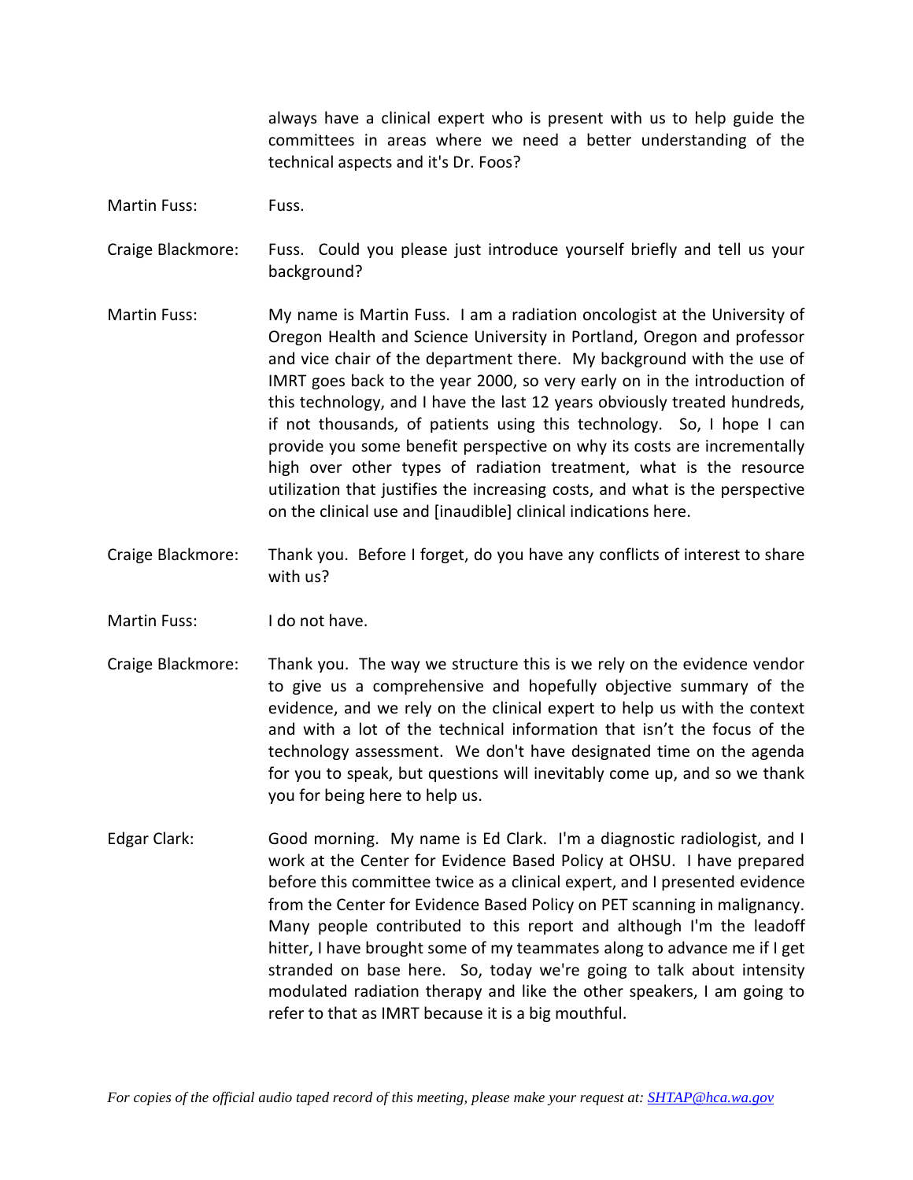always have a clinical expert who is present with us to help guide the committees in areas where we need a better understanding of the technical aspects and it's Dr. Foos?

Martin Fuss: Fuss.

Craige Blackmore: Fuss. Could you please just introduce yourself briefly and tell us your background?

Martin Fuss: My name is Martin Fuss. I am a radiation oncologist at the University of Oregon Health and Science University in Portland, Oregon and professor and vice chair of the department there. My background with the use of IMRT goes back to the year 2000, so very early on in the introduction of this technology, and I have the last 12 years obviously treated hundreds, if not thousands, of patients using this technology. So, I hope I can provide you some benefit perspective on why its costs are incrementally high over other types of radiation treatment, what is the resource utilization that justifies the increasing costs, and what is the perspective on the clinical use and [inaudible] clinical indications here.

Craige Blackmore: Thank you. Before I forget, do you have any conflicts of interest to share with us?

Martin Fuss: I do not have.

Craige Blackmore: Thank you. The way we structure this is we rely on the evidence vendor to give us a comprehensive and hopefully objective summary of the evidence, and we rely on the clinical expert to help us with the context and with a lot of the technical information that isn't the focus of the technology assessment. We don't have designated time on the agenda for you to speak, but questions will inevitably come up, and so we thank you for being here to help us.

Edgar Clark: Good morning. My name is Ed Clark. I'm a diagnostic radiologist, and I work at the Center for Evidence Based Policy at OHSU. I have prepared before this committee twice as a clinical expert, and I presented evidence from the Center for Evidence Based Policy on PET scanning in malignancy. Many people contributed to this report and although I'm the leadoff hitter, I have brought some of my teammates along to advance me if I get stranded on base here. So, today we're going to talk about intensity modulated radiation therapy and like the other speakers, I am going to refer to that as IMRT because it is a big mouthful.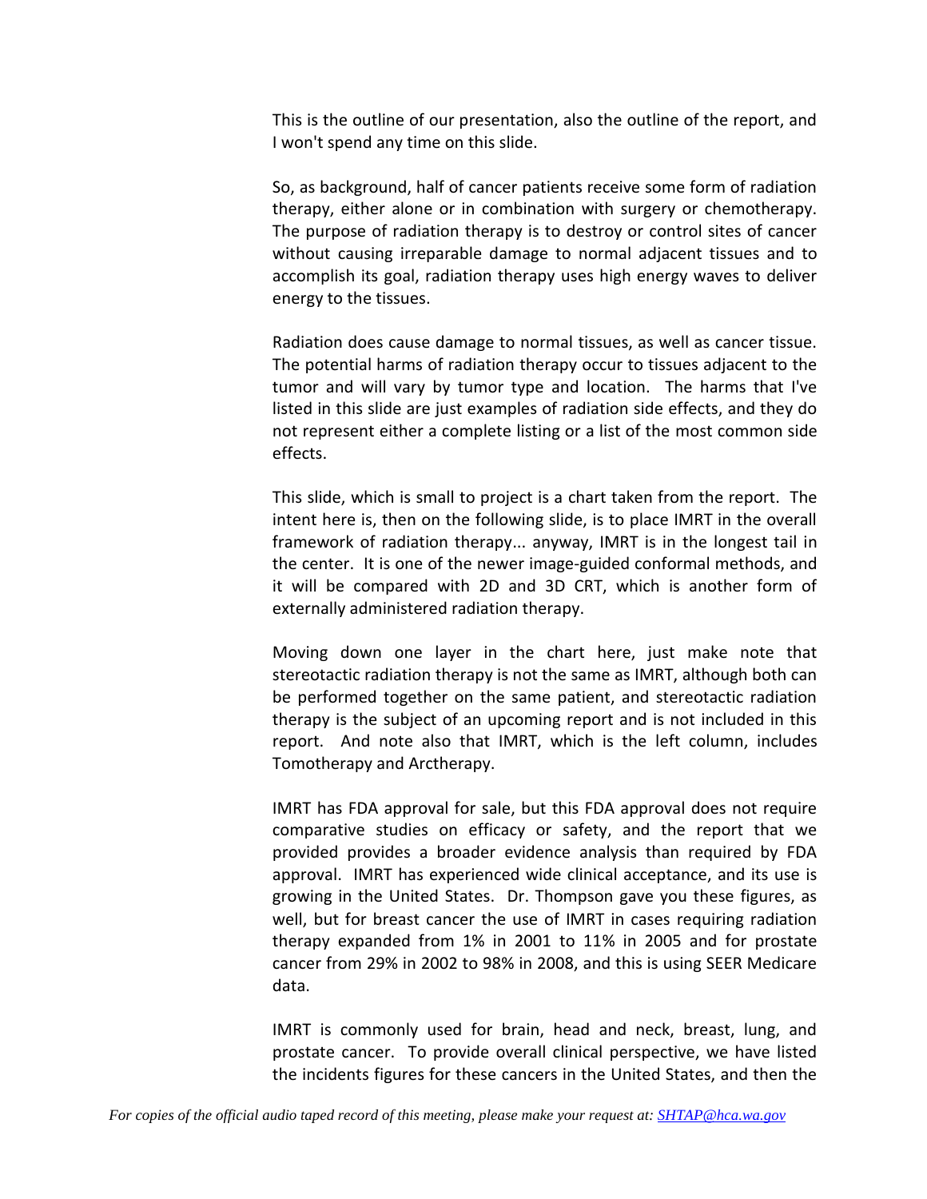This is the outline of our presentation, also the outline of the report, and I won't spend any time on this slide.

So, as background, half of cancer patients receive some form of radiation therapy, either alone or in combination with surgery or chemotherapy. The purpose of radiation therapy is to destroy or control sites of cancer without causing irreparable damage to normal adjacent tissues and to accomplish its goal, radiation therapy uses high energy waves to deliver energy to the tissues.

Radiation does cause damage to normal tissues, as well as cancer tissue. The potential harms of radiation therapy occur to tissues adjacent to the tumor and will vary by tumor type and location. The harms that I've listed in this slide are just examples of radiation side effects, and they do not represent either a complete listing or a list of the most common side effects.

This slide, which is small to project is a chart taken from the report. The intent here is, then on the following slide, is to place IMRT in the overall framework of radiation therapy... anyway, IMRT is in the longest tail in the center. It is one of the newer image-guided conformal methods, and it will be compared with 2D and 3D CRT, which is another form of externally administered radiation therapy.

Moving down one layer in the chart here, just make note that stereotactic radiation therapy is not the same as IMRT, although both can be performed together on the same patient, and stereotactic radiation therapy is the subject of an upcoming report and is not included in this report. And note also that IMRT, which is the left column, includes Tomotherapy and Arctherapy.

IMRT has FDA approval for sale, but this FDA approval does not require comparative studies on efficacy or safety, and the report that we provided provides a broader evidence analysis than required by FDA approval. IMRT has experienced wide clinical acceptance, and its use is growing in the United States. Dr. Thompson gave you these figures, as well, but for breast cancer the use of IMRT in cases requiring radiation therapy expanded from 1% in 2001 to 11% in 2005 and for prostate cancer from 29% in 2002 to 98% in 2008, and this is using SEER Medicare data.

IMRT is commonly used for brain, head and neck, breast, lung, and prostate cancer. To provide overall clinical perspective, we have listed the incidents figures for these cancers in the United States, and then the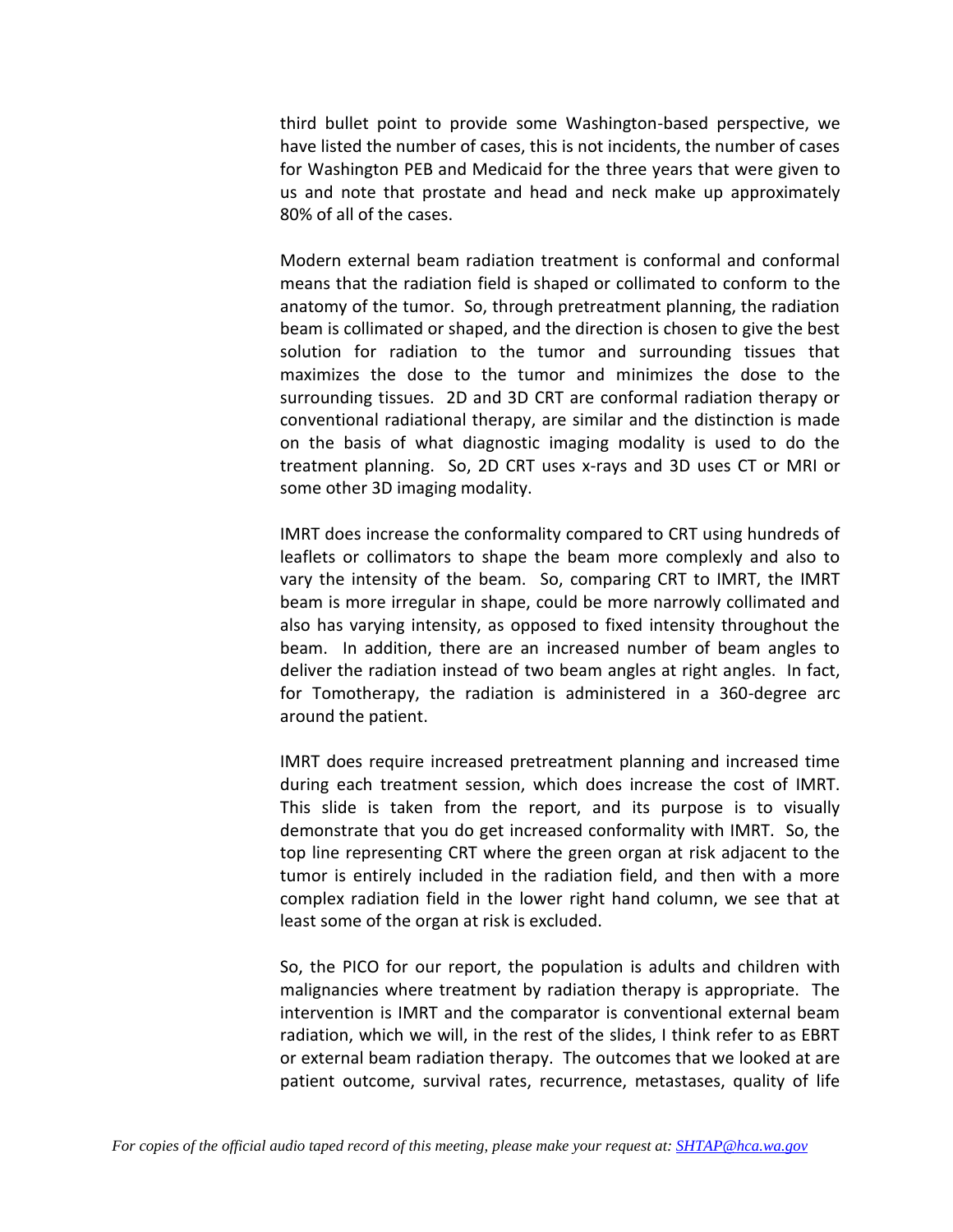third bullet point to provide some Washington-based perspective, we have listed the number of cases, this is not incidents, the number of cases for Washington PEB and Medicaid for the three years that were given to us and note that prostate and head and neck make up approximately 80% of all of the cases.

Modern external beam radiation treatment is conformal and conformal means that the radiation field is shaped or collimated to conform to the anatomy of the tumor. So, through pretreatment planning, the radiation beam is collimated or shaped, and the direction is chosen to give the best solution for radiation to the tumor and surrounding tissues that maximizes the dose to the tumor and minimizes the dose to the surrounding tissues. 2D and 3D CRT are conformal radiation therapy or conventional radiational therapy, are similar and the distinction is made on the basis of what diagnostic imaging modality is used to do the treatment planning. So, 2D CRT uses x-rays and 3D uses CT or MRI or some other 3D imaging modality.

IMRT does increase the conformality compared to CRT using hundreds of leaflets or collimators to shape the beam more complexly and also to vary the intensity of the beam. So, comparing CRT to IMRT, the IMRT beam is more irregular in shape, could be more narrowly collimated and also has varying intensity, as opposed to fixed intensity throughout the beam. In addition, there are an increased number of beam angles to deliver the radiation instead of two beam angles at right angles. In fact, for Tomotherapy, the radiation is administered in a 360-degree arc around the patient.

IMRT does require increased pretreatment planning and increased time during each treatment session, which does increase the cost of IMRT. This slide is taken from the report, and its purpose is to visually demonstrate that you do get increased conformality with IMRT. So, the top line representing CRT where the green organ at risk adjacent to the tumor is entirely included in the radiation field, and then with a more complex radiation field in the lower right hand column, we see that at least some of the organ at risk is excluded.

So, the PICO for our report, the population is adults and children with malignancies where treatment by radiation therapy is appropriate. The intervention is IMRT and the comparator is conventional external beam radiation, which we will, in the rest of the slides, I think refer to as EBRT or external beam radiation therapy. The outcomes that we looked at are patient outcome, survival rates, recurrence, metastases, quality of life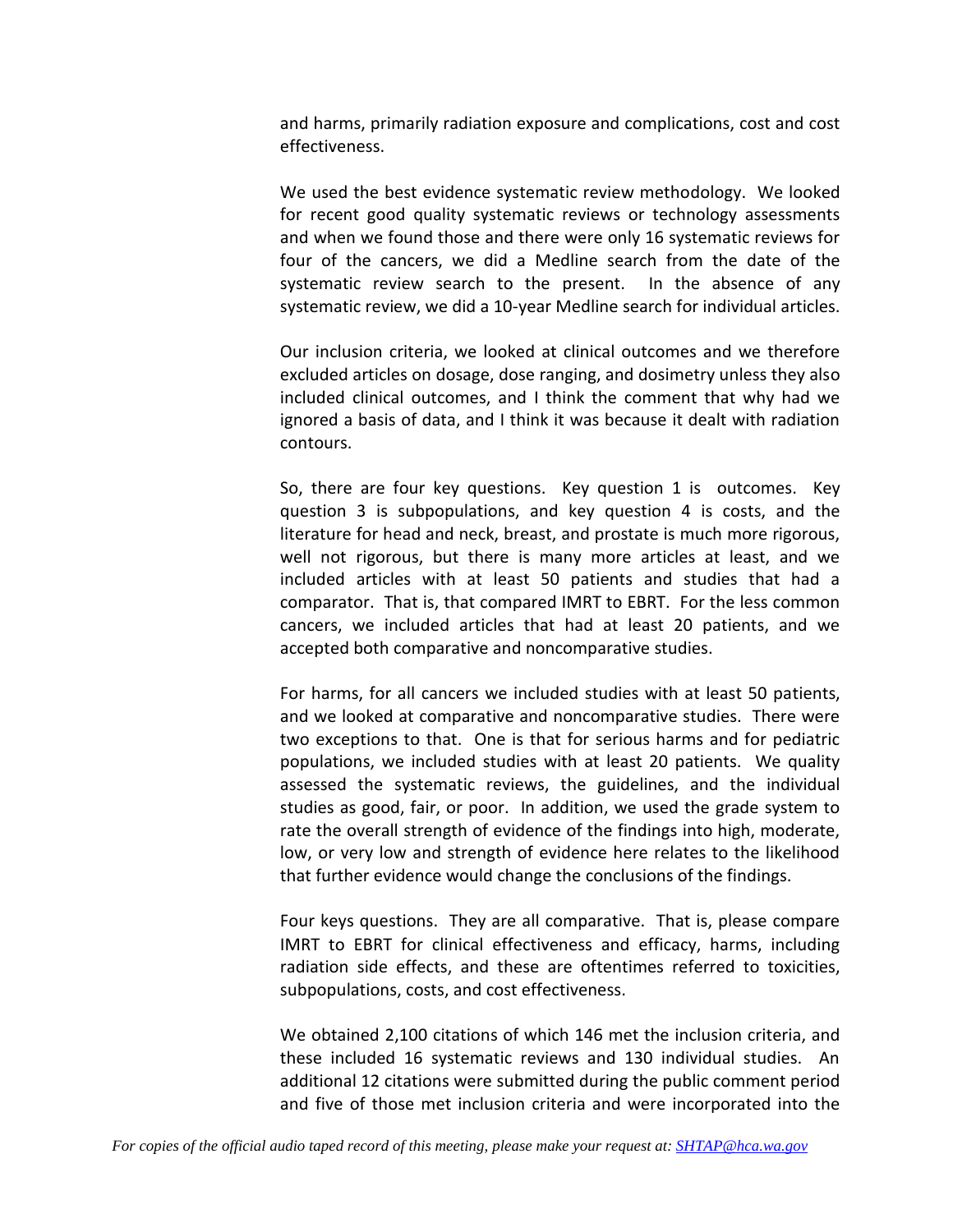and harms, primarily radiation exposure and complications, cost and cost effectiveness.

We used the best evidence systematic review methodology. We looked for recent good quality systematic reviews or technology assessments and when we found those and there were only 16 systematic reviews for four of the cancers, we did a Medline search from the date of the systematic review search to the present. In the absence of any systematic review, we did a 10-year Medline search for individual articles.

Our inclusion criteria, we looked at clinical outcomes and we therefore excluded articles on dosage, dose ranging, and dosimetry unless they also included clinical outcomes, and I think the comment that why had we ignored a basis of data, and I think it was because it dealt with radiation contours.

So, there are four key questions. Key question 1 is outcomes. Key question 3 is subpopulations, and key question 4 is costs, and the literature for head and neck, breast, and prostate is much more rigorous, well not rigorous, but there is many more articles at least, and we included articles with at least 50 patients and studies that had a comparator. That is, that compared IMRT to EBRT. For the less common cancers, we included articles that had at least 20 patients, and we accepted both comparative and noncomparative studies.

For harms, for all cancers we included studies with at least 50 patients, and we looked at comparative and noncomparative studies. There were two exceptions to that. One is that for serious harms and for pediatric populations, we included studies with at least 20 patients. We quality assessed the systematic reviews, the guidelines, and the individual studies as good, fair, or poor. In addition, we used the grade system to rate the overall strength of evidence of the findings into high, moderate, low, or very low and strength of evidence here relates to the likelihood that further evidence would change the conclusions of the findings.

Four keys questions. They are all comparative. That is, please compare IMRT to EBRT for clinical effectiveness and efficacy, harms, including radiation side effects, and these are oftentimes referred to toxicities, subpopulations, costs, and cost effectiveness.

We obtained 2,100 citations of which 146 met the inclusion criteria, and these included 16 systematic reviews and 130 individual studies. An additional 12 citations were submitted during the public comment period and five of those met inclusion criteria and were incorporated into the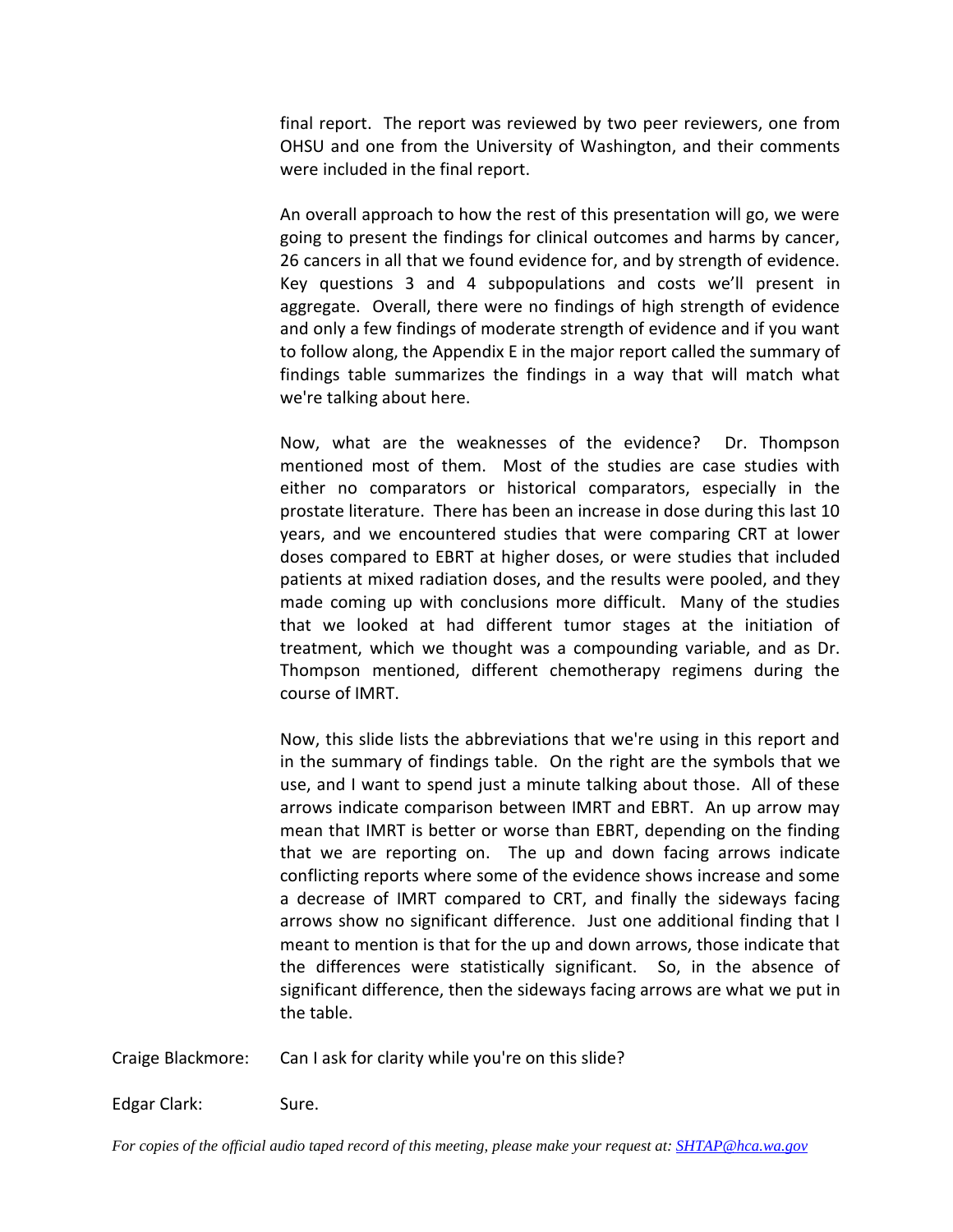final report. The report was reviewed by two peer reviewers, one from OHSU and one from the University of Washington, and their comments were included in the final report.

An overall approach to how the rest of this presentation will go, we were going to present the findings for clinical outcomes and harms by cancer, 26 cancers in all that we found evidence for, and by strength of evidence. Key questions 3 and 4 subpopulations and costs we'll present in aggregate. Overall, there were no findings of high strength of evidence and only a few findings of moderate strength of evidence and if you want to follow along, the Appendix E in the major report called the summary of findings table summarizes the findings in a way that will match what we're talking about here.

Now, what are the weaknesses of the evidence? Dr. Thompson mentioned most of them. Most of the studies are case studies with either no comparators or historical comparators, especially in the prostate literature. There has been an increase in dose during this last 10 years, and we encountered studies that were comparing CRT at lower doses compared to EBRT at higher doses, or were studies that included patients at mixed radiation doses, and the results were pooled, and they made coming up with conclusions more difficult. Many of the studies that we looked at had different tumor stages at the initiation of treatment, which we thought was a compounding variable, and as Dr. Thompson mentioned, different chemotherapy regimens during the course of IMRT.

Now, this slide lists the abbreviations that we're using in this report and in the summary of findings table. On the right are the symbols that we use, and I want to spend just a minute talking about those. All of these arrows indicate comparison between IMRT and EBRT. An up arrow may mean that IMRT is better or worse than EBRT, depending on the finding that we are reporting on. The up and down facing arrows indicate conflicting reports where some of the evidence shows increase and some a decrease of IMRT compared to CRT, and finally the sideways facing arrows show no significant difference. Just one additional finding that I meant to mention is that for the up and down arrows, those indicate that the differences were statistically significant. So, in the absence of significant difference, then the sideways facing arrows are what we put in the table.

Craige Blackmore: Can I ask for clarity while you're on this slide?

Edgar Clark: Sure.

*For copies of the official audio taped record of this meeting, please make your request at: SHTAP@hca.wa.gov*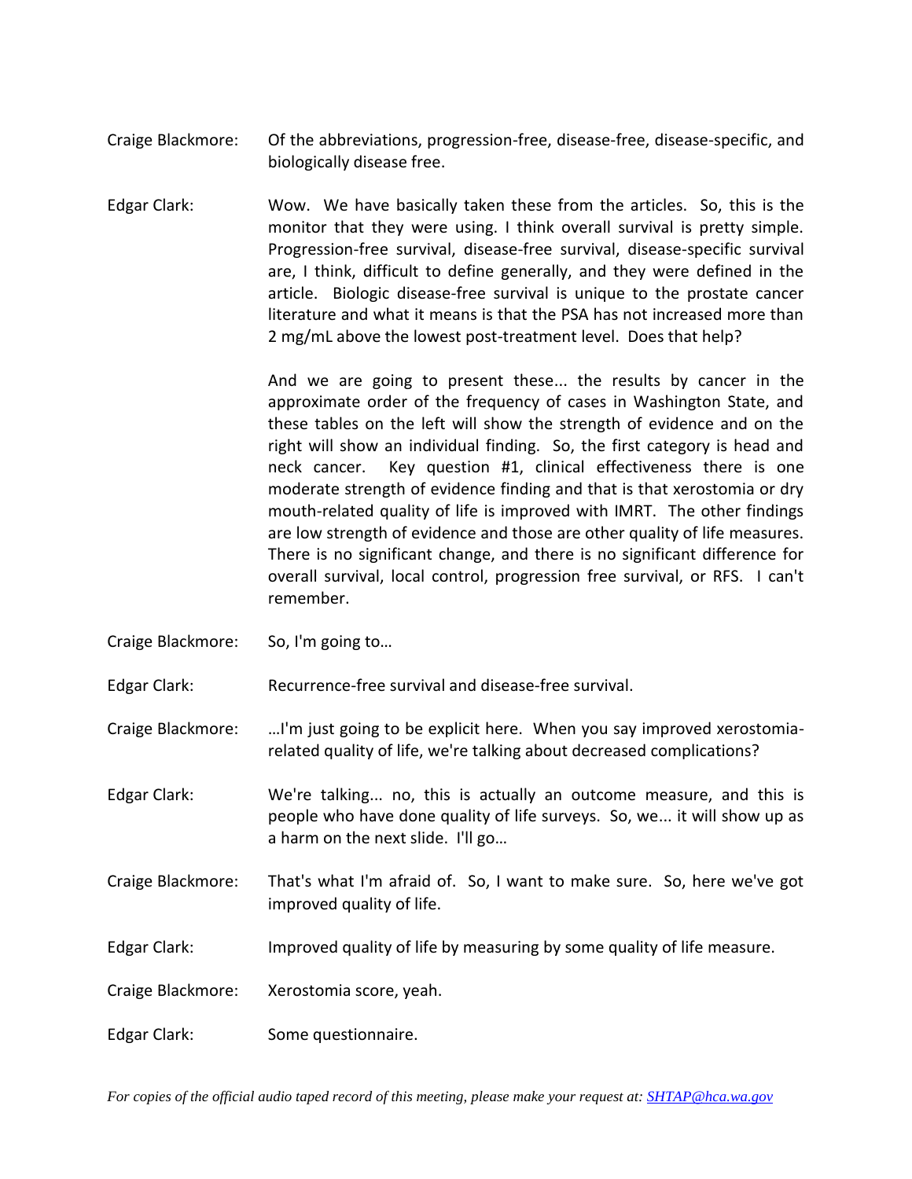Craige Blackmore: Of the abbreviations, progression-free, disease-free, disease-specific, and biologically disease free.

Edgar Clark: Wow. We have basically taken these from the articles. So, this is the monitor that they were using. I think overall survival is pretty simple. Progression-free survival, disease-free survival, disease-specific survival are, I think, difficult to define generally, and they were defined in the article. Biologic disease-free survival is unique to the prostate cancer literature and what it means is that the PSA has not increased more than 2 mg/mL above the lowest post-treatment level. Does that help?

And we are going to present these... the results by cancer in the approximate order of the frequency of cases in Washington State, and these tables on the left will show the strength of evidence and on the right will show an individual finding. So, the first category is head and neck cancer. Key question #1, clinical effectiveness there is one moderate strength of evidence finding and that is that xerostomia or dry mouth-related quality of life is improved with IMRT. The other findings are low strength of evidence and those are other quality of life measures. There is no significant change, and there is no significant difference for overall survival, local control, progression free survival, or RFS. I can't remember.

Craige Blackmore: So, I'm going to…

Edgar Clark: Recurrence-free survival and disease-free survival.

Craige Blackmore: …I'm just going to be explicit here. When you say improved xerostomia-related quality of life, we're talking about decreased complications?

Edgar Clark: We're talking... no, this is actually an outcome measure, and this is people who have done quality of life surveys. So, we... it will show up as a harm on the next slide. I'll go…

Craige Blackmore: That's what I'm afraid of. So, I want to make sure. So, here we've got improved quality of life.

Edgar Clark: Improved quality of life by measuring by some quality of life measure.

Craige Blackmore: Xerostomia score, yeah.

Edgar Clark: Some questionnaire.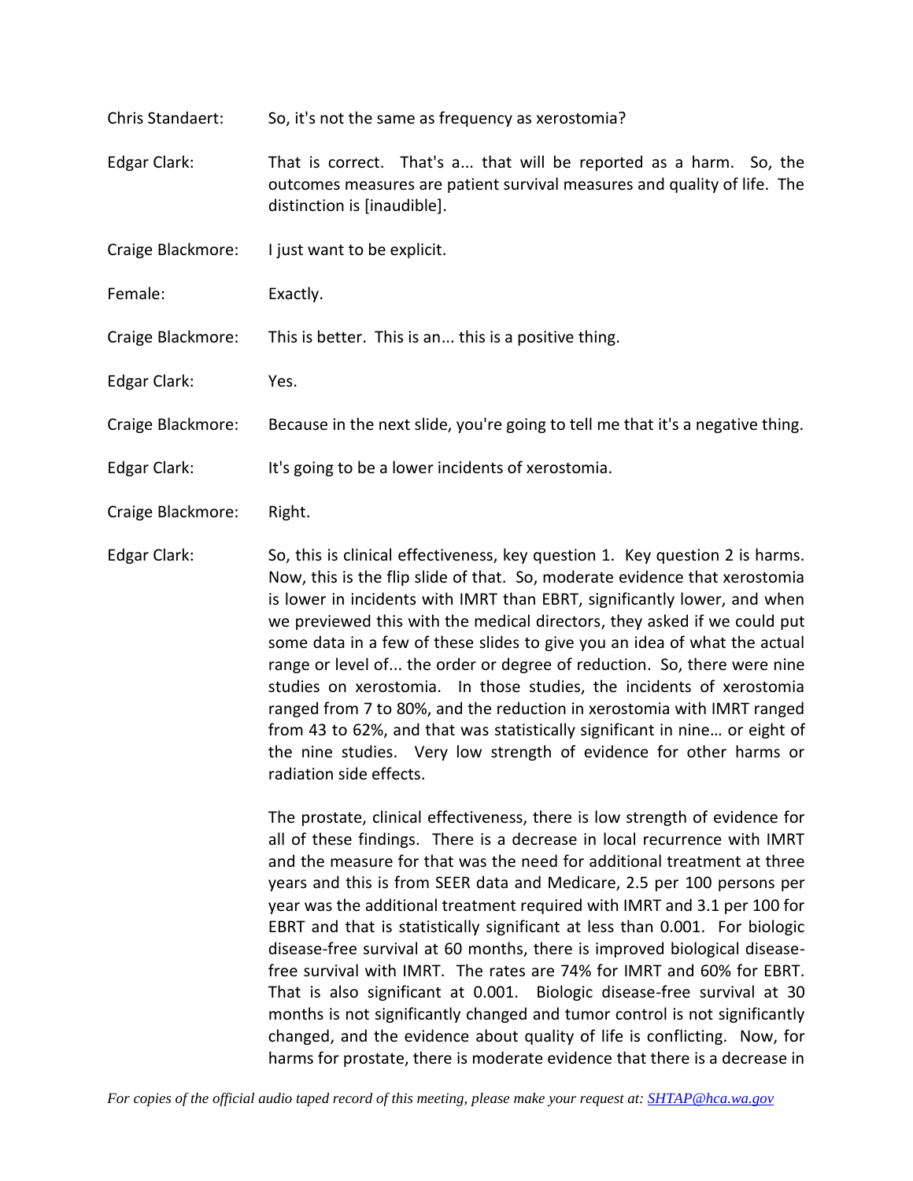Chris Standaert: So, it's not the same as frequency as xerostomia?

Edgar Clark: That is correct. That's a... that will be reported as a harm. So, the outcomes measures are patient survival measures and quality of life. The distinction is [inaudible].

Craige Blackmore: I just want to be explicit.

Female: Exactly.

Craige Blackmore: This is better. This is an... this is a positive thing.

Edgar Clark: Yes.

Craige Blackmore: Because in the next slide, you're going to tell me that it's a negative thing.

Edgar Clark: It's going to be a lower incidents of xerostomia.

Craige Blackmore: Right.

Edgar Clark: So, this is clinical effectiveness, key question 1. Key question 2 is harms. Now, this is the flip slide of that. So, moderate evidence that xerostomia is lower in incidents with IMRT than EBRT, significantly lower, and when we previewed this with the medical directors, they asked if we could put some data in a few of these slides to give you an idea of what the actual range or level of... the order or degree of reduction. So, there were nine studies on xerostomia. In those studies, the incidents of xerostomia ranged from 7 to 80%, and the reduction in xerostomia with IMRT ranged from 43 to 62%, and that was statistically significant in nine… or eight of the nine studies. Very low strength of evidence for other harms or radiation side effects.

The prostate, clinical effectiveness, there is low strength of evidence for all of these findings. There is a decrease in local recurrence with IMRT and the measure for that was the need for additional treatment at three years and this is from SEER data and Medicare, 2.5 per 100 persons per year was the additional treatment required with IMRT and 3.1 per 100 for EBRT and that is statistically significant at less than 0.001. For biologic disease-free survival at 60 months, there is improved biological disease-free survival with IMRT. The rates are 74% for IMRT and 60% for EBRT. That is also significant at 0.001. Biologic disease-free survival at 30 months is not significantly changed and tumor control is not significantly changed, and the evidence about quality of life is conflicting. Now, for harms for prostate, there is moderate evidence that there is a decrease in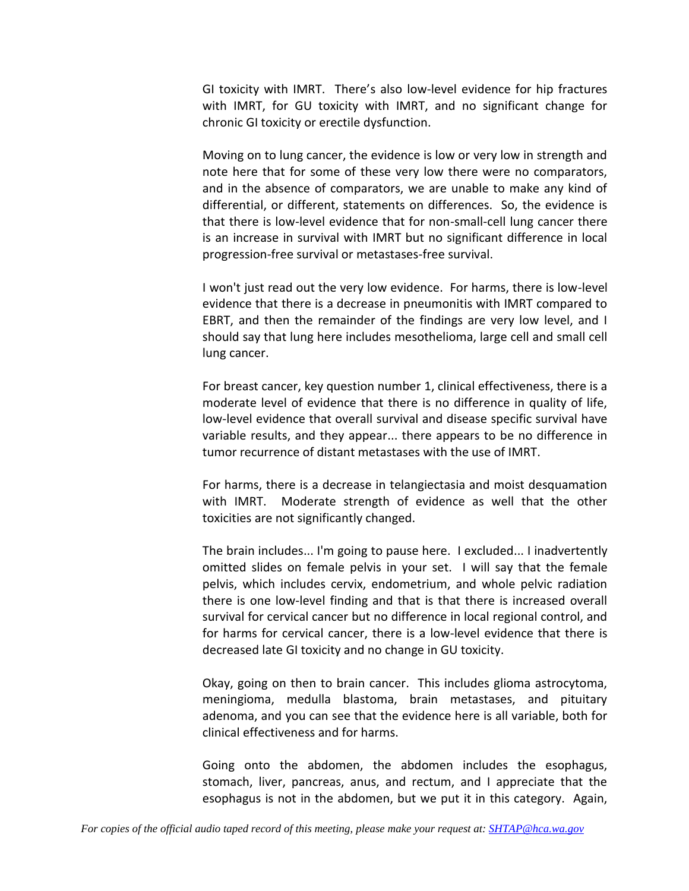GI toxicity with IMRT. There's also low-level evidence for hip fractures with IMRT, for GU toxicity with IMRT, and no significant change for chronic GI toxicity or erectile dysfunction.

Moving on to lung cancer, the evidence is low or very low in strength and note here that for some of these very low there were no comparators, and in the absence of comparators, we are unable to make any kind of differential, or different, statements on differences. So, the evidence is that there is low-level evidence that for non-small-cell lung cancer there is an increase in survival with IMRT but no significant difference in local progression-free survival or metastases-free survival.

I won't just read out the very low evidence. For harms, there is low-level evidence that there is a decrease in pneumonitis with IMRT compared to EBRT, and then the remainder of the findings are very low level, and I should say that lung here includes mesothelioma, large cell and small cell lung cancer.

For breast cancer, key question number 1, clinical effectiveness, there is a moderate level of evidence that there is no difference in quality of life, low-level evidence that overall survival and disease specific survival have variable results, and they appear... there appears to be no difference in tumor recurrence of distant metastases with the use of IMRT.

For harms, there is a decrease in telangiectasia and moist desquamation with IMRT. Moderate strength of evidence as well that the other toxicities are not significantly changed.

The brain includes... I'm going to pause here. I excluded... I inadvertently omitted slides on female pelvis in your set. I will say that the female pelvis, which includes cervix, endometrium, and whole pelvic radiation there is one low-level finding and that is that there is increased overall survival for cervical cancer but no difference in local regional control, and for harms for cervical cancer, there is a low-level evidence that there is decreased late GI toxicity and no change in GU toxicity.

Okay, going on then to brain cancer. This includes glioma astrocytoma, meningioma, medulla blastoma, brain metastases, and pituitary adenoma, and you can see that the evidence here is all variable, both for clinical effectiveness and for harms.

Going onto the abdomen, the abdomen includes the esophagus, stomach, liver, pancreas, anus, and rectum, and I appreciate that the esophagus is not in the abdomen, but we put it in this category. Again,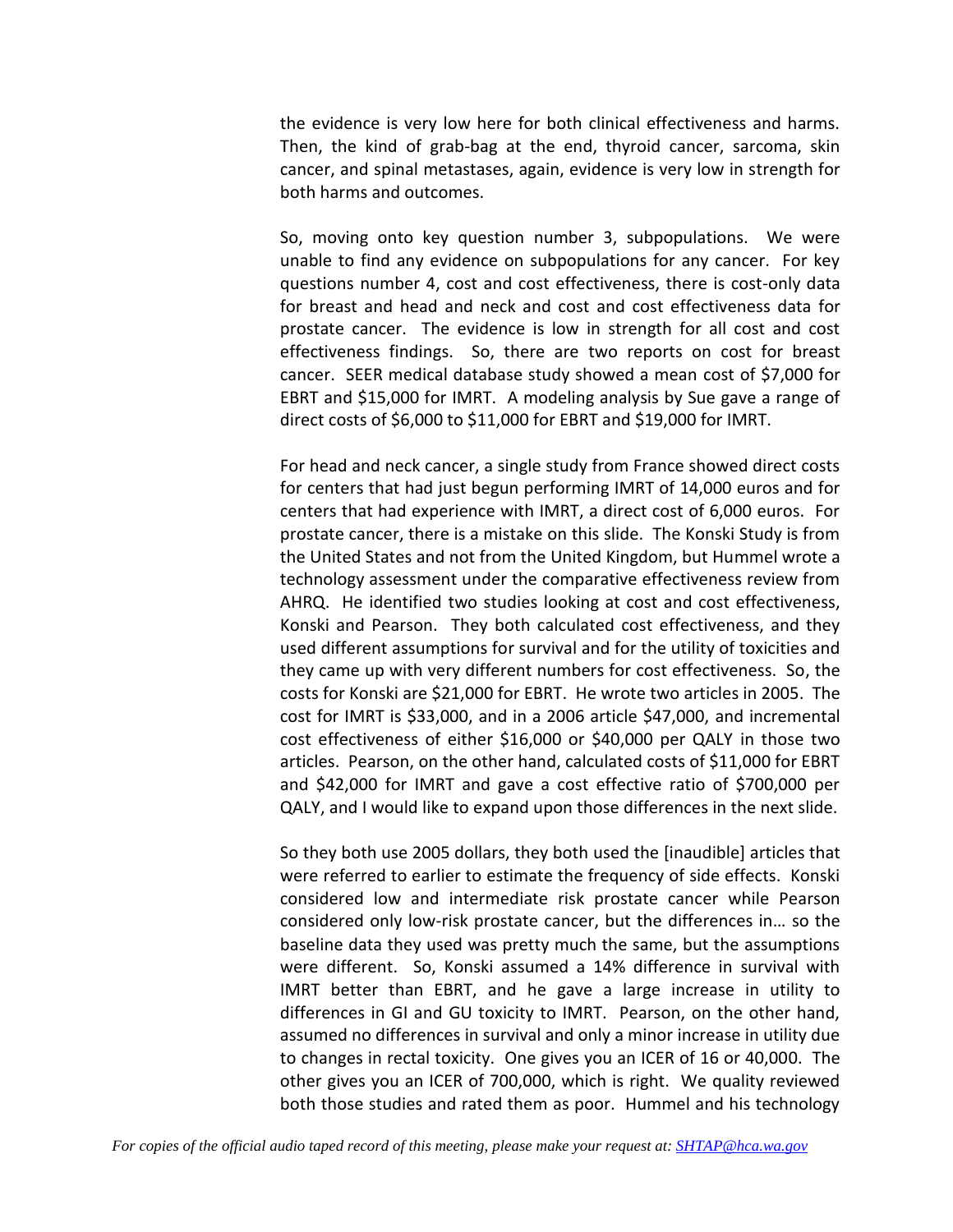the evidence is very low here for both clinical effectiveness and harms. Then, the kind of grab-bag at the end, thyroid cancer, sarcoma, skin cancer, and spinal metastases, again, evidence is very low in strength for both harms and outcomes.

So, moving onto key question number 3, subpopulations. We were unable to find any evidence on subpopulations for any cancer. For key questions number 4, cost and cost effectiveness, there is cost-only data for breast and head and neck and cost and cost effectiveness data for prostate cancer. The evidence is low in strength for all cost and cost effectiveness findings. So, there are two reports on cost for breast cancer. SEER medical database study showed a mean cost of $7,000 for EBRT and $15,000 for IMRT. A modeling analysis by Sue gave a range of direct costs of $6,000 to $11,000 for EBRT and $19,000 for IMRT.

For head and neck cancer, a single study from France showed direct costs for centers that had just begun performing IMRT of 14,000 euros and for centers that had experience with IMRT, a direct cost of 6,000 euros. For prostate cancer, there is a mistake on this slide. The Konski Study is from the United States and not from the United Kingdom, but Hummel wrote a technology assessment under the comparative effectiveness review from AHRQ. He identified two studies looking at cost and cost effectiveness, Konski and Pearson. They both calculated cost effectiveness, and they used different assumptions for survival and for the utility of toxicities and they came up with very different numbers for cost effectiveness. So, the costs for Konski are $21,000 for EBRT. He wrote two articles in 2005. The cost for IMRT is $33,000, and in a 2006 article $47,000, and incremental cost effectiveness of either $16,000 or $40,000 per QALY in those two articles. Pearson, on the other hand, calculated costs of $11,000 for EBRT and $42,000 for IMRT and gave a cost effective ratio of $700,000 per QALY, and I would like to expand upon those differences in the next slide.

So they both use 2005 dollars, they both used the [inaudible] articles that were referred to earlier to estimate the frequency of side effects. Konski considered low and intermediate risk prostate cancer while Pearson considered only low-risk prostate cancer, but the differences in… so the baseline data they used was pretty much the same, but the assumptions were different. So, Konski assumed a 14% difference in survival with IMRT better than EBRT, and he gave a large increase in utility to differences in GI and GU toxicity to IMRT. Pearson, on the other hand, assumed no differences in survival and only a minor increase in utility due to changes in rectal toxicity. One gives you an ICER of 16 or 40,000. The other gives you an ICER of 700,000, which is right. We quality reviewed both those studies and rated them as poor. Hummel and his technology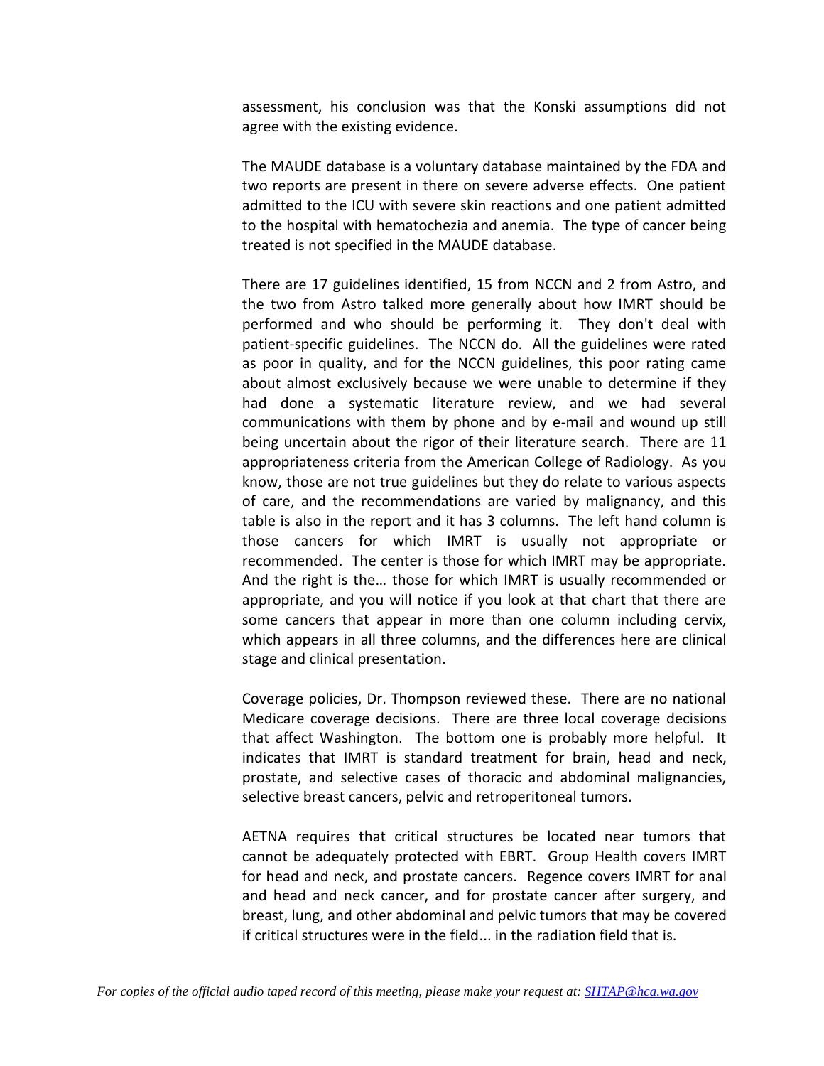assessment, his conclusion was that the Konski assumptions did not agree with the existing evidence.

The MAUDE database is a voluntary database maintained by the FDA and two reports are present in there on severe adverse effects. One patient admitted to the ICU with severe skin reactions and one patient admitted to the hospital with hematochezia and anemia. The type of cancer being treated is not specified in the MAUDE database.

There are 17 guidelines identified, 15 from NCCN and 2 from Astro, and the two from Astro talked more generally about how IMRT should be performed and who should be performing it. They don't deal with patient-specific guidelines. The NCCN do. All the guidelines were rated as poor in quality, and for the NCCN guidelines, this poor rating came about almost exclusively because we were unable to determine if they had done a systematic literature review, and we had several communications with them by phone and by e-mail and wound up still being uncertain about the rigor of their literature search. There are 11 appropriateness criteria from the American College of Radiology. As you know, those are not true guidelines but they do relate to various aspects of care, and the recommendations are varied by malignancy, and this table is also in the report and it has 3 columns. The left hand column is those cancers for which IMRT is usually not appropriate or recommended. The center is those for which IMRT may be appropriate. And the right is the… those for which IMRT is usually recommended or appropriate, and you will notice if you look at that chart that there are some cancers that appear in more than one column including cervix, which appears in all three columns, and the differences here are clinical stage and clinical presentation.

Coverage policies, Dr. Thompson reviewed these. There are no national Medicare coverage decisions. There are three local coverage decisions that affect Washington. The bottom one is probably more helpful. It indicates that IMRT is standard treatment for brain, head and neck, prostate, and selective cases of thoracic and abdominal malignancies, selective breast cancers, pelvic and retroperitoneal tumors.

AETNA requires that critical structures be located near tumors that cannot be adequately protected with EBRT. Group Health covers IMRT for head and neck, and prostate cancers. Regence covers IMRT for anal and head and neck cancer, and for prostate cancer after surgery, and breast, lung, and other abdominal and pelvic tumors that may be covered if critical structures were in the field... in the radiation field that is.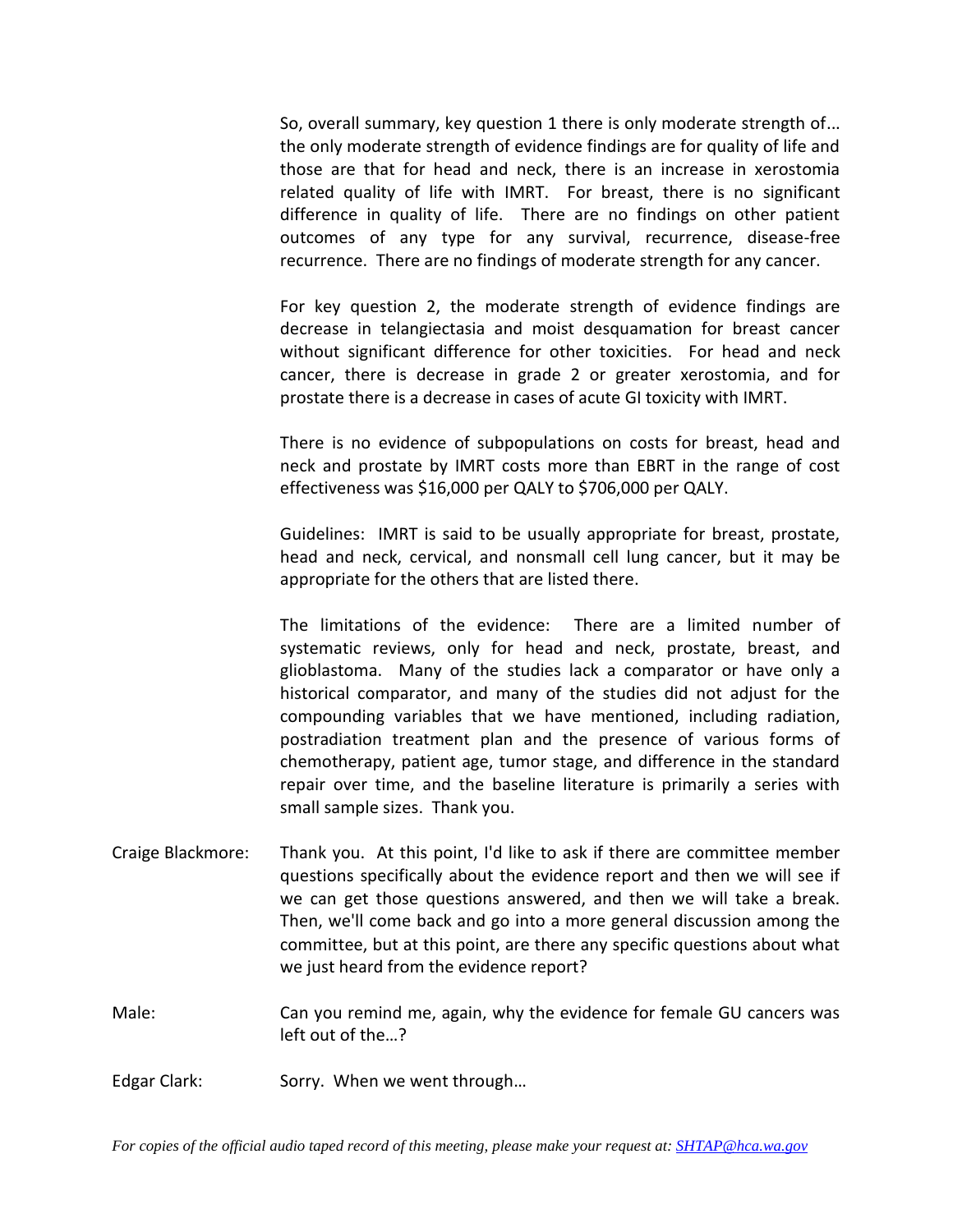So, overall summary, key question 1 there is only moderate strength of... the only moderate strength of evidence findings are for quality of life and those are that for head and neck, there is an increase in xerostomia related quality of life with IMRT. For breast, there is no significant difference in quality of life. There are no findings on other patient outcomes of any type for any survival, recurrence, disease-free recurrence. There are no findings of moderate strength for any cancer.

For key question 2, the moderate strength of evidence findings are decrease in telangiectasia and moist desquamation for breast cancer without significant difference for other toxicities. For head and neck cancer, there is decrease in grade 2 or greater xerostomia, and for prostate there is a decrease in cases of acute GI toxicity with IMRT.

There is no evidence of subpopulations on costs for breast, head and neck and prostate by IMRT costs more than EBRT in the range of cost effectiveness was $16,000 per QALY to $706,000 per QALY.

Guidelines: IMRT is said to be usually appropriate for breast, prostate, head and neck, cervical, and nonsmall cell lung cancer, but it may be appropriate for the others that are listed there.

The limitations of the evidence: There are a limited number of systematic reviews, only for head and neck, prostate, breast, and glioblastoma. Many of the studies lack a comparator or have only a historical comparator, and many of the studies did not adjust for the compounding variables that we have mentioned, including radiation, postradiation treatment plan and the presence of various forms of chemotherapy, patient age, tumor stage, and difference in the standard repair over time, and the baseline literature is primarily a series with small sample sizes. Thank you.

Craige Blackmore: Thank you. At this point, I'd like to ask if there are committee member questions specifically about the evidence report and then we will see if we can get those questions answered, and then we will take a break. Then, we'll come back and go into a more general discussion among the committee, but at this point, are there any specific questions about what we just heard from the evidence report?

Male: Can you remind me, again, why the evidence for female GU cancers was left out of the…?

Edgar Clark: Sorry. When we went through…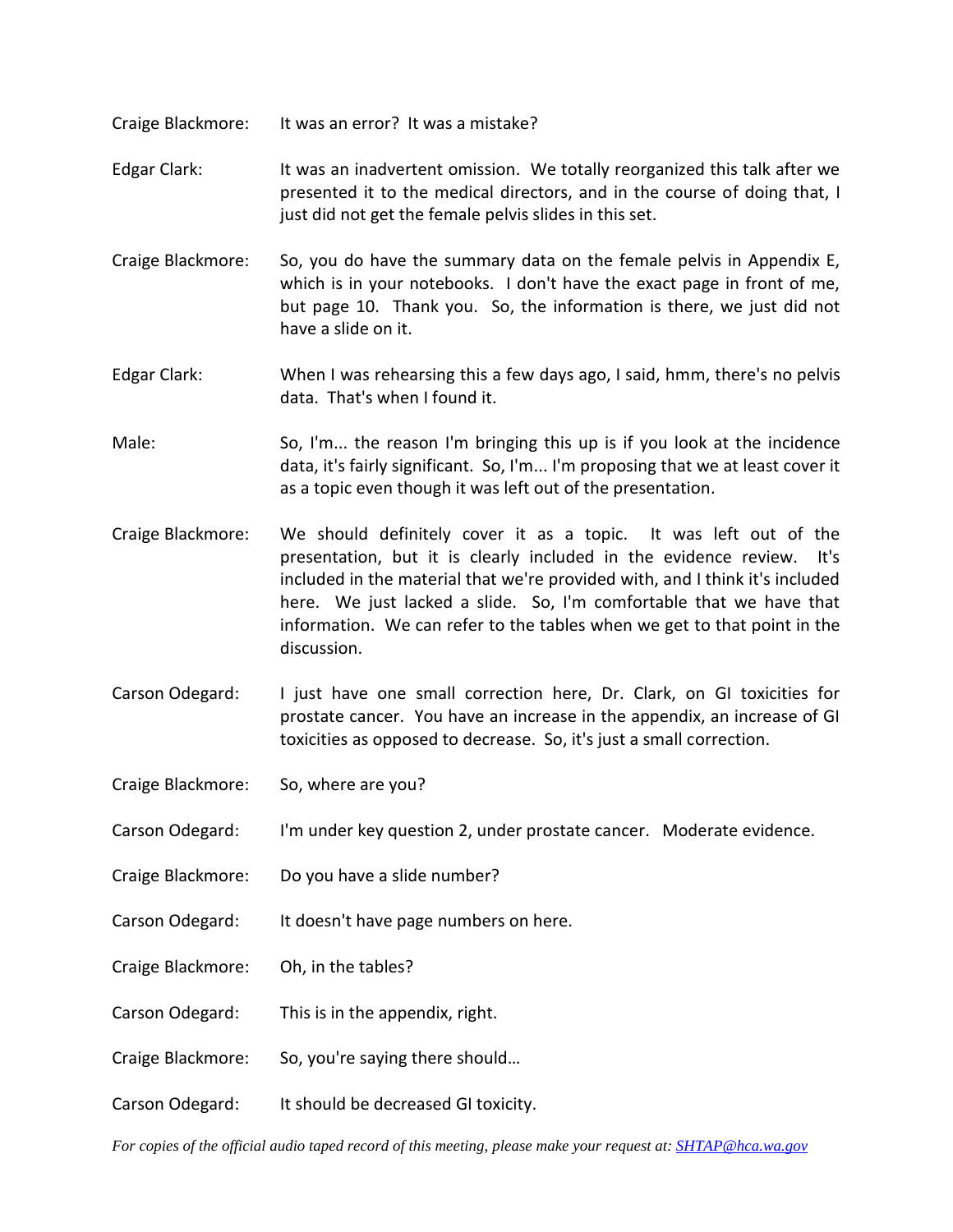Craige Blackmore: It was an error? It was a mistake?

Edgar Clark: It was an inadvertent omission. We totally reorganized this talk after we presented it to the medical directors, and in the course of doing that, I just did not get the female pelvis slides in this set.

Craige Blackmore: So, you do have the summary data on the female pelvis in Appendix E, which is in your notebooks. I don't have the exact page in front of me, but page 10. Thank you. So, the information is there, we just did not have a slide on it.

Edgar Clark: When I was rehearsing this a few days ago, I said, hmm, there's no pelvis data. That's when I found it.

Male: So, I'm... the reason I'm bringing this up is if you look at the incidence data, it's fairly significant. So, I'm... I'm proposing that we at least cover it as a topic even though it was left out of the presentation.

Craige Blackmore: We should definitely cover it as a topic. It was left out of the presentation, but it is clearly included in the evidence review. It's included in the material that we're provided with, and I think it's included here. We just lacked a slide. So, I'm comfortable that we have that information. We can refer to the tables when we get to that point in the discussion.

Carson Odegard: I just have one small correction here, Dr. Clark, on GI toxicities for prostate cancer. You have an increase in the appendix, an increase of GI toxicities as opposed to decrease. So, it's just a small correction.

Craige Blackmore: So, where are you?

Carson Odegard: I'm under key question 2, under prostate cancer. Moderate evidence.

Craige Blackmore: Do you have a slide number?

Carson Odegard: It doesn't have page numbers on here.

Craige Blackmore: Oh, in the tables?

Carson Odegard: This is in the appendix, right.

Craige Blackmore: So, you're saying there should…

Carson Odegard: It should be decreased GI toxicity.

*For copies of the official audio taped record of this meeting, please make your request at: SHTAP@hca.wa.gov*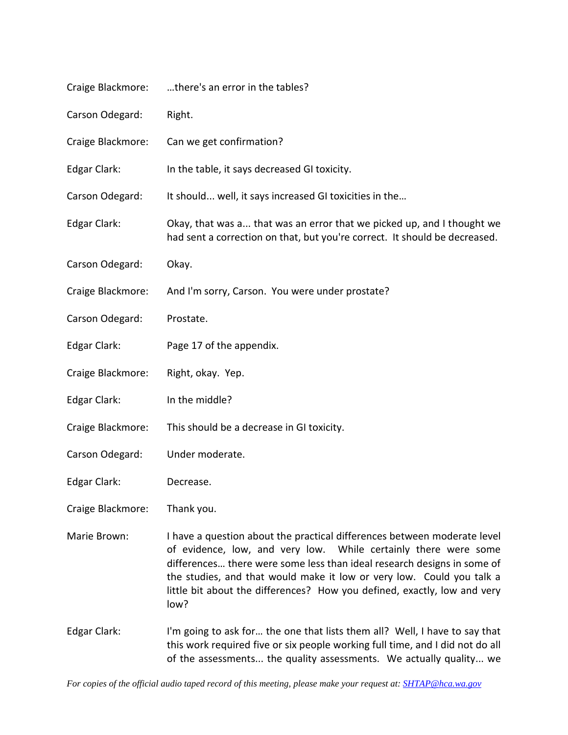Craige Blackmore: …there's an error in the tables?

Carson Odegard: Right.

Craige Blackmore: Can we get confirmation?

Edgar Clark: In the table, it says decreased GI toxicity.

Carson Odegard: It should... well, it says increased GI toxicities in the…

Edgar Clark: Okay, that was a... that was an error that we picked up, and I thought we had sent a correction on that, but you're correct. It should be decreased.

Carson Odegard: Okay.

Craige Blackmore: And I'm sorry, Carson. You were under prostate?

Carson Odegard: Prostate.

Edgar Clark: Page 17 of the appendix.

Craige Blackmore: Right, okay. Yep.

Edgar Clark: In the middle?

Craige Blackmore: This should be a decrease in GI toxicity.

Carson Odegard: Under moderate.

Edgar Clark: Decrease.

Craige Blackmore: Thank you.

Marie Brown: I have a question about the practical differences between moderate level of evidence, low, and very low. While certainly there were some differences… there were some less than ideal research designs in some of the studies, and that would make it low or very low. Could you talk a little bit about the differences? How you defined, exactly, low and very low?

Edgar Clark: I'm going to ask for… the one that lists them all? Well, I have to say that this work required five or six people working full time, and I did not do all of the assessments... the quality assessments. We actually quality... we

*For copies of the official audio taped record of this meeting, please make your request at: [SHTAP@hca.wa.gov](mailto:SHTAP@hca.wa.gov)*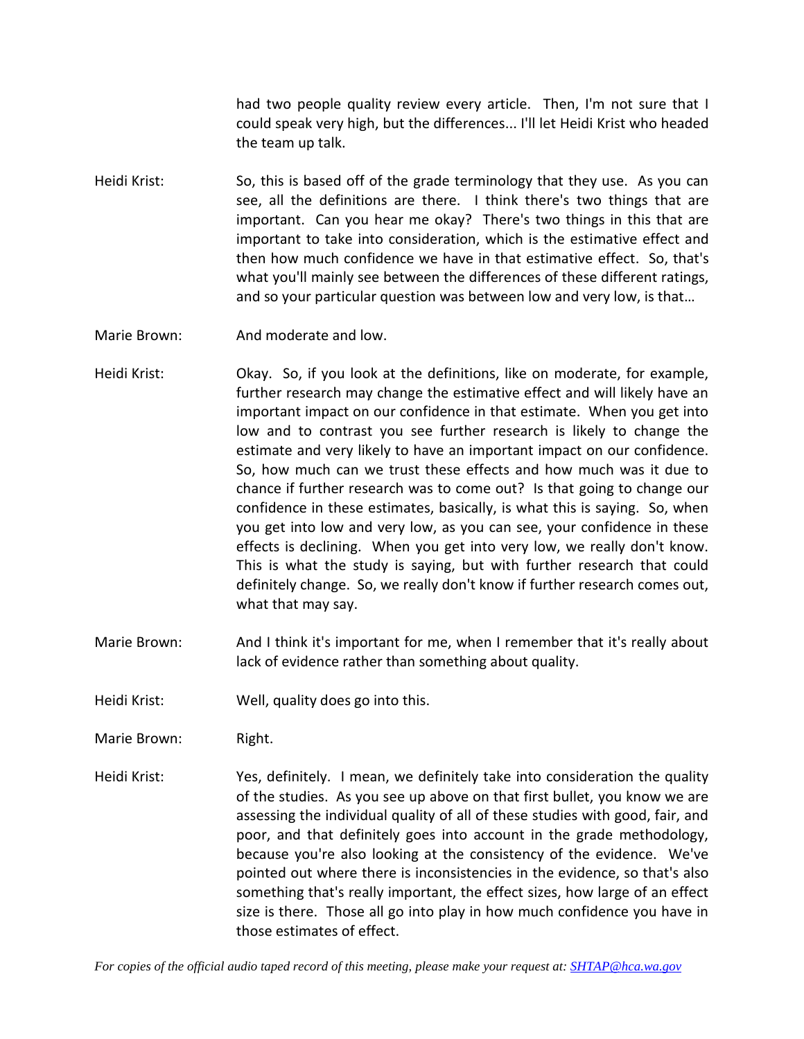had two people quality review every article. Then, I'm not sure that I could speak very high, but the differences... I'll let Heidi Krist who headed the team up talk.

Heidi Krist: So, this is based off of the grade terminology that they use. As you can see, all the definitions are there. I think there's two things that are important. Can you hear me okay? There's two things in this that are important to take into consideration, which is the estimative effect and then how much confidence we have in that estimative effect. So, that's what you'll mainly see between the differences of these different ratings, and so your particular question was between low and very low, is that…

Marie Brown: And moderate and low.

Heidi Krist: Okay. So, if you look at the definitions, like on moderate, for example, further research may change the estimative effect and will likely have an important impact on our confidence in that estimate. When you get into low and to contrast you see further research is likely to change the estimate and very likely to have an important impact on our confidence. So, how much can we trust these effects and how much was it due to chance if further research was to come out? Is that going to change our confidence in these estimates, basically, is what this is saying. So, when you get into low and very low, as you can see, your confidence in these effects is declining. When you get into very low, we really don't know. This is what the study is saying, but with further research that could definitely change. So, we really don't know if further research comes out, what that may say.

Marie Brown: And I think it's important for me, when I remember that it's really about lack of evidence rather than something about quality.

Heidi Krist: Well, quality does go into this.

Marie Brown: Right.

Heidi Krist: Yes, definitely. I mean, we definitely take into consideration the quality of the studies. As you see up above on that first bullet, you know we are assessing the individual quality of all of these studies with good, fair, and poor, and that definitely goes into account in the grade methodology, because you're also looking at the consistency of the evidence. We've pointed out where there is inconsistencies in the evidence, so that's also something that's really important, the effect sizes, how large of an effect size is there. Those all go into play in how much confidence you have in those estimates of effect.

*For copies of the official audio taped record of this meeting, please make your request at: SHTAP@hca.wa.gov*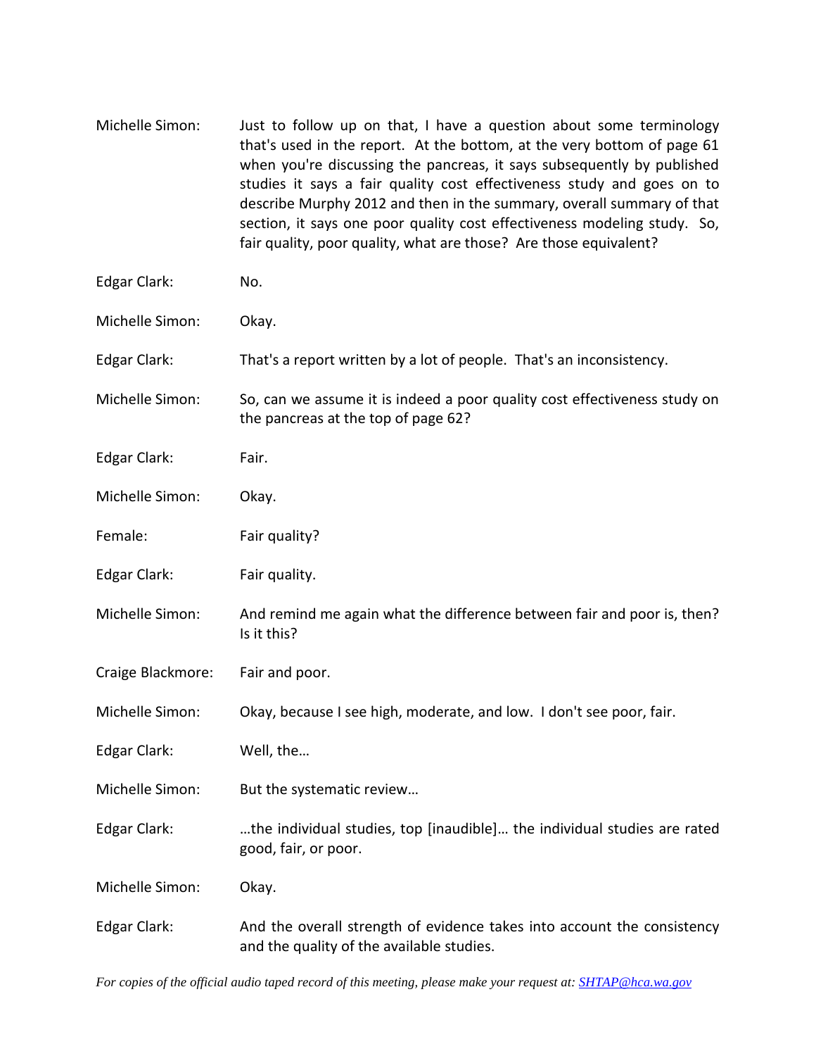Michelle Simon: Just to follow up on that, I have a question about some terminology that's used in the report. At the bottom, at the very bottom of page 61 when you're discussing the pancreas, it says subsequently by published studies it says a fair quality cost effectiveness study and goes on to describe Murphy 2012 and then in the summary, overall summary of that section, it says one poor quality cost effectiveness modeling study. So, fair quality, poor quality, what are those? Are those equivalent?

Edgar Clark: No.

Michelle Simon: Okay.

Edgar Clark: That's a report written by a lot of people. That's an inconsistency.

Michelle Simon: So, can we assume it is indeed a poor quality cost effectiveness study on the pancreas at the top of page 62?

Edgar Clark: Fair.

Michelle Simon: Okay.

Female: Fair quality?

Edgar Clark: Fair quality.

Michelle Simon: And remind me again what the difference between fair and poor is, then? Is it this?

Craige Blackmore: Fair and poor.

Michelle Simon: Okay, because I see high, moderate, and low. I don't see poor, fair.

Edgar Clark: Well, the…

Michelle Simon: But the systematic review…

Edgar Clark: …the individual studies, top [inaudible]… the individual studies are rated good, fair, or poor.

Michelle Simon: Okay.

Edgar Clark: And the overall strength of evidence takes into account the consistency and the quality of the available studies.

*For copies of the official audio taped record of this meeting, please make your request at: SHTAP@hca.wa.gov*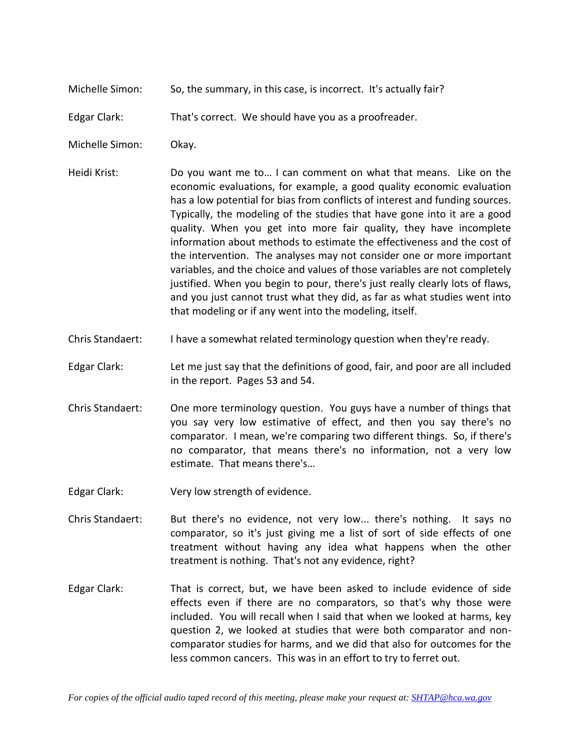Michelle Simon: So, the summary, in this case, is incorrect. It's actually fair?

Edgar Clark: That's correct. We should have you as a proofreader.

Michelle Simon: Okay.

Heidi Krist: Do you want me to… I can comment on what that means. Like on the economic evaluations, for example, a good quality economic evaluation has a low potential for bias from conflicts of interest and funding sources. Typically, the modeling of the studies that have gone into it are a good quality. When you get into more fair quality, they have incomplete information about methods to estimate the effectiveness and the cost of the intervention. The analyses may not consider one or more important variables, and the choice and values of those variables are not completely justified. When you begin to pour, there's just really clearly lots of flaws, and you just cannot trust what they did, as far as what studies went into that modeling or if any went into the modeling, itself.

Chris Standaert: I have a somewhat related terminology question when they're ready.

Edgar Clark: Let me just say that the definitions of good, fair, and poor are all included in the report. Pages 53 and 54.

Chris Standaert: One more terminology question. You guys have a number of things that you say very low estimative of effect, and then you say there's no comparator. I mean, we're comparing two different things. So, if there's no comparator, that means there's no information, not a very low estimate. That means there's…

Edgar Clark: Very low strength of evidence.

Chris Standaert: But there's no evidence, not very low... there's nothing. It says no comparator, so it's just giving me a list of sort of side effects of one treatment without having any idea what happens when the other treatment is nothing. That's not any evidence, right?

Edgar Clark: That is correct, but, we have been asked to include evidence of side effects even if there are no comparators, so that's why those were included. You will recall when I said that when we looked at harms, key question 2, we looked at studies that were both comparator and non-comparator studies for harms, and we did that also for outcomes for the less common cancers. This was in an effort to try to ferret out.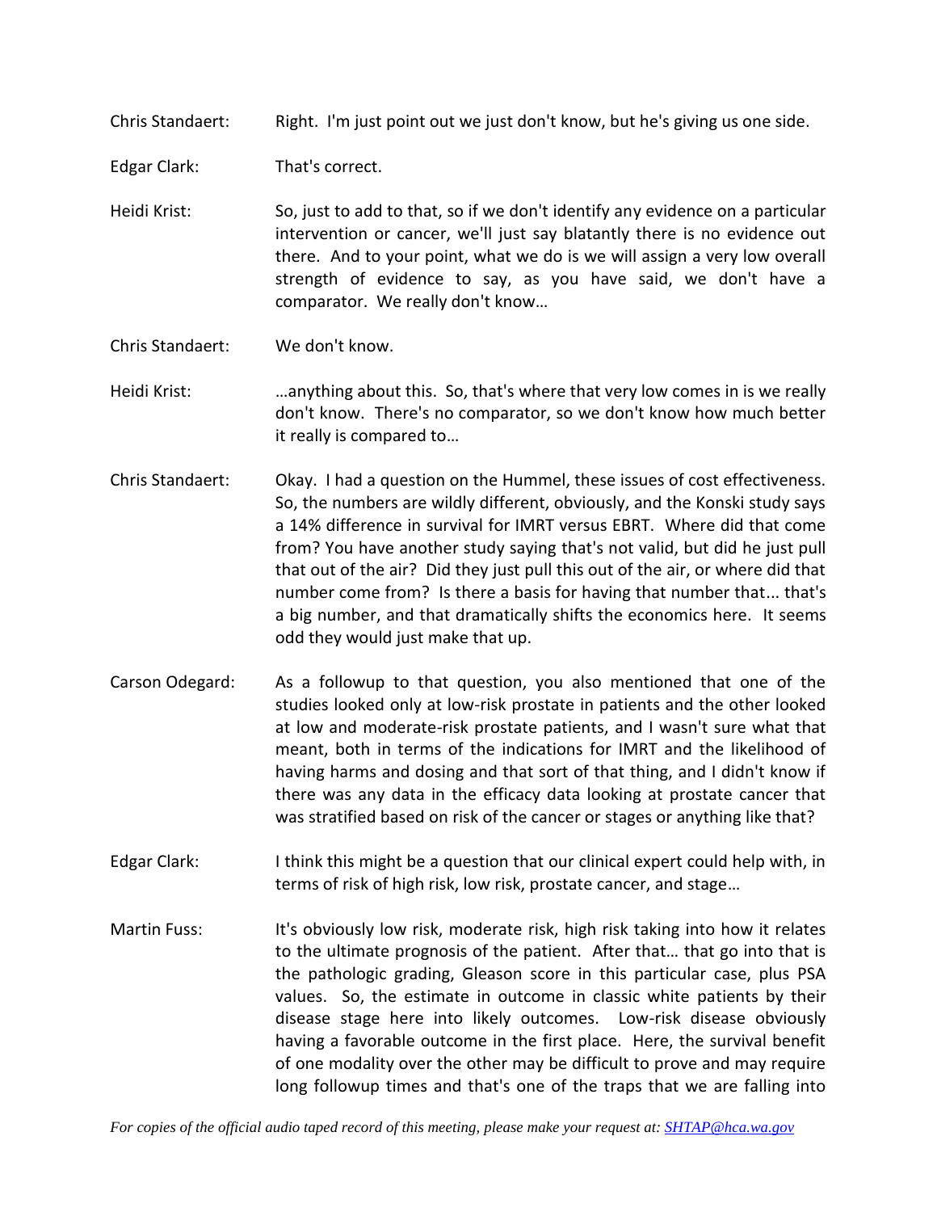Chris Standaert: Right. I'm just point out we just don't know, but he's giving us one side.

Edgar Clark: That's correct.

Heidi Krist: So, just to add to that, so if we don't identify any evidence on a particular intervention or cancer, we'll just say blatantly there is no evidence out there. And to your point, what we do is we will assign a very low overall strength of evidence to say, as you have said, we don't have a comparator. We really don't know…

Chris Standaert: We don't know.

Heidi Krist: …anything about this. So, that's where that very low comes in is we really don't know. There's no comparator, so we don't know how much better it really is compared to…

Chris Standaert: Okay. I had a question on the Hummel, these issues of cost effectiveness. So, the numbers are wildly different, obviously, and the Konski study says a 14% difference in survival for IMRT versus EBRT. Where did that come from? You have another study saying that's not valid, but did he just pull that out of the air? Did they just pull this out of the air, or where did that number come from? Is there a basis for having that number that... that's a big number, and that dramatically shifts the economics here. It seems odd they would just make that up.

Carson Odegard: As a followup to that question, you also mentioned that one of the studies looked only at low-risk prostate in patients and the other looked at low and moderate-risk prostate patients, and I wasn't sure what that meant, both in terms of the indications for IMRT and the likelihood of having harms and dosing and that sort of that thing, and I didn't know if there was any data in the efficacy data looking at prostate cancer that was stratified based on risk of the cancer or stages or anything like that?

Edgar Clark: I think this might be a question that our clinical expert could help with, in terms of risk of high risk, low risk, prostate cancer, and stage…

Martin Fuss: It's obviously low risk, moderate risk, high risk taking into how it relates to the ultimate prognosis of the patient. After that… that go into that is the pathologic grading, Gleason score in this particular case, plus PSA values. So, the estimate in outcome in classic white patients by their disease stage here into likely outcomes. Low-risk disease obviously having a favorable outcome in the first place. Here, the survival benefit of one modality over the other may be difficult to prove and may require long followup times and that's one of the traps that we are falling into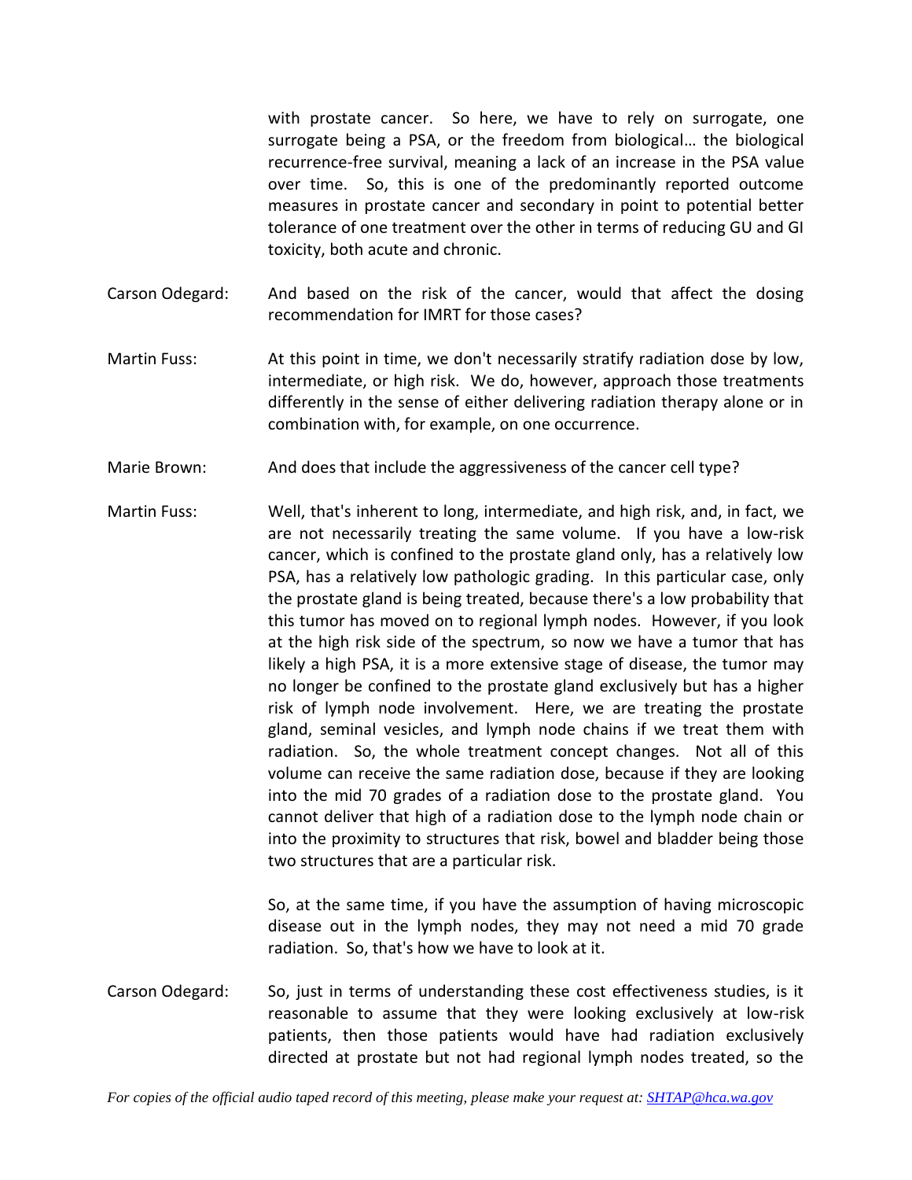with prostate cancer. So here, we have to rely on surrogate, one surrogate being a PSA, or the freedom from biological… the biological recurrence-free survival, meaning a lack of an increase in the PSA value over time. So, this is one of the predominantly reported outcome measures in prostate cancer and secondary in point to potential better tolerance of one treatment over the other in terms of reducing GU and GI toxicity, both acute and chronic.

Carson Odegard: And based on the risk of the cancer, would that affect the dosing recommendation for IMRT for those cases?

Martin Fuss: At this point in time, we don't necessarily stratify radiation dose by low, intermediate, or high risk. We do, however, approach those treatments differently in the sense of either delivering radiation therapy alone or in combination with, for example, on one occurrence.

Marie Brown: And does that include the aggressiveness of the cancer cell type?

Martin Fuss: Well, that's inherent to long, intermediate, and high risk, and, in fact, we are not necessarily treating the same volume. If you have a low-risk cancer, which is confined to the prostate gland only, has a relatively low PSA, has a relatively low pathologic grading. In this particular case, only the prostate gland is being treated, because there's a low probability that this tumor has moved on to regional lymph nodes. However, if you look at the high risk side of the spectrum, so now we have a tumor that has likely a high PSA, it is a more extensive stage of disease, the tumor may no longer be confined to the prostate gland exclusively but has a higher risk of lymph node involvement. Here, we are treating the prostate gland, seminal vesicles, and lymph node chains if we treat them with radiation. So, the whole treatment concept changes. Not all of this volume can receive the same radiation dose, because if they are looking into the mid 70 grades of a radiation dose to the prostate gland. You cannot deliver that high of a radiation dose to the lymph node chain or into the proximity to structures that risk, bowel and bladder being those two structures that are a particular risk.

So, at the same time, if you have the assumption of having microscopic disease out in the lymph nodes, they may not need a mid 70 grade radiation. So, that's how we have to look at it.

Carson Odegard: So, just in terms of understanding these cost effectiveness studies, is it reasonable to assume that they were looking exclusively at low-risk patients, then those patients would have had radiation exclusively directed at prostate but not had regional lymph nodes treated, so the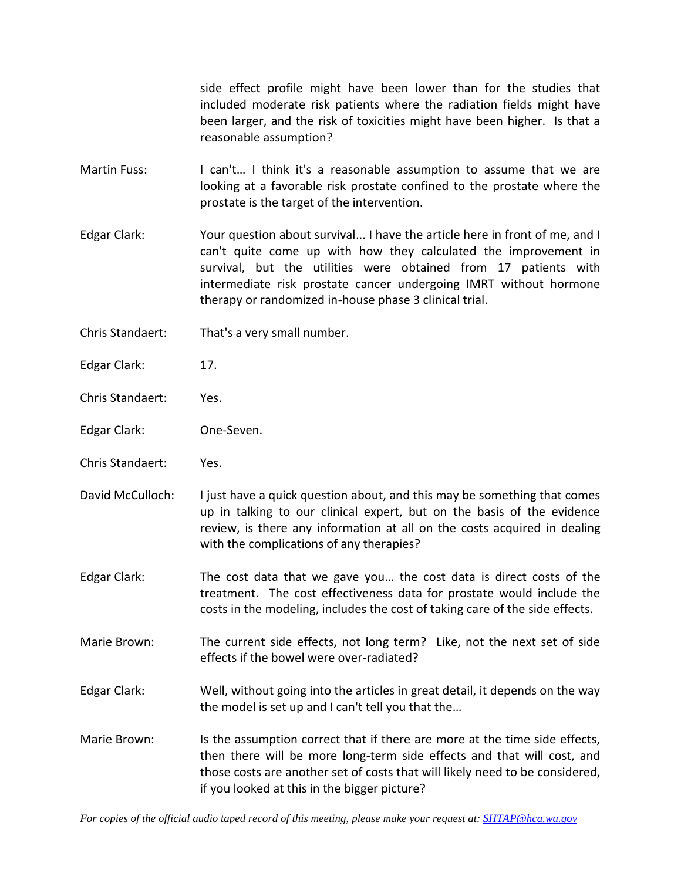side effect profile might have been lower than for the studies that included moderate risk patients where the radiation fields might have been larger, and the risk of toxicities might have been higher. Is that a reasonable assumption?

Martin Fuss: I can't… I think it's a reasonable assumption to assume that we are looking at a favorable risk prostate confined to the prostate where the prostate is the target of the intervention.

Edgar Clark: Your question about survival... I have the article here in front of me, and I can't quite come up with how they calculated the improvement in survival, but the utilities were obtained from 17 patients with intermediate risk prostate cancer undergoing IMRT without hormone therapy or randomized in-house phase 3 clinical trial.

Chris Standaert: That's a very small number.

Edgar Clark: 17.

Chris Standaert: Yes.

Edgar Clark: One-Seven.

Chris Standaert: Yes.

David McCulloch: I just have a quick question about, and this may be something that comes up in talking to our clinical expert, but on the basis of the evidence review, is there any information at all on the costs acquired in dealing with the complications of any therapies?

Edgar Clark: The cost data that we gave you… the cost data is direct costs of the treatment. The cost effectiveness data for prostate would include the costs in the modeling, includes the cost of taking care of the side effects.

Marie Brown: The current side effects, not long term? Like, not the next set of side effects if the bowel were over-radiated?

Edgar Clark: Well, without going into the articles in great detail, it depends on the way the model is set up and I can't tell you that the…

Marie Brown: Is the assumption correct that if there are more at the time side effects, then there will be more long-term side effects and that will cost, and those costs are another set of costs that will likely need to be considered, if you looked at this in the bigger picture?

*For copies of the official audio taped record of this meeting, please make your request at: SHTAP@hca.wa.gov*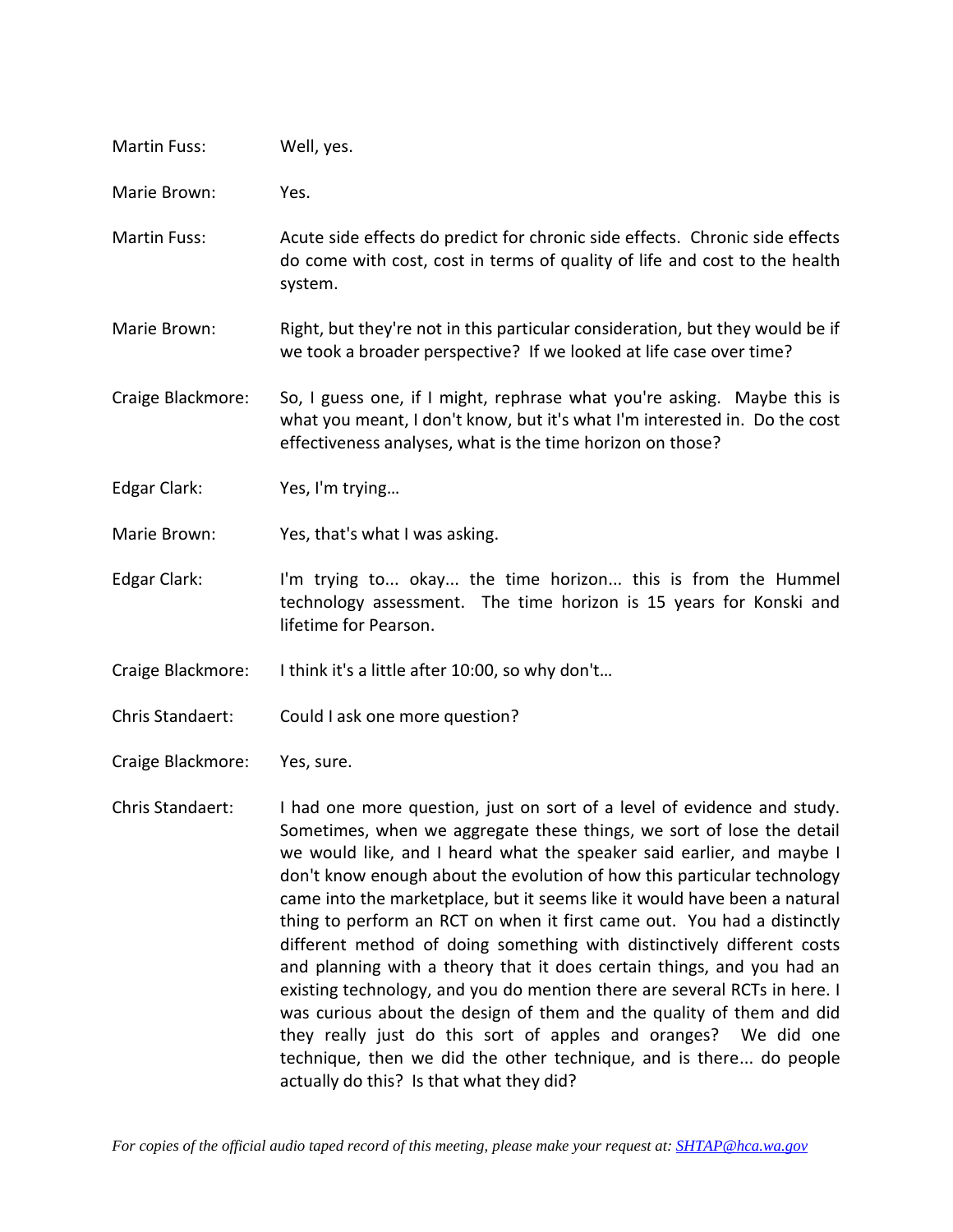Martin Fuss: Well, yes.

Marie Brown: Yes.

Martin Fuss: Acute side effects do predict for chronic side effects. Chronic side effects do come with cost, cost in terms of quality of life and cost to the health system.

Marie Brown: Right, but they're not in this particular consideration, but they would be if we took a broader perspective? If we looked at life case over time?

Craige Blackmore: So, I guess one, if I might, rephrase what you're asking. Maybe this is what you meant, I don't know, but it's what I'm interested in. Do the cost effectiveness analyses, what is the time horizon on those?

Edgar Clark: Yes, I'm trying…

Marie Brown: Yes, that's what I was asking.

Edgar Clark: I'm trying to... okay... the time horizon... this is from the Hummel technology assessment. The time horizon is 15 years for Konski and lifetime for Pearson.

Craige Blackmore: I think it's a little after 10:00, so why don't…

Chris Standaert: Could I ask one more question?

Craige Blackmore: Yes, sure.

Chris Standaert: I had one more question, just on sort of a level of evidence and study. Sometimes, when we aggregate these things, we sort of lose the detail we would like, and I heard what the speaker said earlier, and maybe I don't know enough about the evolution of how this particular technology came into the marketplace, but it seems like it would have been a natural thing to perform an RCT on when it first came out. You had a distinctly different method of doing something with distinctively different costs and planning with a theory that it does certain things, and you had an existing technology, and you do mention there are several RCTs in here. I was curious about the design of them and the quality of them and did they really just do this sort of apples and oranges? We did one technique, then we did the other technique, and is there... do people actually do this? Is that what they did?

*For copies of the official audio taped record of this meeting, please make your request at: SHTAP@hca.wa.gov*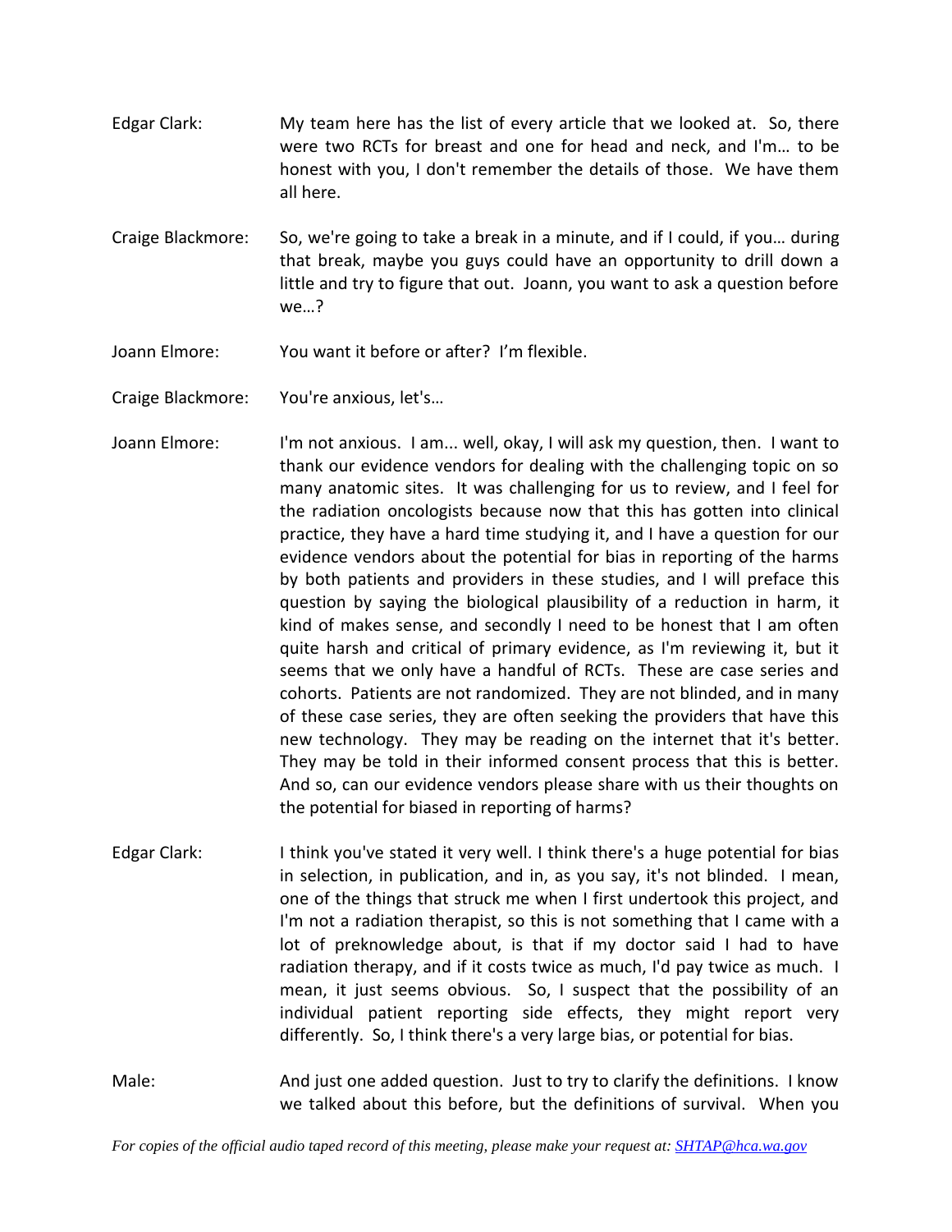Edgar Clark: My team here has the list of every article that we looked at. So, there were two RCTs for breast and one for head and neck, and I'm… to be honest with you, I don't remember the details of those. We have them all here.

Craige Blackmore: So, we're going to take a break in a minute, and if I could, if you… during that break, maybe you guys could have an opportunity to drill down a little and try to figure that out. Joann, you want to ask a question before we…?

Joann Elmore: You want it before or after? I'm flexible.

Craige Blackmore: You're anxious, let's…

Joann Elmore: I'm not anxious. I am... well, okay, I will ask my question, then. I want to thank our evidence vendors for dealing with the challenging topic on so many anatomic sites. It was challenging for us to review, and I feel for the radiation oncologists because now that this has gotten into clinical practice, they have a hard time studying it, and I have a question for our evidence vendors about the potential for bias in reporting of the harms by both patients and providers in these studies, and I will preface this question by saying the biological plausibility of a reduction in harm, it kind of makes sense, and secondly I need to be honest that I am often quite harsh and critical of primary evidence, as I'm reviewing it, but it seems that we only have a handful of RCTs. These are case series and cohorts. Patients are not randomized. They are not blinded, and in many of these case series, they are often seeking the providers that have this new technology. They may be reading on the internet that it's better. They may be told in their informed consent process that this is better. And so, can our evidence vendors please share with us their thoughts on the potential for biased in reporting of harms?

Edgar Clark: I think you've stated it very well. I think there's a huge potential for bias in selection, in publication, and in, as you say, it's not blinded. I mean, one of the things that struck me when I first undertook this project, and I'm not a radiation therapist, so this is not something that I came with a lot of preknowledge about, is that if my doctor said I had to have radiation therapy, and if it costs twice as much, I'd pay twice as much. I mean, it just seems obvious. So, I suspect that the possibility of an individual patient reporting side effects, they might report very differently. So, I think there's a very large bias, or potential for bias.

Male: And just one added question. Just to try to clarify the definitions. I know we talked about this before, but the definitions of survival. When you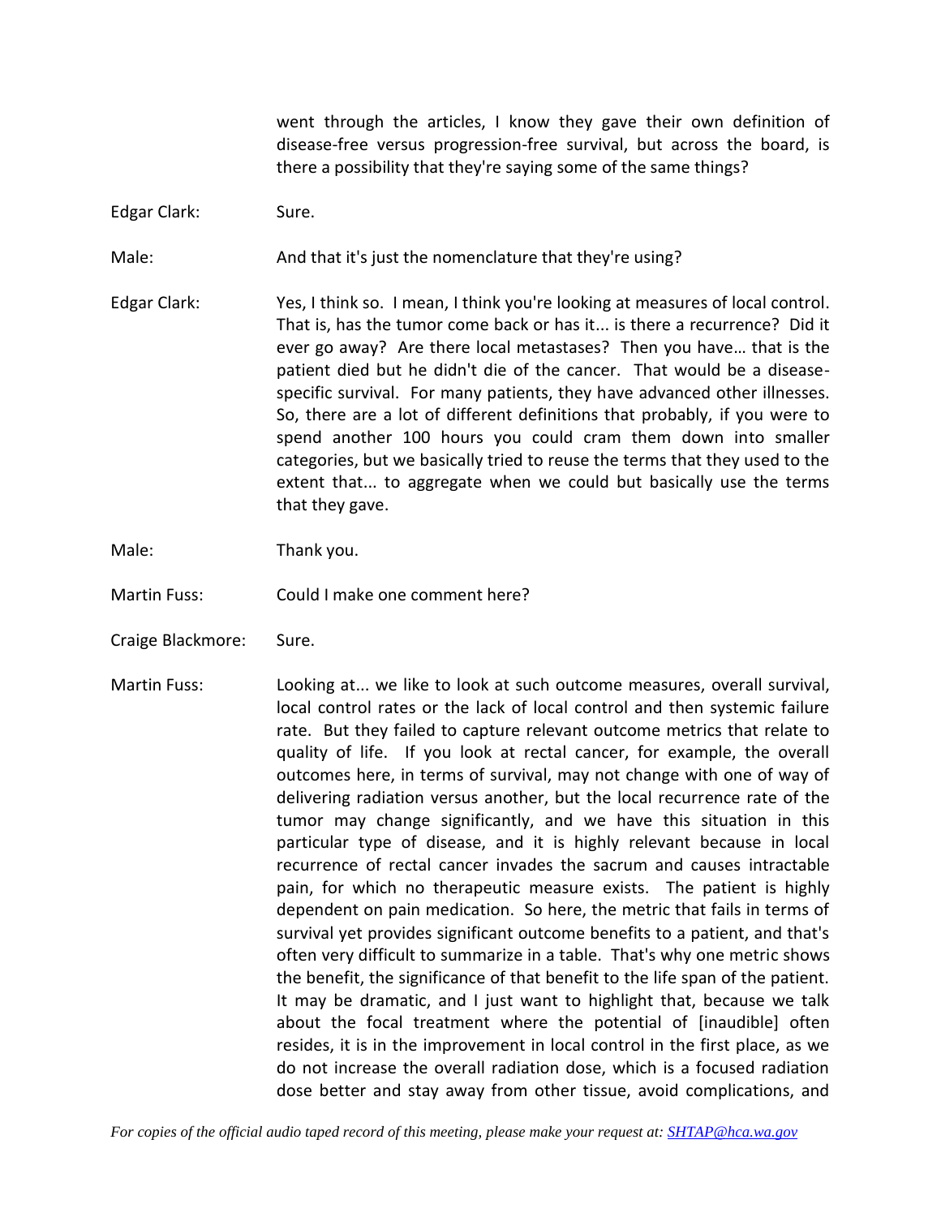went through the articles, I know they gave their own definition of disease-free versus progression-free survival, but across the board, is there a possibility that they're saying some of the same things?

Edgar Clark: Sure.

Male: And that it's just the nomenclature that they're using?

Edgar Clark: Yes, I think so. I mean, I think you're looking at measures of local control. That is, has the tumor come back or has it... is there a recurrence? Did it ever go away? Are there local metastases? Then you have… that is the patient died but he didn't die of the cancer. That would be a disease-specific survival. For many patients, they have advanced other illnesses. So, there are a lot of different definitions that probably, if you were to spend another 100 hours you could cram them down into smaller categories, but we basically tried to reuse the terms that they used to the extent that... to aggregate when we could but basically use the terms that they gave.

Male: Thank you.

Martin Fuss: Could I make one comment here?

Craige Blackmore: Sure.

Martin Fuss: Looking at... we like to look at such outcome measures, overall survival, local control rates or the lack of local control and then systemic failure rate. But they failed to capture relevant outcome metrics that relate to quality of life. If you look at rectal cancer, for example, the overall outcomes here, in terms of survival, may not change with one of way of delivering radiation versus another, but the local recurrence rate of the tumor may change significantly, and we have this situation in this particular type of disease, and it is highly relevant because in local recurrence of rectal cancer invades the sacrum and causes intractable pain, for which no therapeutic measure exists. The patient is highly dependent on pain medication. So here, the metric that fails in terms of survival yet provides significant outcome benefits to a patient, and that's often very difficult to summarize in a table. That's why one metric shows the benefit, the significance of that benefit to the life span of the patient. It may be dramatic, and I just want to highlight that, because we talk about the focal treatment where the potential of [inaudible] often resides, it is in the improvement in local control in the first place, as we do not increase the overall radiation dose, which is a focused radiation dose better and stay away from other tissue, avoid complications, and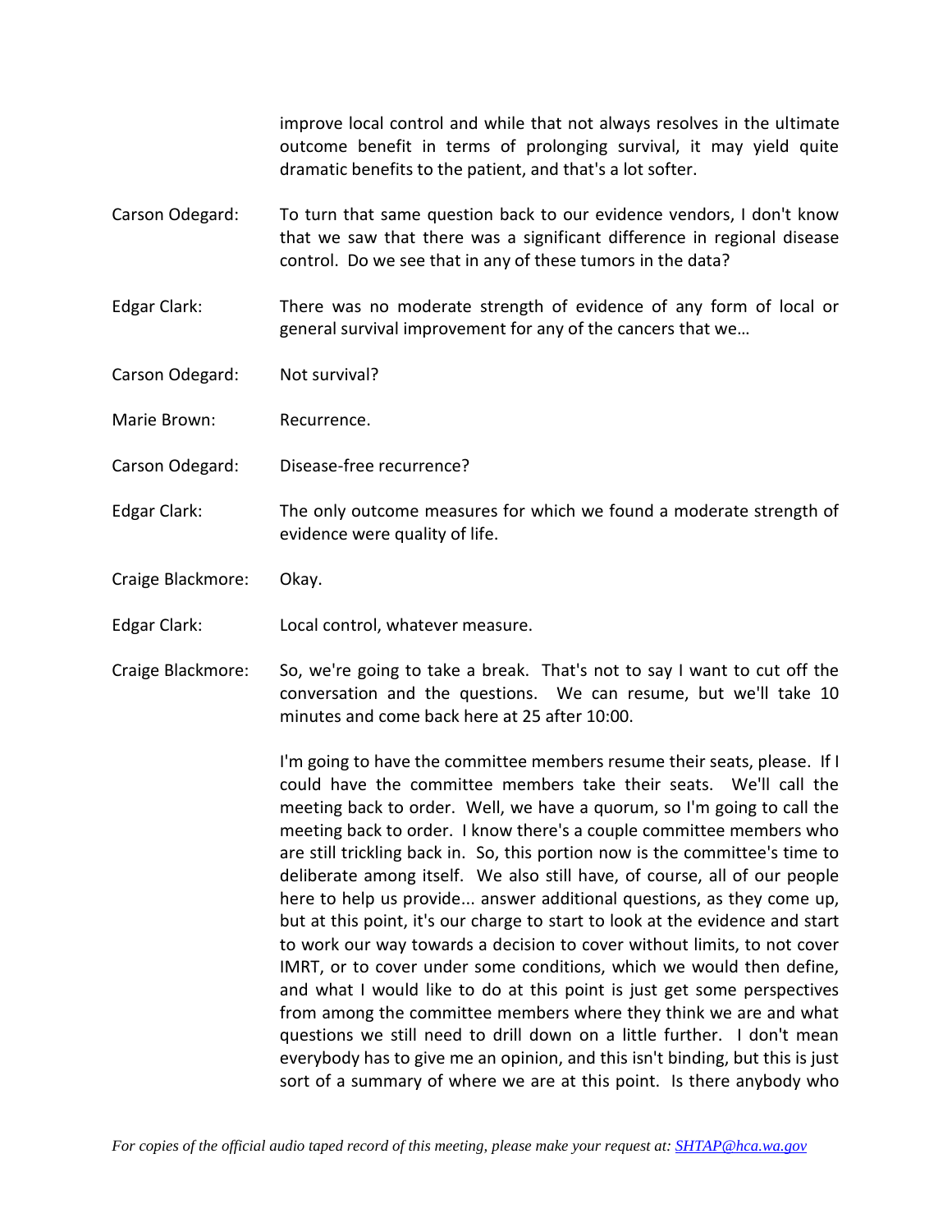improve local control and while that not always resolves in the ultimate outcome benefit in terms of prolonging survival, it may yield quite dramatic benefits to the patient, and that's a lot softer.

Carson Odegard: To turn that same question back to our evidence vendors, I don't know that we saw that there was a significant difference in regional disease control. Do we see that in any of these tumors in the data?

Edgar Clark: There was no moderate strength of evidence of any form of local or general survival improvement for any of the cancers that we…

Carson Odegard: Not survival?

Marie Brown: Recurrence.

Carson Odegard: Disease-free recurrence?

Edgar Clark: The only outcome measures for which we found a moderate strength of evidence were quality of life.

Craige Blackmore: Okay.

Edgar Clark: Local control, whatever measure.

Craige Blackmore: So, we're going to take a break. That's not to say I want to cut off the conversation and the questions. We can resume, but we'll take 10 minutes and come back here at 25 after 10:00.

I'm going to have the committee members resume their seats, please. If I could have the committee members take their seats. We'll call the meeting back to order. Well, we have a quorum, so I'm going to call the meeting back to order. I know there's a couple committee members who are still trickling back in. So, this portion now is the committee's time to deliberate among itself. We also still have, of course, all of our people here to help us provide... answer additional questions, as they come up, but at this point, it's our charge to start to look at the evidence and start to work our way towards a decision to cover without limits, to not cover IMRT, or to cover under some conditions, which we would then define, and what I would like to do at this point is just get some perspectives from among the committee members where they think we are and what questions we still need to drill down on a little further. I don't mean everybody has to give me an opinion, and this isn't binding, but this is just sort of a summary of where we are at this point. Is there anybody who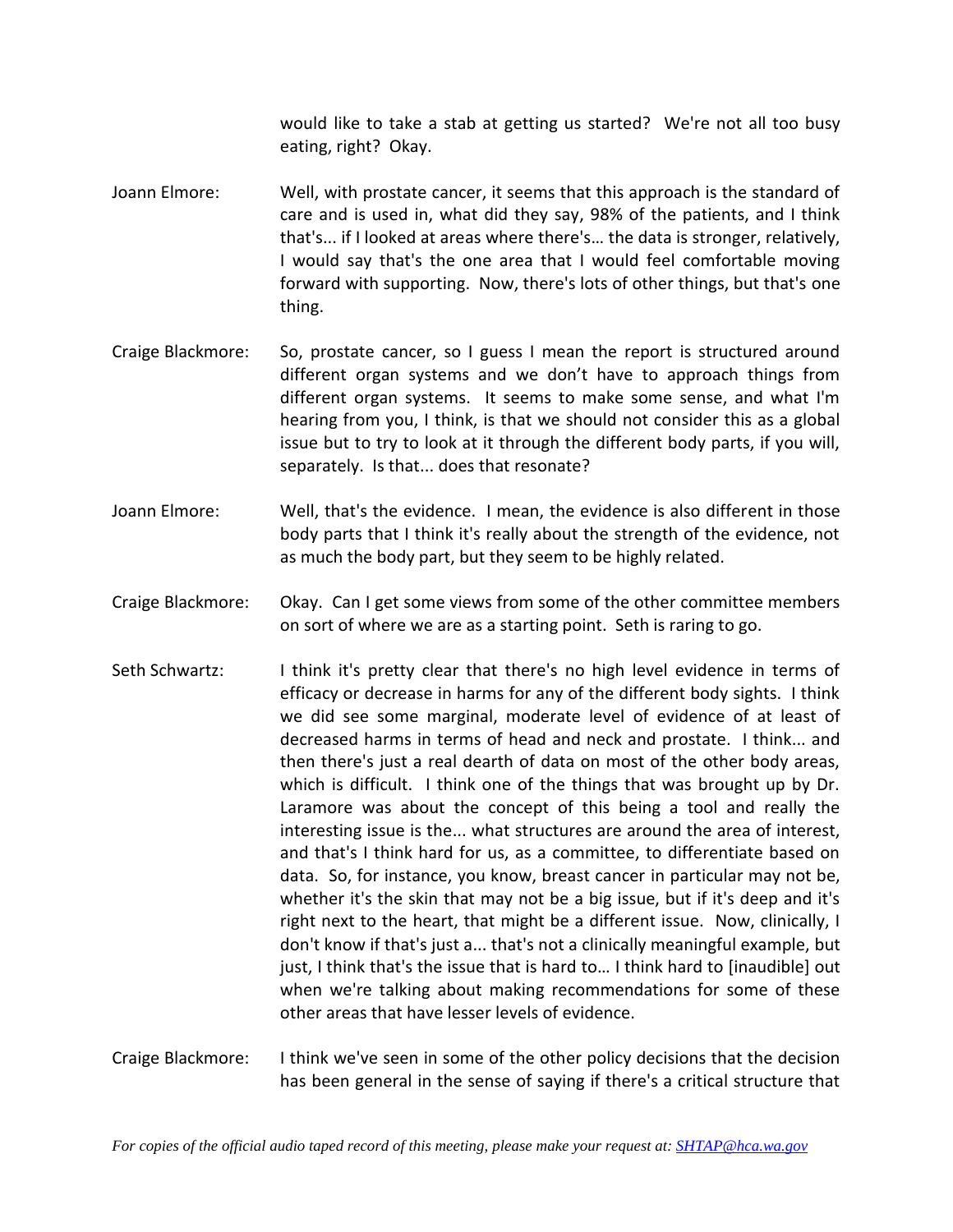would like to take a stab at getting us started? We're not all too busy eating, right? Okay.

Joann Elmore: Well, with prostate cancer, it seems that this approach is the standard of care and is used in, what did they say, 98% of the patients, and I think that's... if I looked at areas where there's… the data is stronger, relatively, I would say that's the one area that I would feel comfortable moving forward with supporting. Now, there's lots of other things, but that's one thing.

Craige Blackmore: So, prostate cancer, so I guess I mean the report is structured around different organ systems and we don't have to approach things from different organ systems. It seems to make some sense, and what I'm hearing from you, I think, is that we should not consider this as a global issue but to try to look at it through the different body parts, if you will, separately. Is that... does that resonate?

Joann Elmore: Well, that's the evidence. I mean, the evidence is also different in those body parts that I think it's really about the strength of the evidence, not as much the body part, but they seem to be highly related.

Craige Blackmore: Okay. Can I get some views from some of the other committee members on sort of where we are as a starting point. Seth is raring to go.

Seth Schwartz: I think it's pretty clear that there's no high level evidence in terms of efficacy or decrease in harms for any of the different body sights. I think we did see some marginal, moderate level of evidence of at least of decreased harms in terms of head and neck and prostate. I think... and then there's just a real dearth of data on most of the other body areas, which is difficult. I think one of the things that was brought up by Dr. Laramore was about the concept of this being a tool and really the interesting issue is the... what structures are around the area of interest, and that's I think hard for us, as a committee, to differentiate based on data. So, for instance, you know, breast cancer in particular may not be, whether it's the skin that may not be a big issue, but if it's deep and it's right next to the heart, that might be a different issue. Now, clinically, I don't know if that's just a... that's not a clinically meaningful example, but just, I think that's the issue that is hard to… I think hard to [inaudible] out when we're talking about making recommendations for some of these other areas that have lesser levels of evidence.

Craige Blackmore: I think we've seen in some of the other policy decisions that the decision has been general in the sense of saying if there's a critical structure that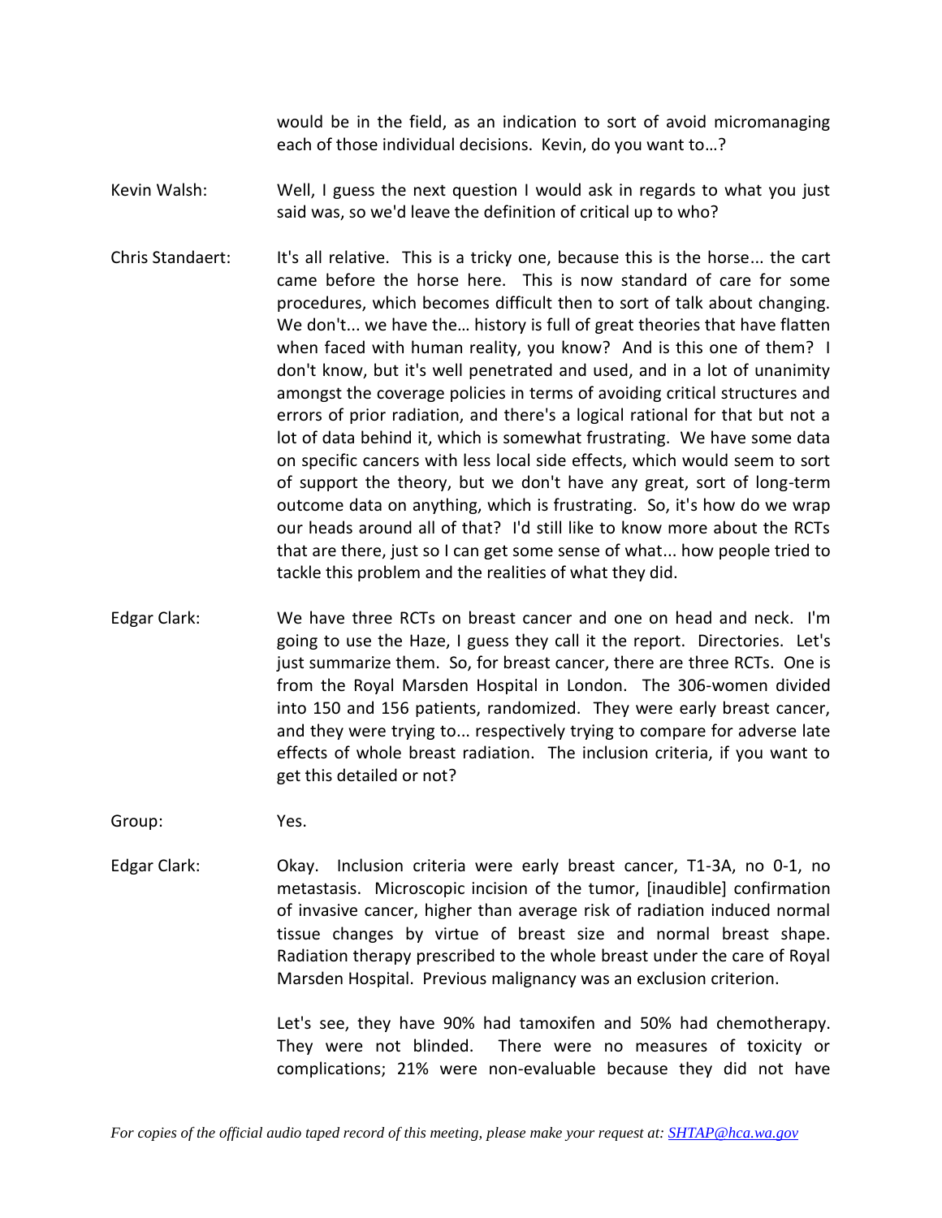would be in the field, as an indication to sort of avoid micromanaging each of those individual decisions. Kevin, do you want to…?

Kevin Walsh: Well, I guess the next question I would ask in regards to what you just said was, so we'd leave the definition of critical up to who?

Chris Standaert: It's all relative. This is a tricky one, because this is the horse... the cart came before the horse here. This is now standard of care for some procedures, which becomes difficult then to sort of talk about changing. We don't... we have the… history is full of great theories that have flatten when faced with human reality, you know? And is this one of them? I don't know, but it's well penetrated and used, and in a lot of unanimity amongst the coverage policies in terms of avoiding critical structures and errors of prior radiation, and there's a logical rational for that but not a lot of data behind it, which is somewhat frustrating. We have some data on specific cancers with less local side effects, which would seem to sort of support the theory, but we don't have any great, sort of long-term outcome data on anything, which is frustrating. So, it's how do we wrap our heads around all of that? I'd still like to know more about the RCTs that are there, just so I can get some sense of what... how people tried to tackle this problem and the realities of what they did.

Edgar Clark: We have three RCTs on breast cancer and one on head and neck. I'm going to use the Haze, I guess they call it the report. Directories. Let's just summarize them. So, for breast cancer, there are three RCTs. One is from the Royal Marsden Hospital in London. The 306-women divided into 150 and 156 patients, randomized. They were early breast cancer, and they were trying to... respectively trying to compare for adverse late effects of whole breast radiation. The inclusion criteria, if you want to get this detailed or not?

Group: Yes.

Edgar Clark: Okay. Inclusion criteria were early breast cancer, T1-3A, no 0-1, no metastasis. Microscopic incision of the tumor, [inaudible] confirmation of invasive cancer, higher than average risk of radiation induced normal tissue changes by virtue of breast size and normal breast shape. Radiation therapy prescribed to the whole breast under the care of Royal Marsden Hospital. Previous malignancy was an exclusion criterion.

Let's see, they have 90% had tamoxifen and 50% had chemotherapy. They were not blinded. There were no measures of toxicity or complications; 21% were non-evaluable because they did not have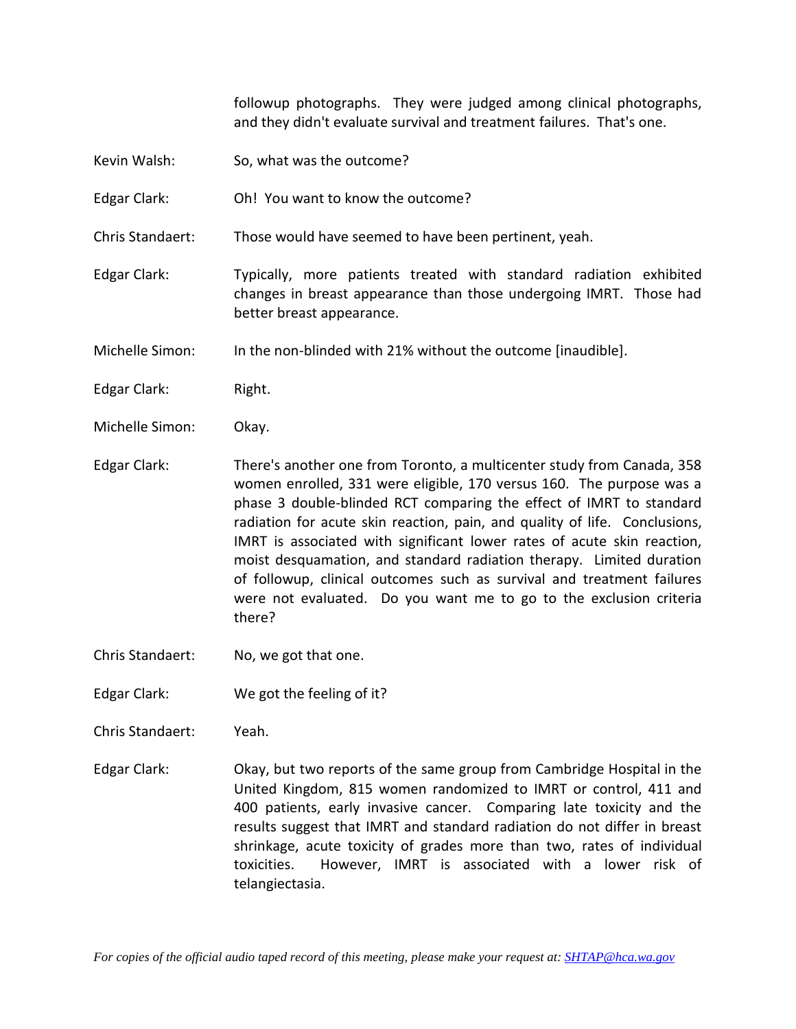followup photographs. They were judged among clinical photographs, and they didn't evaluate survival and treatment failures. That's one.

Kevin Walsh: So, what was the outcome?

Edgar Clark: Oh! You want to know the outcome?

Chris Standaert: Those would have seemed to have been pertinent, yeah.

Edgar Clark: Typically, more patients treated with standard radiation exhibited changes in breast appearance than those undergoing IMRT. Those had better breast appearance.

Michelle Simon: In the non-blinded with 21% without the outcome [inaudible].

Edgar Clark: Right.

Michelle Simon: Okay.

Edgar Clark: There's another one from Toronto, a multicenter study from Canada, 358 women enrolled, 331 were eligible, 170 versus 160. The purpose was a phase 3 double-blinded RCT comparing the effect of IMRT to standard radiation for acute skin reaction, pain, and quality of life. Conclusions, IMRT is associated with significant lower rates of acute skin reaction, moist desquamation, and standard radiation therapy. Limited duration of followup, clinical outcomes such as survival and treatment failures were not evaluated. Do you want me to go to the exclusion criteria there?

Chris Standaert: No, we got that one.

Edgar Clark: We got the feeling of it?

Chris Standaert: Yeah.

Edgar Clark: Okay, but two reports of the same group from Cambridge Hospital in the United Kingdom, 815 women randomized to IMRT or control, 411 and 400 patients, early invasive cancer. Comparing late toxicity and the results suggest that IMRT and standard radiation do not differ in breast shrinkage, acute toxicity of grades more than two, rates of individual toxicities. However, IMRT is associated with a lower risk of telangiectasia.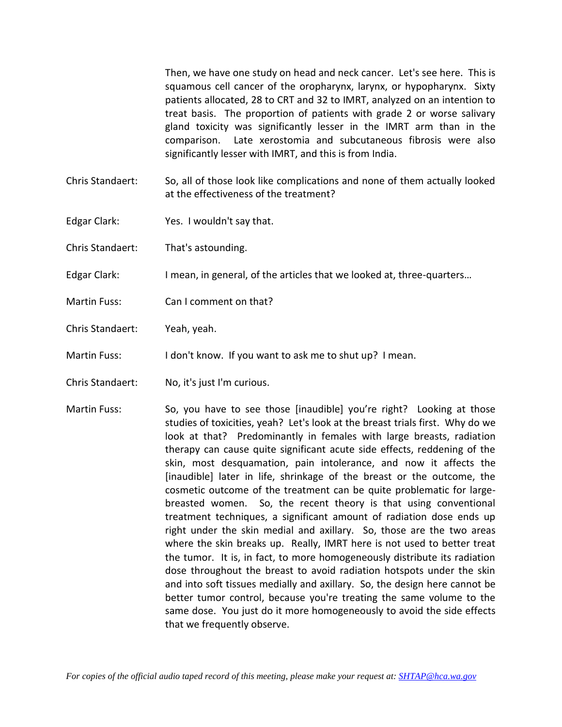Then, we have one study on head and neck cancer. Let's see here. This is squamous cell cancer of the oropharynx, larynx, or hypopharynx. Sixty patients allocated, 28 to CRT and 32 to IMRT, analyzed on an intention to treat basis. The proportion of patients with grade 2 or worse salivary gland toxicity was significantly lesser in the IMRT arm than in the comparison. Late xerostomia and subcutaneous fibrosis were also significantly lesser with IMRT, and this is from India.

Chris Standaert: So, all of those look like complications and none of them actually looked at the effectiveness of the treatment?

Edgar Clark: Yes. I wouldn't say that.

Chris Standaert: That's astounding.

Edgar Clark: I mean, in general, of the articles that we looked at, three-quarters…

Martin Fuss: Can I comment on that?

Chris Standaert: Yeah, yeah.

Martin Fuss: I don't know. If you want to ask me to shut up? I mean.

Chris Standaert: No, it's just I'm curious.

Martin Fuss: So, you have to see those [inaudible] you're right? Looking at those studies of toxicities, yeah? Let's look at the breast trials first. Why do we look at that? Predominantly in females with large breasts, radiation therapy can cause quite significant acute side effects, reddening of the skin, most desquamation, pain intolerance, and now it affects the [inaudible] later in life, shrinkage of the breast or the outcome, the cosmetic outcome of the treatment can be quite problematic for large-breasted women. So, the recent theory is that using conventional treatment techniques, a significant amount of radiation dose ends up right under the skin medial and axillary. So, those are the two areas where the skin breaks up. Really, IMRT here is not used to better treat the tumor. It is, in fact, to more homogeneously distribute its radiation dose throughout the breast to avoid radiation hotspots under the skin and into soft tissues medially and axillary. So, the design here cannot be better tumor control, because you're treating the same volume to the same dose. You just do it more homogeneously to avoid the side effects that we frequently observe.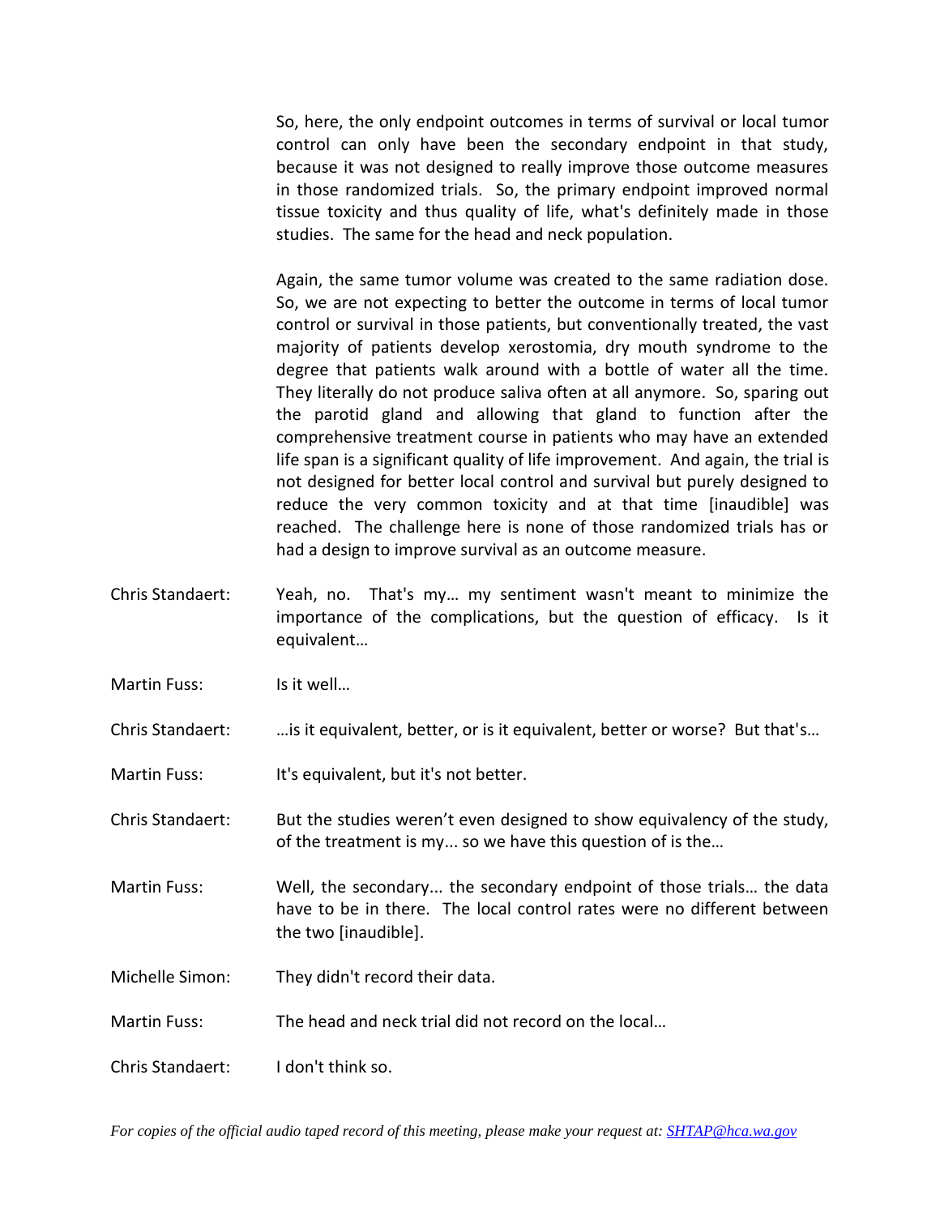So, here, the only endpoint outcomes in terms of survival or local tumor control can only have been the secondary endpoint in that study, because it was not designed to really improve those outcome measures in those randomized trials. So, the primary endpoint improved normal tissue toxicity and thus quality of life, what's definitely made in those studies. The same for the head and neck population.

Again, the same tumor volume was created to the same radiation dose. So, we are not expecting to better the outcome in terms of local tumor control or survival in those patients, but conventionally treated, the vast majority of patients develop xerostomia, dry mouth syndrome to the degree that patients walk around with a bottle of water all the time. They literally do not produce saliva often at all anymore. So, sparing out the parotid gland and allowing that gland to function after the comprehensive treatment course in patients who may have an extended life span is a significant quality of life improvement. And again, the trial is not designed for better local control and survival but purely designed to reduce the very common toxicity and at that time [inaudible] was reached. The challenge here is none of those randomized trials has or had a design to improve survival as an outcome measure.

Chris Standaert: Yeah, no. That's my… my sentiment wasn't meant to minimize the importance of the complications, but the question of efficacy. Is it equivalent…

Martin Fuss: Is it well…

Chris Standaert: …is it equivalent, better, or is it equivalent, better or worse? But that's…

Martin Fuss: It's equivalent, but it's not better.

Chris Standaert: But the studies weren't even designed to show equivalency of the study, of the treatment is my... so we have this question of is the…

Martin Fuss: Well, the secondary... the secondary endpoint of those trials… the data have to be in there. The local control rates were no different between the two [inaudible].

Michelle Simon: They didn't record their data.

Martin Fuss: The head and neck trial did not record on the local…

Chris Standaert: I don't think so.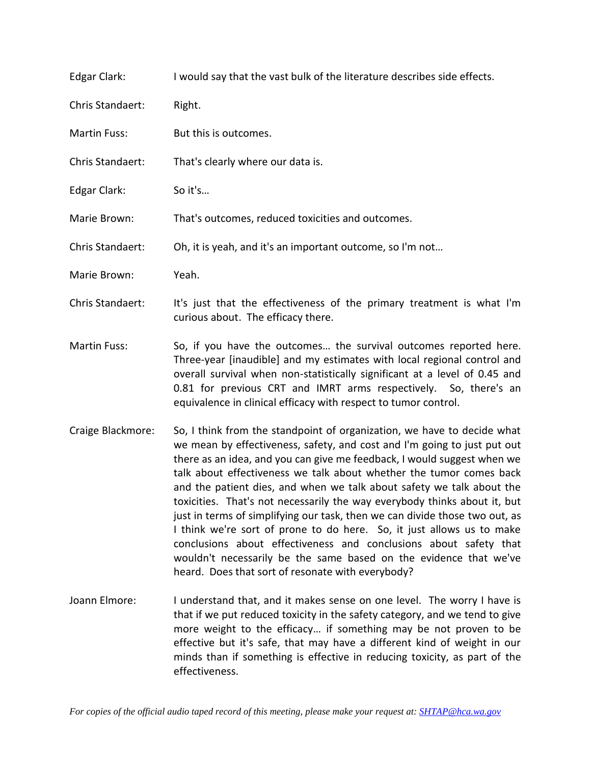Edgar Clark: I would say that the vast bulk of the literature describes side effects.

Chris Standaert: Right.

Martin Fuss: But this is outcomes.

Chris Standaert: That's clearly where our data is.

Edgar Clark: So it's…

Marie Brown: That's outcomes, reduced toxicities and outcomes.

Chris Standaert: Oh, it is yeah, and it's an important outcome, so I'm not…

Marie Brown: Yeah.

Chris Standaert: It's just that the effectiveness of the primary treatment is what I'm curious about. The efficacy there.

Martin Fuss: So, if you have the outcomes… the survival outcomes reported here. Three-year [inaudible] and my estimates with local regional control and overall survival when non-statistically significant at a level of 0.45 and 0.81 for previous CRT and IMRT arms respectively. So, there's an equivalence in clinical efficacy with respect to tumor control.

Craige Blackmore: So, I think from the standpoint of organization, we have to decide what we mean by effectiveness, safety, and cost and I'm going to just put out there as an idea, and you can give me feedback, I would suggest when we talk about effectiveness we talk about whether the tumor comes back and the patient dies, and when we talk about safety we talk about the toxicities. That's not necessarily the way everybody thinks about it, but just in terms of simplifying our task, then we can divide those two out, as I think we're sort of prone to do here. So, it just allows us to make conclusions about effectiveness and conclusions about safety that wouldn't necessarily be the same based on the evidence that we've heard. Does that sort of resonate with everybody?

Joann Elmore: I understand that, and it makes sense on one level. The worry I have is that if we put reduced toxicity in the safety category, and we tend to give more weight to the efficacy… if something may be not proven to be effective but it's safe, that may have a different kind of weight in our minds than if something is effective in reducing toxicity, as part of the effectiveness.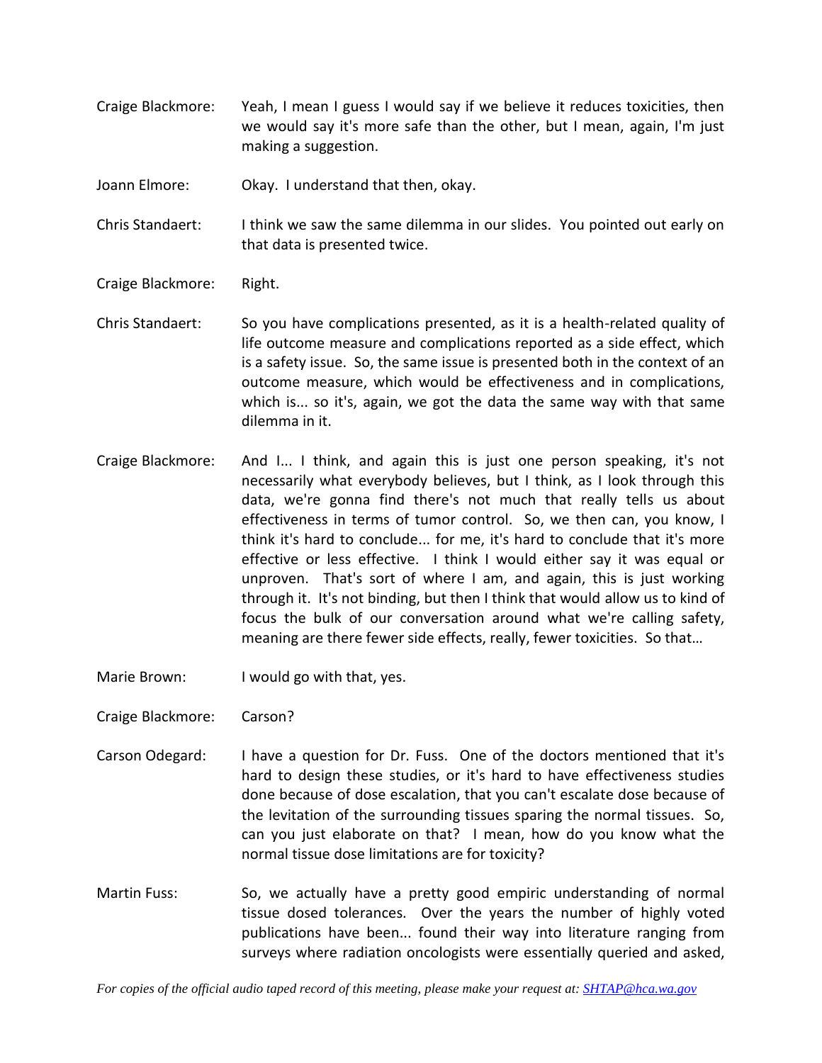Craige Blackmore: Yeah, I mean I guess I would say if we believe it reduces toxicities, then we would say it's more safe than the other, but I mean, again, I'm just making a suggestion.

Joann Elmore: Okay. I understand that then, okay.

Chris Standaert: I think we saw the same dilemma in our slides. You pointed out early on that data is presented twice.

Craige Blackmore: Right.

Chris Standaert: So you have complications presented, as it is a health-related quality of life outcome measure and complications reported as a side effect, which is a safety issue. So, the same issue is presented both in the context of an outcome measure, which would be effectiveness and in complications, which is... so it's, again, we got the data the same way with that same dilemma in it.

Craige Blackmore: And I... I think, and again this is just one person speaking, it's not necessarily what everybody believes, but I think, as I look through this data, we're gonna find there's not much that really tells us about effectiveness in terms of tumor control. So, we then can, you know, I think it's hard to conclude... for me, it's hard to conclude that it's more effective or less effective. I think I would either say it was equal or unproven. That's sort of where I am, and again, this is just working through it. It's not binding, but then I think that would allow us to kind of focus the bulk of our conversation around what we're calling safety, meaning are there fewer side effects, really, fewer toxicities. So that…

Marie Brown: I would go with that, yes.

Craige Blackmore: Carson?

Carson Odegard: I have a question for Dr. Fuss. One of the doctors mentioned that it's hard to design these studies, or it's hard to have effectiveness studies done because of dose escalation, that you can't escalate dose because of the levitation of the surrounding tissues sparing the normal tissues. So, can you just elaborate on that? I mean, how do you know what the normal tissue dose limitations are for toxicity?

Martin Fuss: So, we actually have a pretty good empiric understanding of normal tissue dosed tolerances. Over the years the number of highly voted publications have been... found their way into literature ranging from surveys where radiation oncologists were essentially queried and asked,

*For copies of the official audio taped record of this meeting, please make your request at: [SHTAP@hca.wa.gov](mailto:SHTAP@hca.wa.gov)*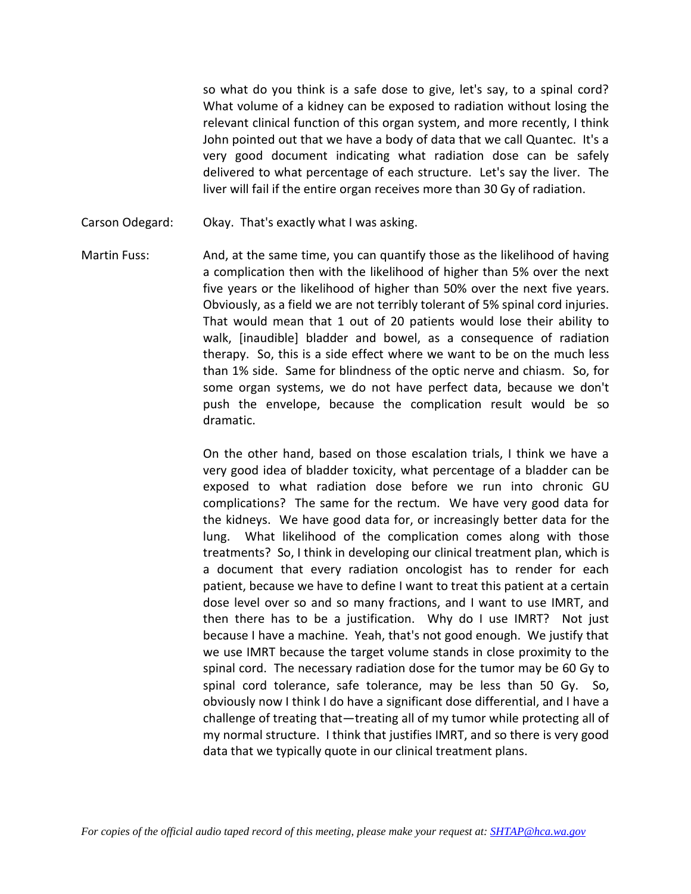so what do you think is a safe dose to give, let's say, to a spinal cord? What volume of a kidney can be exposed to radiation without losing the relevant clinical function of this organ system, and more recently, I think John pointed out that we have a body of data that we call Quantec. It's a very good document indicating what radiation dose can be safely delivered to what percentage of each structure. Let's say the liver. The liver will fail if the entire organ receives more than 30 Gy of radiation.

Carson Odegard: Okay. That's exactly what I was asking.

Martin Fuss: And, at the same time, you can quantify those as the likelihood of having a complication then with the likelihood of higher than 5% over the next five years or the likelihood of higher than 50% over the next five years. Obviously, as a field we are not terribly tolerant of 5% spinal cord injuries. That would mean that 1 out of 20 patients would lose their ability to walk, [inaudible] bladder and bowel, as a consequence of radiation therapy. So, this is a side effect where we want to be on the much less than 1% side. Same for blindness of the optic nerve and chiasm. So, for some organ systems, we do not have perfect data, because we don't push the envelope, because the complication result would be so dramatic.

On the other hand, based on those escalation trials, I think we have a very good idea of bladder toxicity, what percentage of a bladder can be exposed to what radiation dose before we run into chronic GU complications? The same for the rectum. We have very good data for the kidneys. We have good data for, or increasingly better data for the lung. What likelihood of the complication comes along with those treatments? So, I think in developing our clinical treatment plan, which is a document that every radiation oncologist has to render for each patient, because we have to define I want to treat this patient at a certain dose level over so and so many fractions, and I want to use IMRT, and then there has to be a justification. Why do I use IMRT? Not just because I have a machine. Yeah, that's not good enough. We justify that we use IMRT because the target volume stands in close proximity to the spinal cord. The necessary radiation dose for the tumor may be 60 Gy to spinal cord tolerance, safe tolerance, may be less than 50 Gy. So, obviously now I think I do have a significant dose differential, and I have a challenge of treating that—treating all of my tumor while protecting all of my normal structure. I think that justifies IMRT, and so there is very good data that we typically quote in our clinical treatment plans.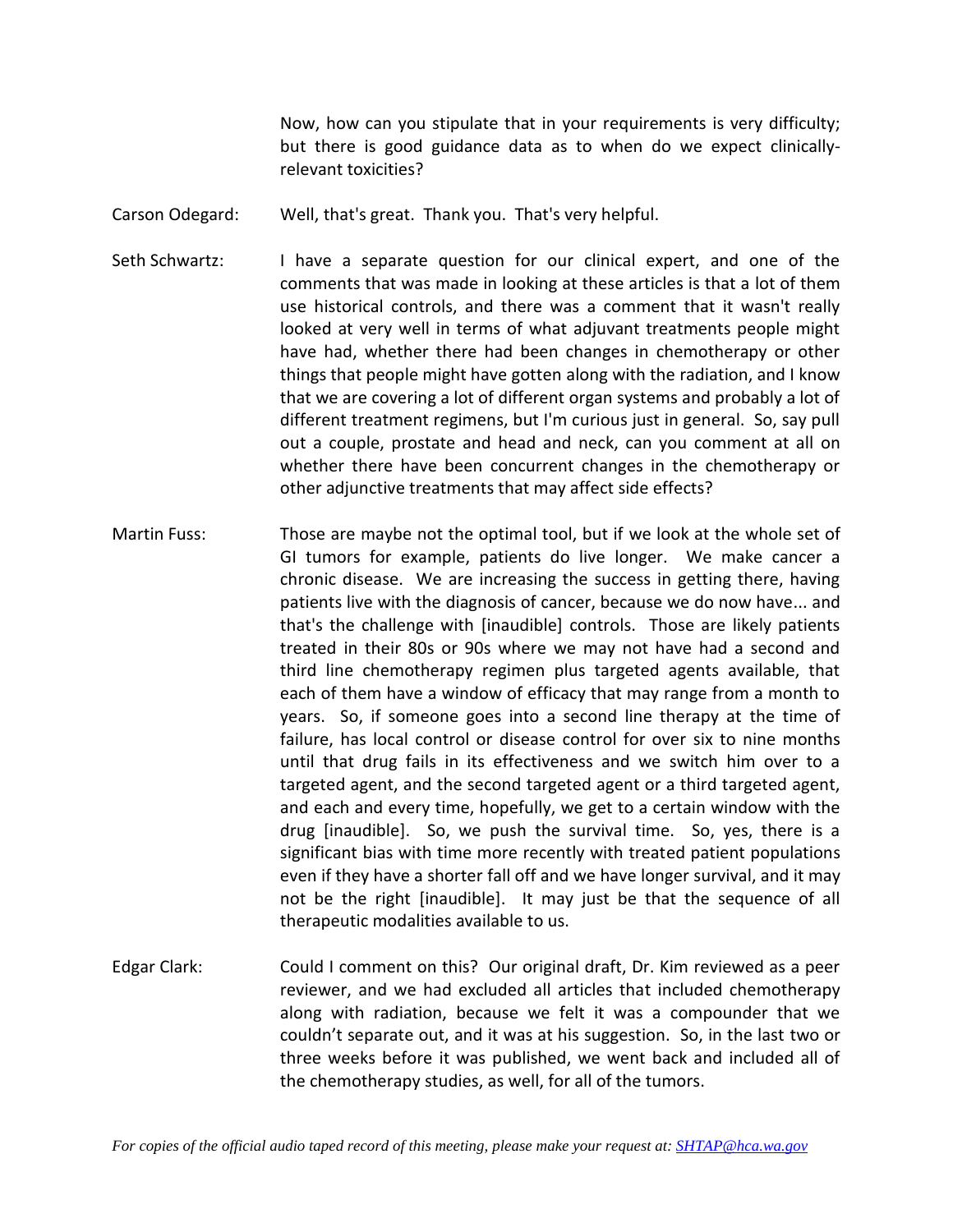Now, how can you stipulate that in your requirements is very difficulty; but there is good guidance data as to when do we expect clinically-relevant toxicities?

Carson Odegard: Well, that's great. Thank you. That's very helpful.

Seth Schwartz: I have a separate question for our clinical expert, and one of the comments that was made in looking at these articles is that a lot of them use historical controls, and there was a comment that it wasn't really looked at very well in terms of what adjuvant treatments people might have had, whether there had been changes in chemotherapy or other things that people might have gotten along with the radiation, and I know that we are covering a lot of different organ systems and probably a lot of different treatment regimens, but I'm curious just in general. So, say pull out a couple, prostate and head and neck, can you comment at all on whether there have been concurrent changes in the chemotherapy or other adjunctive treatments that may affect side effects?

Martin Fuss: Those are maybe not the optimal tool, but if we look at the whole set of GI tumors for example, patients do live longer. We make cancer a chronic disease. We are increasing the success in getting there, having patients live with the diagnosis of cancer, because we do now have... and that's the challenge with [inaudible] controls. Those are likely patients treated in their 80s or 90s where we may not have had a second and third line chemotherapy regimen plus targeted agents available, that each of them have a window of efficacy that may range from a month to years. So, if someone goes into a second line therapy at the time of failure, has local control or disease control for over six to nine months until that drug fails in its effectiveness and we switch him over to a targeted agent, and the second targeted agent or a third targeted agent, and each and every time, hopefully, we get to a certain window with the drug [inaudible]. So, we push the survival time. So, yes, there is a significant bias with time more recently with treated patient populations even if they have a shorter fall off and we have longer survival, and it may not be the right [inaudible]. It may just be that the sequence of all therapeutic modalities available to us.

Edgar Clark: Could I comment on this? Our original draft, Dr. Kim reviewed as a peer reviewer, and we had excluded all articles that included chemotherapy along with radiation, because we felt it was a compounder that we couldn't separate out, and it was at his suggestion. So, in the last two or three weeks before it was published, we went back and included all of the chemotherapy studies, as well, for all of the tumors.

*For copies of the official audio taped record of this meeting, please make your request at: SHTAP@hca.wa.gov*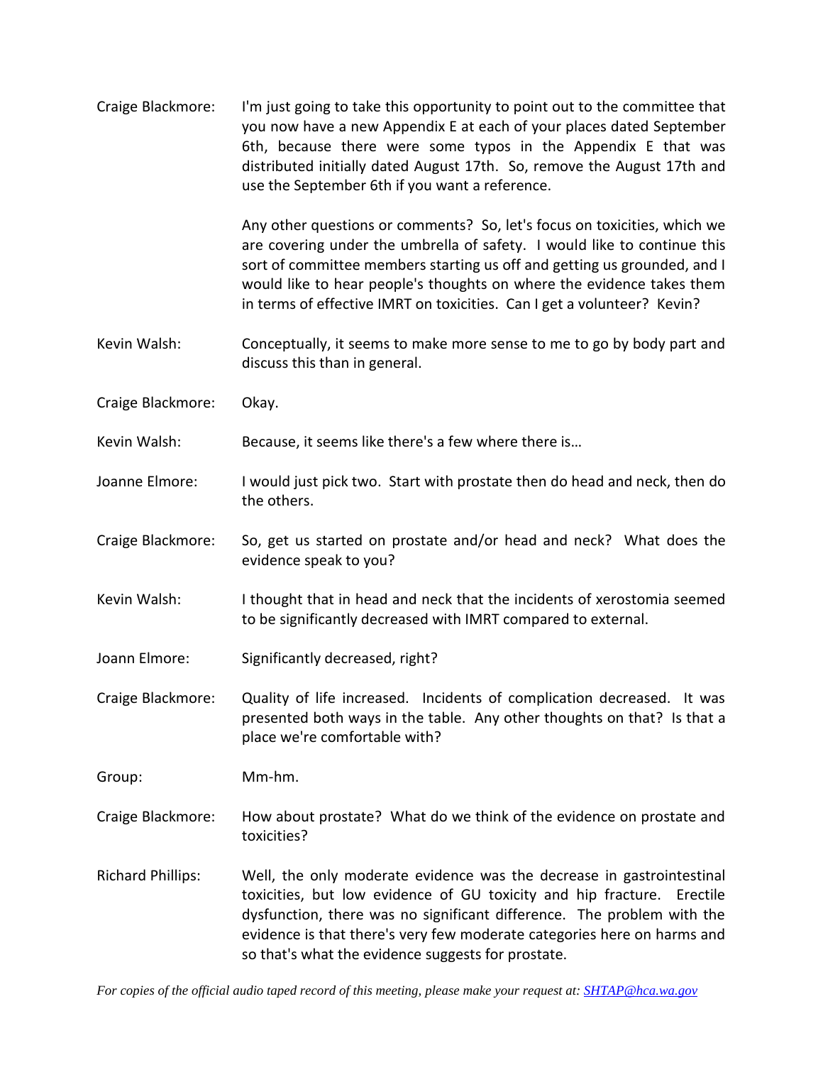Craige Blackmore: I'm just going to take this opportunity to point out to the committee that you now have a new Appendix E at each of your places dated September 6th, because there were some typos in the Appendix E that was distributed initially dated August 17th. So, remove the August 17th and use the September 6th if you want a reference.

Any other questions or comments? So, let's focus on toxicities, which we are covering under the umbrella of safety. I would like to continue this sort of committee members starting us off and getting us grounded, and I would like to hear people's thoughts on where the evidence takes them in terms of effective IMRT on toxicities. Can I get a volunteer? Kevin?

Kevin Walsh: Conceptually, it seems to make more sense to me to go by body part and discuss this than in general.

Craige Blackmore: Okay.

Kevin Walsh: Because, it seems like there's a few where there is…

Joanne Elmore: I would just pick two. Start with prostate then do head and neck, then do the others.

Craige Blackmore: So, get us started on prostate and/or head and neck? What does the evidence speak to you?

Kevin Walsh: I thought that in head and neck that the incidents of xerostomia seemed to be significantly decreased with IMRT compared to external.

Joann Elmore: Significantly decreased, right?

Craige Blackmore: Quality of life increased. Incidents of complication decreased. It was presented both ways in the table. Any other thoughts on that? Is that a place we're comfortable with?

Group: Mm-hm.

Craige Blackmore: How about prostate? What do we think of the evidence on prostate and toxicities?

Richard Phillips: Well, the only moderate evidence was the decrease in gastrointestinal toxicities, but low evidence of GU toxicity and hip fracture. Erectile dysfunction, there was no significant difference. The problem with the evidence is that there's very few moderate categories here on harms and so that's what the evidence suggests for prostate.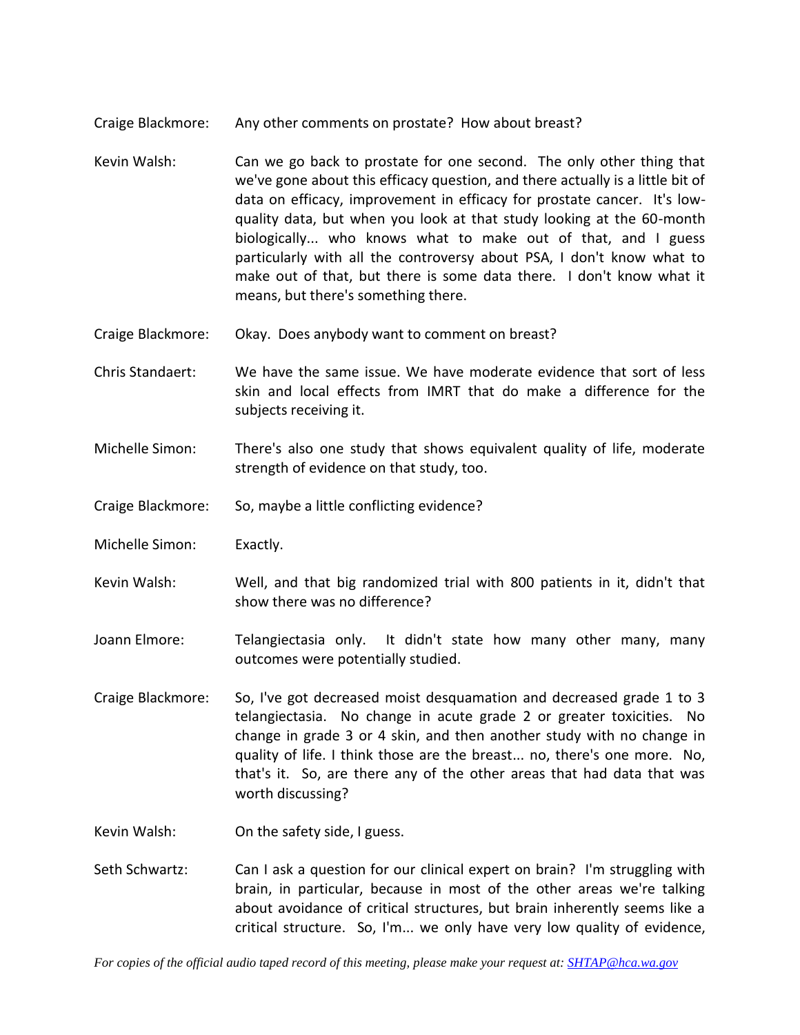Craige Blackmore: Any other comments on prostate? How about breast?

Kevin Walsh: Can we go back to prostate for one second. The only other thing that we've gone about this efficacy question, and there actually is a little bit of data on efficacy, improvement in efficacy for prostate cancer. It's low-quality data, but when you look at that study looking at the 60-month biologically... who knows what to make out of that, and I guess particularly with all the controversy about PSA, I don't know what to make out of that, but there is some data there. I don't know what it means, but there's something there.

Craige Blackmore: Okay. Does anybody want to comment on breast?

Chris Standaert: We have the same issue. We have moderate evidence that sort of less skin and local effects from IMRT that do make a difference for the subjects receiving it.

Michelle Simon: There's also one study that shows equivalent quality of life, moderate strength of evidence on that study, too.

Craige Blackmore: So, maybe a little conflicting evidence?

Michelle Simon: Exactly.

Kevin Walsh: Well, and that big randomized trial with 800 patients in it, didn't that show there was no difference?

Joann Elmore: Telangiectasia only. It didn't state how many other many, many outcomes were potentially studied.

Craige Blackmore: So, I've got decreased moist desquamation and decreased grade 1 to 3 telangiectasia. No change in acute grade 2 or greater toxicities. No change in grade 3 or 4 skin, and then another study with no change in quality of life. I think those are the breast... no, there's one more. No, that's it. So, are there any of the other areas that had data that was worth discussing?

Kevin Walsh: On the safety side, I guess.

Seth Schwartz: Can I ask a question for our clinical expert on brain? I'm struggling with brain, in particular, because in most of the other areas we're talking about avoidance of critical structures, but brain inherently seems like a critical structure. So, I'm... we only have very low quality of evidence,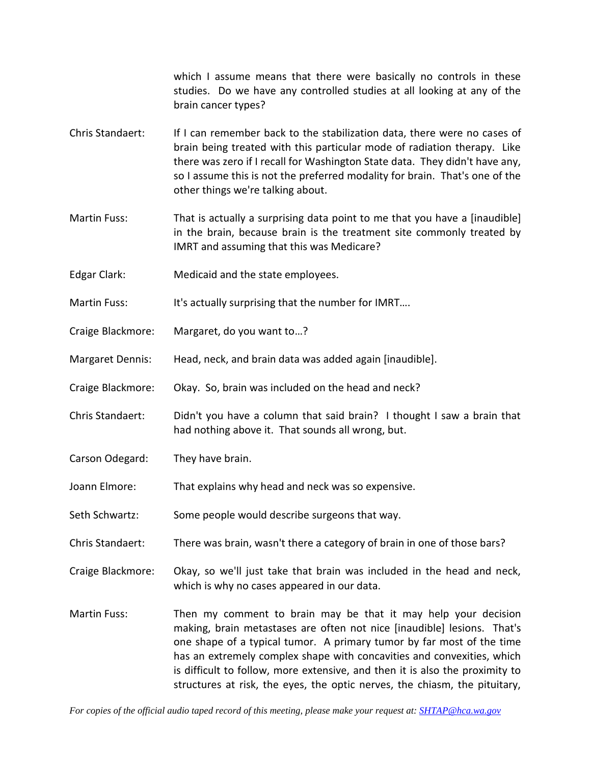which I assume means that there were basically no controls in these studies. Do we have any controlled studies at all looking at any of the brain cancer types?

Chris Standaert: If I can remember back to the stabilization data, there were no cases of brain being treated with this particular mode of radiation therapy. Like there was zero if I recall for Washington State data. They didn't have any, so I assume this is not the preferred modality for brain. That's one of the other things we're talking about.

Martin Fuss: That is actually a surprising data point to me that you have a [inaudible] in the brain, because brain is the treatment site commonly treated by IMRT and assuming that this was Medicare?

Edgar Clark: Medicaid and the state employees.

Martin Fuss: It's actually surprising that the number for IMRT….

Craige Blackmore: Margaret, do you want to…?

Margaret Dennis: Head, neck, and brain data was added again [inaudible].

Craige Blackmore: Okay. So, brain was included on the head and neck?

Chris Standaert: Didn't you have a column that said brain? I thought I saw a brain that had nothing above it. That sounds all wrong, but.

Carson Odegard: They have brain.

Joann Elmore: That explains why head and neck was so expensive.

Seth Schwartz: Some people would describe surgeons that way.

Chris Standaert: There was brain, wasn't there a category of brain in one of those bars?

Craige Blackmore: Okay, so we'll just take that brain was included in the head and neck, which is why no cases appeared in our data.

Martin Fuss: Then my comment to brain may be that it may help your decision making, brain metastases are often not nice [inaudible] lesions. That's one shape of a typical tumor. A primary tumor by far most of the time has an extremely complex shape with concavities and convexities, which is difficult to follow, more extensive, and then it is also the proximity to structures at risk, the eyes, the optic nerves, the chiasm, the pituitary,

*For copies of the official audio taped record of this meeting, please make your request at: SHTAP@hca.wa.gov*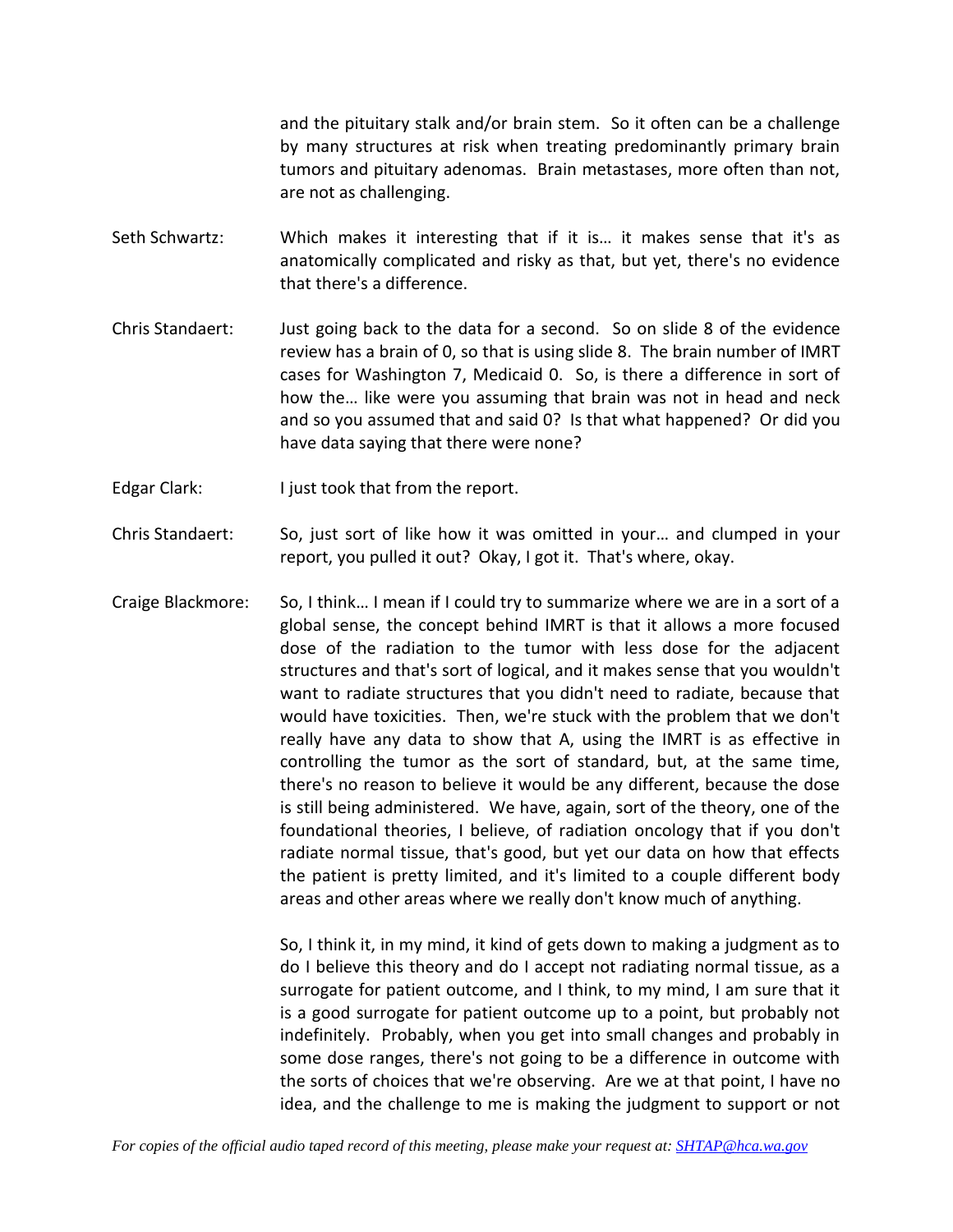and the pituitary stalk and/or brain stem. So it often can be a challenge by many structures at risk when treating predominantly primary brain tumors and pituitary adenomas. Brain metastases, more often than not, are not as challenging.

Seth Schwartz: Which makes it interesting that if it is… it makes sense that it's as anatomically complicated and risky as that, but yet, there's no evidence that there's a difference.

Chris Standaert: Just going back to the data for a second. So on slide 8 of the evidence review has a brain of 0, so that is using slide 8. The brain number of IMRT cases for Washington 7, Medicaid 0. So, is there a difference in sort of how the… like were you assuming that brain was not in head and neck and so you assumed that and said 0? Is that what happened? Or did you have data saying that there were none?

Edgar Clark: I just took that from the report.

Chris Standaert: So, just sort of like how it was omitted in your… and clumped in your report, you pulled it out? Okay, I got it. That's where, okay.

Craige Blackmore: So, I think… I mean if I could try to summarize where we are in a sort of a global sense, the concept behind IMRT is that it allows a more focused dose of the radiation to the tumor with less dose for the adjacent structures and that's sort of logical, and it makes sense that you wouldn't want to radiate structures that you didn't need to radiate, because that would have toxicities. Then, we're stuck with the problem that we don't really have any data to show that A, using the IMRT is as effective in controlling the tumor as the sort of standard, but, at the same time, there's no reason to believe it would be any different, because the dose is still being administered. We have, again, sort of the theory, one of the foundational theories, I believe, of radiation oncology that if you don't radiate normal tissue, that's good, but yet our data on how that effects the patient is pretty limited, and it's limited to a couple different body areas and other areas where we really don't know much of anything.

So, I think it, in my mind, it kind of gets down to making a judgment as to do I believe this theory and do I accept not radiating normal tissue, as a surrogate for patient outcome, and I think, to my mind, I am sure that it is a good surrogate for patient outcome up to a point, but probably not indefinitely. Probably, when you get into small changes and probably in some dose ranges, there's not going to be a difference in outcome with the sorts of choices that we're observing. Are we at that point, I have no idea, and the challenge to me is making the judgment to support or not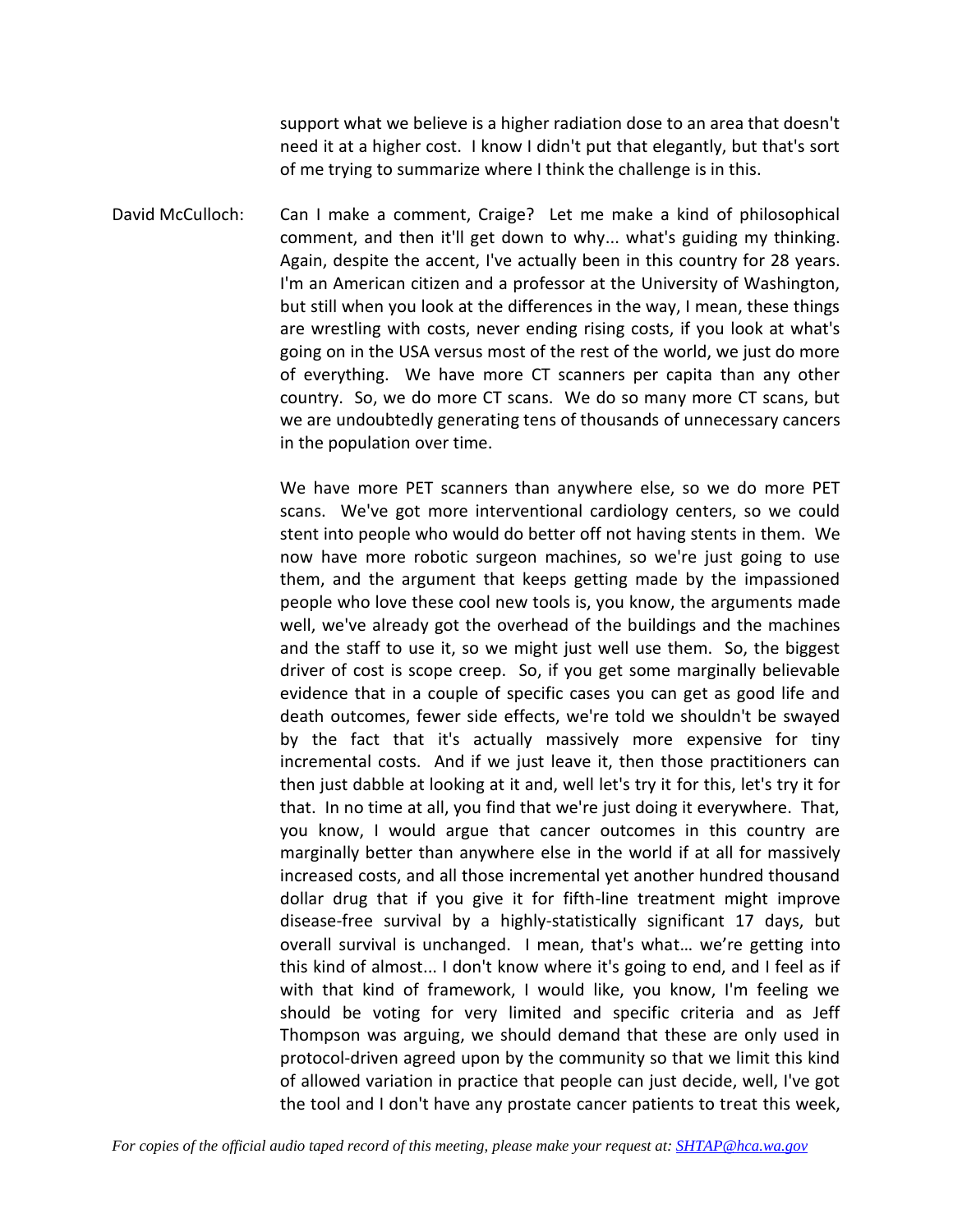support what we believe is a higher radiation dose to an area that doesn't need it at a higher cost. I know I didn't put that elegantly, but that's sort of me trying to summarize where I think the challenge is in this.

David McCulloch: Can I make a comment, Craige? Let me make a kind of philosophical comment, and then it'll get down to why... what's guiding my thinking. Again, despite the accent, I've actually been in this country for 28 years. I'm an American citizen and a professor at the University of Washington, but still when you look at the differences in the way, I mean, these things are wrestling with costs, never ending rising costs, if you look at what's going on in the USA versus most of the rest of the world, we just do more of everything. We have more CT scanners per capita than any other country. So, we do more CT scans. We do so many more CT scans, but we are undoubtedly generating tens of thousands of unnecessary cancers in the population over time.

We have more PET scanners than anywhere else, so we do more PET scans. We've got more interventional cardiology centers, so we could stent into people who would do better off not having stents in them. We now have more robotic surgeon machines, so we're just going to use them, and the argument that keeps getting made by the impassioned people who love these cool new tools is, you know, the arguments made well, we've already got the overhead of the buildings and the machines and the staff to use it, so we might just well use them. So, the biggest driver of cost is scope creep. So, if you get some marginally believable evidence that in a couple of specific cases you can get as good life and death outcomes, fewer side effects, we're told we shouldn't be swayed by the fact that it's actually massively more expensive for tiny incremental costs. And if we just leave it, then those practitioners can then just dabble at looking at it and, well let's try it for this, let's try it for that. In no time at all, you find that we're just doing it everywhere. That, you know, I would argue that cancer outcomes in this country are marginally better than anywhere else in the world if at all for massively increased costs, and all those incremental yet another hundred thousand dollar drug that if you give it for fifth-line treatment might improve disease-free survival by a highly-statistically significant 17 days, but overall survival is unchanged. I mean, that's what… we're getting into this kind of almost... I don't know where it's going to end, and I feel as if with that kind of framework, I would like, you know, I'm feeling we should be voting for very limited and specific criteria and as Jeff Thompson was arguing, we should demand that these are only used in protocol-driven agreed upon by the community so that we limit this kind of allowed variation in practice that people can just decide, well, I've got the tool and I don't have any prostate cancer patients to treat this week,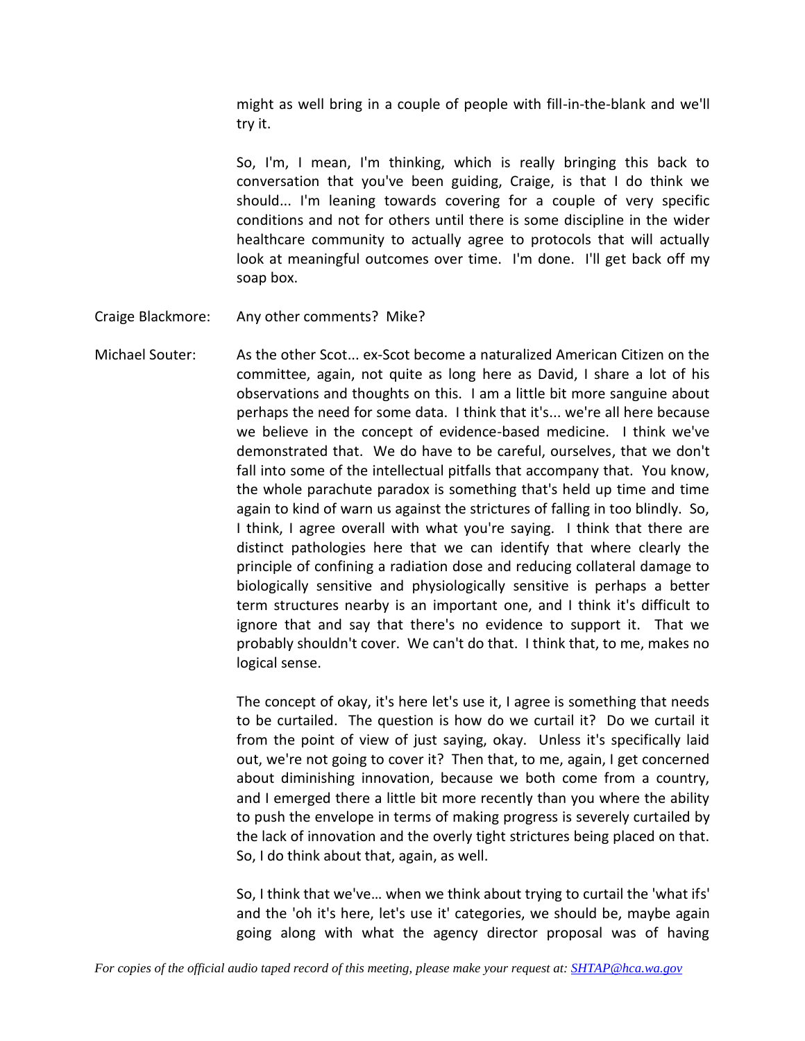might as well bring in a couple of people with fill-in-the-blank and we'll try it.

So, I'm, I mean, I'm thinking, which is really bringing this back to conversation that you've been guiding, Craige, is that I do think we should... I'm leaning towards covering for a couple of very specific conditions and not for others until there is some discipline in the wider healthcare community to actually agree to protocols that will actually look at meaningful outcomes over time. I'm done. I'll get back off my soap box.

Craige Blackmore: Any other comments? Mike?

Michael Souter: As the other Scot... ex-Scot become a naturalized American Citizen on the committee, again, not quite as long here as David, I share a lot of his observations and thoughts on this. I am a little bit more sanguine about perhaps the need for some data. I think that it's... we're all here because we believe in the concept of evidence-based medicine. I think we've demonstrated that. We do have to be careful, ourselves, that we don't fall into some of the intellectual pitfalls that accompany that. You know, the whole parachute paradox is something that's held up time and time again to kind of warn us against the strictures of falling in too blindly. So, I think, I agree overall with what you're saying. I think that there are distinct pathologies here that we can identify that where clearly the principle of confining a radiation dose and reducing collateral damage to biologically sensitive and physiologically sensitive is perhaps a better term structures nearby is an important one, and I think it's difficult to ignore that and say that there's no evidence to support it. That we probably shouldn't cover. We can't do that. I think that, to me, makes no logical sense.

The concept of okay, it's here let's use it, I agree is something that needs to be curtailed. The question is how do we curtail it? Do we curtail it from the point of view of just saying, okay. Unless it's specifically laid out, we're not going to cover it? Then that, to me, again, I get concerned about diminishing innovation, because we both come from a country, and I emerged there a little bit more recently than you where the ability to push the envelope in terms of making progress is severely curtailed by the lack of innovation and the overly tight strictures being placed on that. So, I do think about that, again, as well.

So, I think that we've… when we think about trying to curtail the 'what ifs' and the 'oh it's here, let's use it' categories, we should be, maybe again going along with what the agency director proposal was of having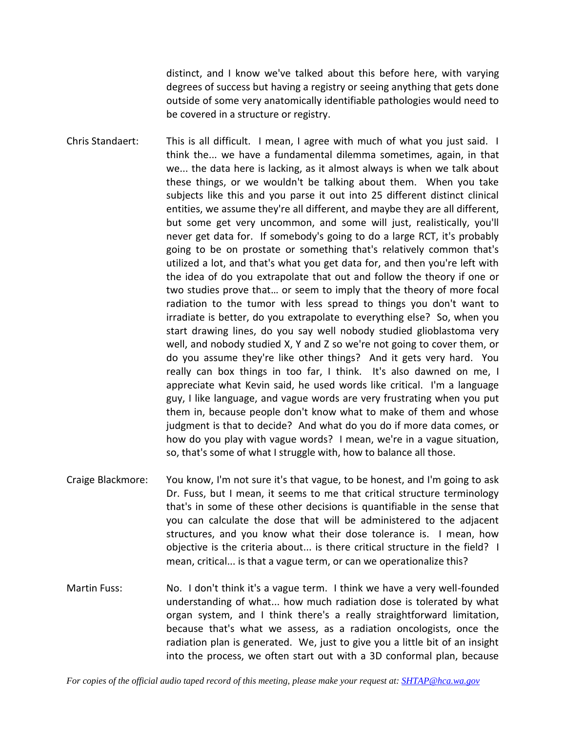distinct, and I know we've talked about this before here, with varying degrees of success but having a registry or seeing anything that gets done outside of some very anatomically identifiable pathologies would need to be covered in a structure or registry.

Chris Standaert: This is all difficult. I mean, I agree with much of what you just said. I think the... we have a fundamental dilemma sometimes, again, in that we... the data here is lacking, as it almost always is when we talk about these things, or we wouldn't be talking about them. When you take subjects like this and you parse it out into 25 different distinct clinical entities, we assume they're all different, and maybe they are all different, but some get very uncommon, and some will just, realistically, you'll never get data for. If somebody's going to do a large RCT, it's probably going to be on prostate or something that's relatively common that's utilized a lot, and that's what you get data for, and then you're left with the idea of do you extrapolate that out and follow the theory if one or two studies prove that… or seem to imply that the theory of more focal radiation to the tumor with less spread to things you don't want to irradiate is better, do you extrapolate to everything else? So, when you start drawing lines, do you say well nobody studied glioblastoma very well, and nobody studied X, Y and Z so we're not going to cover them, or do you assume they're like other things? And it gets very hard. You really can box things in too far, I think. It's also dawned on me, I appreciate what Kevin said, he used words like critical. I'm a language guy, I like language, and vague words are very frustrating when you put them in, because people don't know what to make of them and whose judgment is that to decide? And what do you do if more data comes, or how do you play with vague words? I mean, we're in a vague situation, so, that's some of what I struggle with, how to balance all those.

Craige Blackmore: You know, I'm not sure it's that vague, to be honest, and I'm going to ask Dr. Fuss, but I mean, it seems to me that critical structure terminology that's in some of these other decisions is quantifiable in the sense that you can calculate the dose that will be administered to the adjacent structures, and you know what their dose tolerance is. I mean, how objective is the criteria about... is there critical structure in the field? I mean, critical... is that a vague term, or can we operationalize this?

Martin Fuss: No. I don't think it's a vague term. I think we have a very well-founded understanding of what... how much radiation dose is tolerated by what organ system, and I think there's a really straightforward limitation, because that's what we assess, as a radiation oncologists, once the radiation plan is generated. We, just to give you a little bit of an insight into the process, we often start out with a 3D conformal plan, because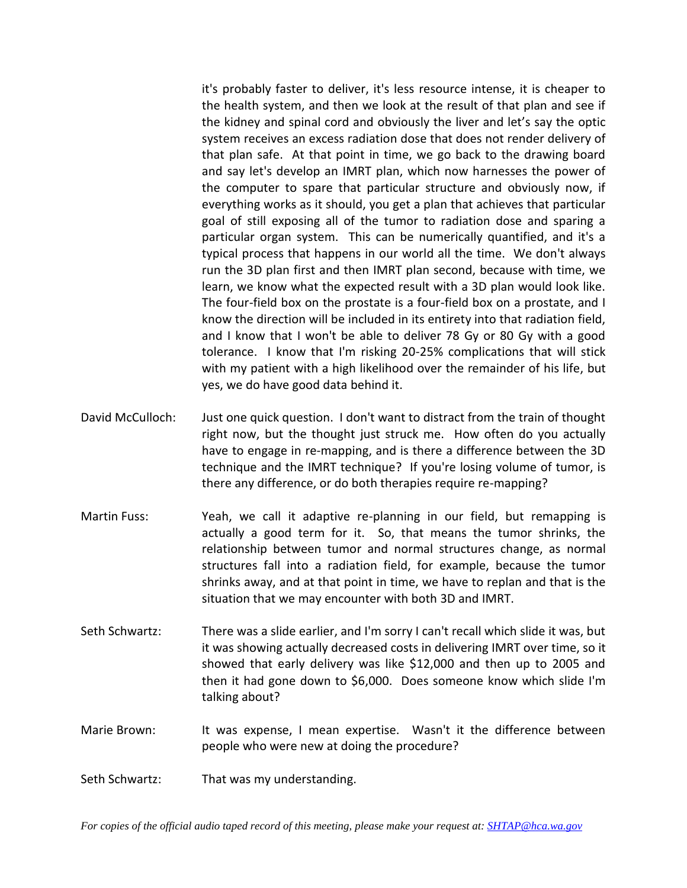it's probably faster to deliver, it's less resource intense, it is cheaper to the health system, and then we look at the result of that plan and see if the kidney and spinal cord and obviously the liver and let's say the optic system receives an excess radiation dose that does not render delivery of that plan safe. At that point in time, we go back to the drawing board and say let's develop an IMRT plan, which now harnesses the power of the computer to spare that particular structure and obviously now, if everything works as it should, you get a plan that achieves that particular goal of still exposing all of the tumor to radiation dose and sparing a particular organ system. This can be numerically quantified, and it's a typical process that happens in our world all the time. We don't always run the 3D plan first and then IMRT plan second, because with time, we learn, we know what the expected result with a 3D plan would look like. The four-field box on the prostate is a four-field box on a prostate, and I know the direction will be included in its entirety into that radiation field, and I know that I won't be able to deliver 78 Gy or 80 Gy with a good tolerance. I know that I'm risking 20-25% complications that will stick with my patient with a high likelihood over the remainder of his life, but yes, we do have good data behind it.

David McCulloch: Just one quick question. I don't want to distract from the train of thought right now, but the thought just struck me. How often do you actually have to engage in re-mapping, and is there a difference between the 3D technique and the IMRT technique? If you're losing volume of tumor, is there any difference, or do both therapies require re-mapping?

Martin Fuss: Yeah, we call it adaptive re-planning in our field, but remapping is actually a good term for it. So, that means the tumor shrinks, the relationship between tumor and normal structures change, as normal structures fall into a radiation field, for example, because the tumor shrinks away, and at that point in time, we have to replan and that is the situation that we may encounter with both 3D and IMRT.

Seth Schwartz: There was a slide earlier, and I'm sorry I can't recall which slide it was, but it was showing actually decreased costs in delivering IMRT over time, so it showed that early delivery was like $12,000 and then up to 2005 and then it had gone down to $6,000. Does someone know which slide I'm talking about?

Marie Brown: It was expense, I mean expertise. Wasn't it the difference between people who were new at doing the procedure?

Seth Schwartz: That was my understanding.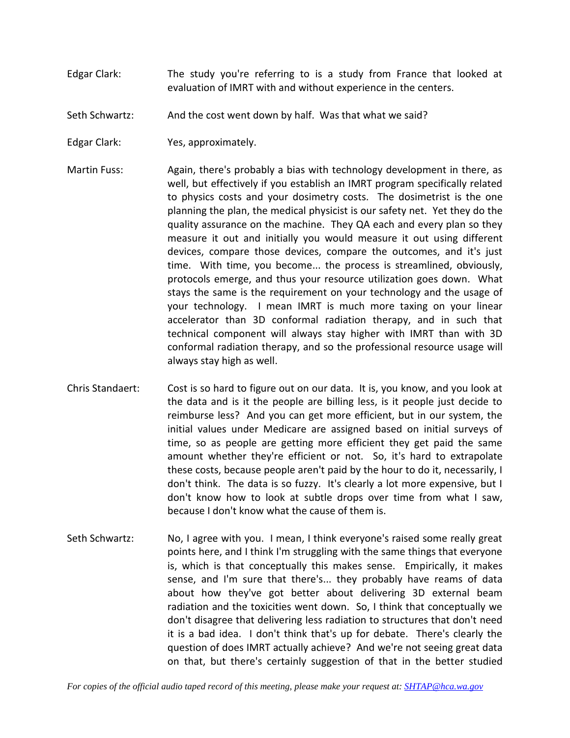Edgar Clark: The study you're referring to is a study from France that looked at evaluation of IMRT with and without experience in the centers.

Seth Schwartz: And the cost went down by half. Was that what we said?

Edgar Clark: Yes, approximately.

Martin Fuss: Again, there's probably a bias with technology development in there, as well, but effectively if you establish an IMRT program specifically related to physics costs and your dosimetry costs. The dosimetrist is the one planning the plan, the medical physicist is our safety net. Yet they do the quality assurance on the machine. They QA each and every plan so they measure it out and initially you would measure it out using different devices, compare those devices, compare the outcomes, and it's just time. With time, you become... the process is streamlined, obviously, protocols emerge, and thus your resource utilization goes down. What stays the same is the requirement on your technology and the usage of your technology. I mean IMRT is much more taxing on your linear accelerator than 3D conformal radiation therapy, and in such that technical component will always stay higher with IMRT than with 3D conformal radiation therapy, and so the professional resource usage will always stay high as well.

Chris Standaert: Cost is so hard to figure out on our data. It is, you know, and you look at the data and is it the people are billing less, is it people just decide to reimburse less? And you can get more efficient, but in our system, the initial values under Medicare are assigned based on initial surveys of time, so as people are getting more efficient they get paid the same amount whether they're efficient or not. So, it's hard to extrapolate these costs, because people aren't paid by the hour to do it, necessarily, I don't think. The data is so fuzzy. It's clearly a lot more expensive, but I don't know how to look at subtle drops over time from what I saw, because I don't know what the cause of them is.

Seth Schwartz: No, I agree with you. I mean, I think everyone's raised some really great points here, and I think I'm struggling with the same things that everyone is, which is that conceptually this makes sense. Empirically, it makes sense, and I'm sure that there's... they probably have reams of data about how they've got better about delivering 3D external beam radiation and the toxicities went down. So, I think that conceptually we don't disagree that delivering less radiation to structures that don't need it is a bad idea. I don't think that's up for debate. There's clearly the question of does IMRT actually achieve? And we're not seeing great data on that, but there's certainly suggestion of that in the better studied

*For copies of the official audio taped record of this meeting, please make your request at: SHTAP@hca.wa.gov*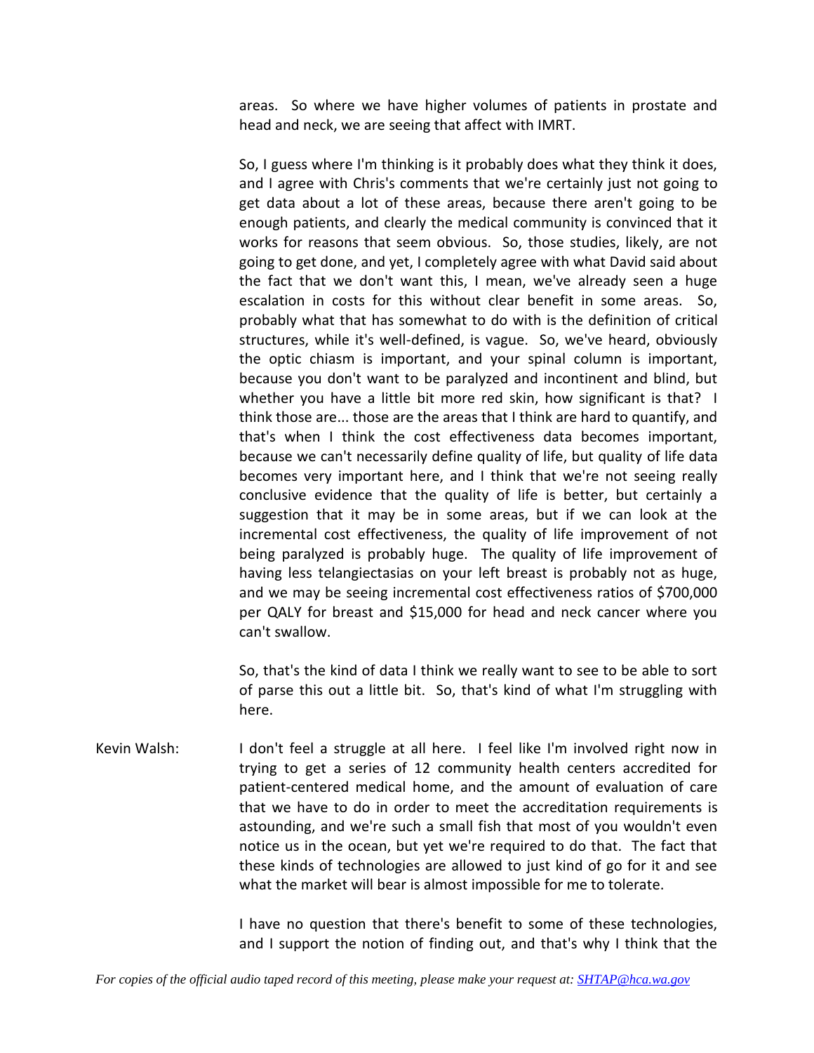areas. So where we have higher volumes of patients in prostate and head and neck, we are seeing that affect with IMRT.

So, I guess where I'm thinking is it probably does what they think it does, and I agree with Chris's comments that we're certainly just not going to get data about a lot of these areas, because there aren't going to be enough patients, and clearly the medical community is convinced that it works for reasons that seem obvious. So, those studies, likely, are not going to get done, and yet, I completely agree with what David said about the fact that we don't want this, I mean, we've already seen a huge escalation in costs for this without clear benefit in some areas. So, probably what that has somewhat to do with is the definition of critical structures, while it's well-defined, is vague. So, we've heard, obviously the optic chiasm is important, and your spinal column is important, because you don't want to be paralyzed and incontinent and blind, but whether you have a little bit more red skin, how significant is that? I think those are... those are the areas that I think are hard to quantify, and that's when I think the cost effectiveness data becomes important, because we can't necessarily define quality of life, but quality of life data becomes very important here, and I think that we're not seeing really conclusive evidence that the quality of life is better, but certainly a suggestion that it may be in some areas, but if we can look at the incremental cost effectiveness, the quality of life improvement of not being paralyzed is probably huge. The quality of life improvement of having less telangiectasias on your left breast is probably not as huge, and we may be seeing incremental cost effectiveness ratios of $700,000 per QALY for breast and $15,000 for head and neck cancer where you can't swallow.

So, that's the kind of data I think we really want to see to be able to sort of parse this out a little bit. So, that's kind of what I'm struggling with here.

Kevin Walsh: I don't feel a struggle at all here. I feel like I'm involved right now in trying to get a series of 12 community health centers accredited for patient-centered medical home, and the amount of evaluation of care that we have to do in order to meet the accreditation requirements is astounding, and we're such a small fish that most of you wouldn't even notice us in the ocean, but yet we're required to do that. The fact that these kinds of technologies are allowed to just kind of go for it and see what the market will bear is almost impossible for me to tolerate.

I have no question that there's benefit to some of these technologies, and I support the notion of finding out, and that's why I think that the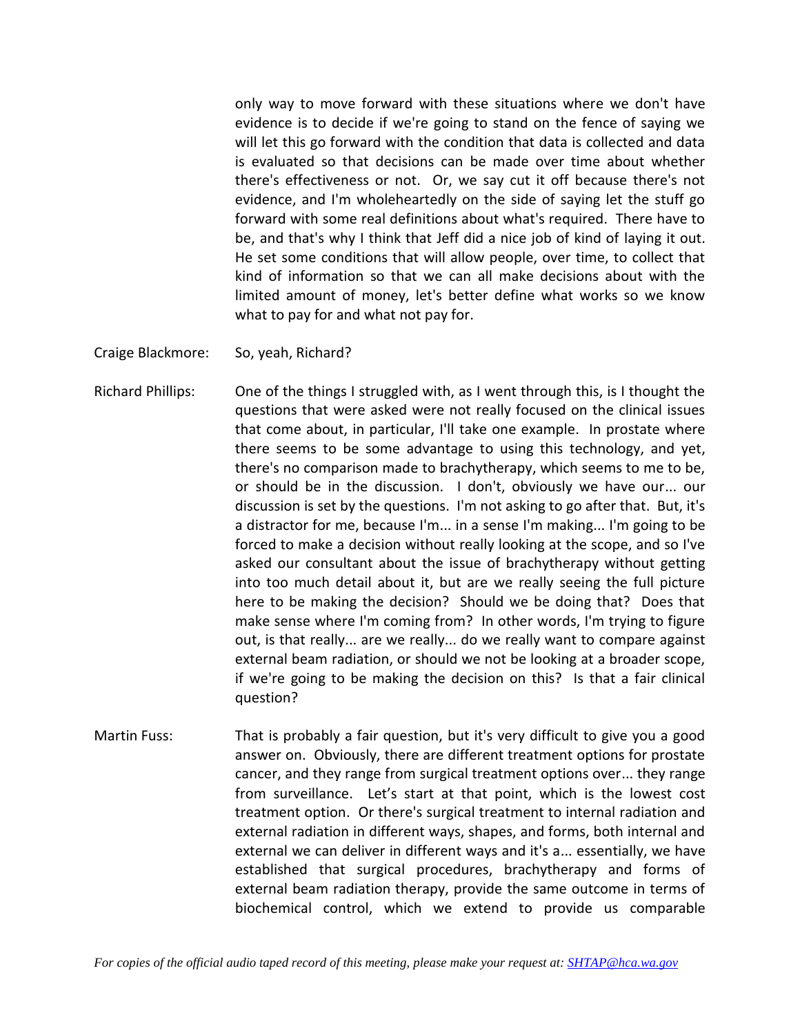only way to move forward with these situations where we don't have evidence is to decide if we're going to stand on the fence of saying we will let this go forward with the condition that data is collected and data is evaluated so that decisions can be made over time about whether there's effectiveness or not. Or, we say cut it off because there's not evidence, and I'm wholeheartedly on the side of saying let the stuff go forward with some real definitions about what's required. There have to be, and that's why I think that Jeff did a nice job of kind of laying it out. He set some conditions that will allow people, over time, to collect that kind of information so that we can all make decisions about with the limited amount of money, let's better define what works so we know what to pay for and what not pay for.

Craige Blackmore: So, yeah, Richard?

Richard Phillips: One of the things I struggled with, as I went through this, is I thought the questions that were asked were not really focused on the clinical issues that come about, in particular, I'll take one example. In prostate where there seems to be some advantage to using this technology, and yet, there's no comparison made to brachytherapy, which seems to me to be, or should be in the discussion. I don't, obviously we have our... our discussion is set by the questions. I'm not asking to go after that. But, it's a distractor for me, because I'm... in a sense I'm making... I'm going to be forced to make a decision without really looking at the scope, and so I've asked our consultant about the issue of brachytherapy without getting into too much detail about it, but are we really seeing the full picture here to be making the decision? Should we be doing that? Does that make sense where I'm coming from? In other words, I'm trying to figure out, is that really... are we really... do we really want to compare against external beam radiation, or should we not be looking at a broader scope, if we're going to be making the decision on this? Is that a fair clinical question?

Martin Fuss: That is probably a fair question, but it's very difficult to give you a good answer on. Obviously, there are different treatment options for prostate cancer, and they range from surgical treatment options over... they range from surveillance. Let's start at that point, which is the lowest cost treatment option. Or there's surgical treatment to internal radiation and external radiation in different ways, shapes, and forms, both internal and external we can deliver in different ways and it's a... essentially, we have established that surgical procedures, brachytherapy and forms of external beam radiation therapy, provide the same outcome in terms of biochemical control, which we extend to provide us comparable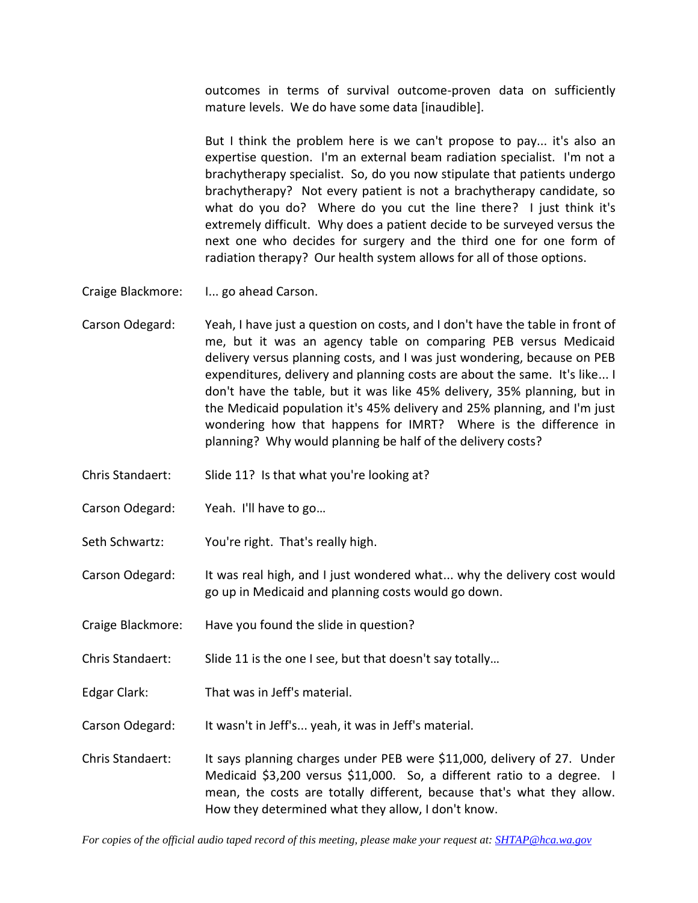outcomes in terms of survival outcome-proven data on sufficiently mature levels. We do have some data [inaudible].

But I think the problem here is we can't propose to pay... it's also an expertise question. I'm an external beam radiation specialist. I'm not a brachytherapy specialist. So, do you now stipulate that patients undergo brachytherapy? Not every patient is not a brachytherapy candidate, so what do you do? Where do you cut the line there? I just think it's extremely difficult. Why does a patient decide to be surveyed versus the next one who decides for surgery and the third one for one form of radiation therapy? Our health system allows for all of those options.

Craige Blackmore: I... go ahead Carson.

Carson Odegard: Yeah, I have just a question on costs, and I don't have the table in front of me, but it was an agency table on comparing PEB versus Medicaid delivery versus planning costs, and I was just wondering, because on PEB expenditures, delivery and planning costs are about the same. It's like... I don't have the table, but it was like 45% delivery, 35% planning, but in the Medicaid population it's 45% delivery and 25% planning, and I'm just wondering how that happens for IMRT? Where is the difference in planning? Why would planning be half of the delivery costs?

Chris Standaert: Slide 11? Is that what you're looking at?

Carson Odegard: Yeah. I'll have to go…

Seth Schwartz: You're right. That's really high.

Carson Odegard: It was real high, and I just wondered what... why the delivery cost would go up in Medicaid and planning costs would go down.

Craige Blackmore: Have you found the slide in question?

Chris Standaert: Slide 11 is the one I see, but that doesn't say totally…

Edgar Clark: That was in Jeff's material.

Carson Odegard: It wasn't in Jeff's... yeah, it was in Jeff's material.

Chris Standaert: It says planning charges under PEB were $11,000, delivery of 27. Under Medicaid $3,200 versus $11,000. So, a different ratio to a degree. I mean, the costs are totally different, because that's what they allow. How they determined what they allow, I don't know.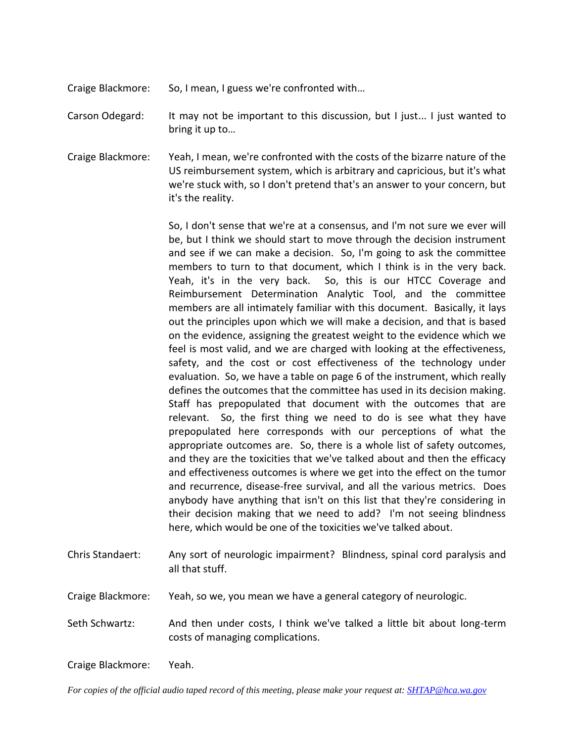Craige Blackmore: So, I mean, I guess we're confronted with…

Carson Odegard: It may not be important to this discussion, but I just... I just wanted to bring it up to…

Craige Blackmore: Yeah, I mean, we're confronted with the costs of the bizarre nature of the US reimbursement system, which is arbitrary and capricious, but it's what we're stuck with, so I don't pretend that's an answer to your concern, but it's the reality.

So, I don't sense that we're at a consensus, and I'm not sure we ever will be, but I think we should start to move through the decision instrument and see if we can make a decision. So, I'm going to ask the committee members to turn to that document, which I think is in the very back. Yeah, it's in the very back. So, this is our HTCC Coverage and Reimbursement Determination Analytic Tool, and the committee members are all intimately familiar with this document. Basically, it lays out the principles upon which we will make a decision, and that is based on the evidence, assigning the greatest weight to the evidence which we feel is most valid, and we are charged with looking at the effectiveness, safety, and the cost or cost effectiveness of the technology under evaluation. So, we have a table on page 6 of the instrument, which really defines the outcomes that the committee has used in its decision making. Staff has prepopulated that document with the outcomes that are relevant. So, the first thing we need to do is see what they have prepopulated here corresponds with our perceptions of what the appropriate outcomes are. So, there is a whole list of safety outcomes, and they are the toxicities that we've talked about and then the efficacy and effectiveness outcomes is where we get into the effect on the tumor and recurrence, disease-free survival, and all the various metrics. Does anybody have anything that isn't on this list that they're considering in their decision making that we need to add? I'm not seeing blindness here, which would be one of the toxicities we've talked about.

Chris Standaert: Any sort of neurologic impairment? Blindness, spinal cord paralysis and all that stuff.

Craige Blackmore: Yeah, so we, you mean we have a general category of neurologic.

Seth Schwartz: And then under costs, I think we've talked a little bit about long-term costs of managing complications.

Craige Blackmore: Yeah.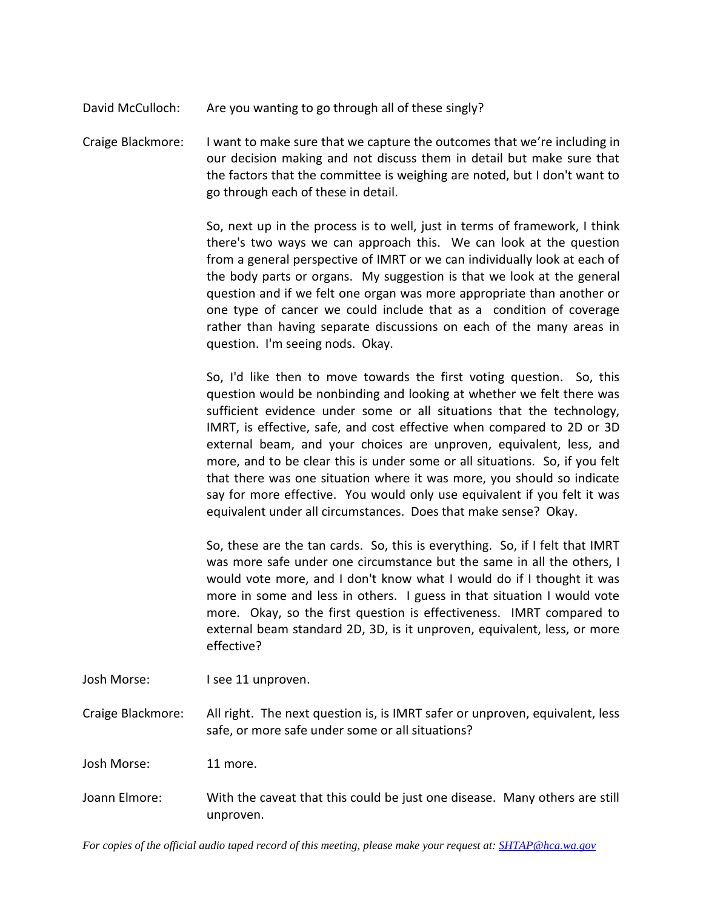David McCulloch: Are you wanting to go through all of these singly?

Craige Blackmore: I want to make sure that we capture the outcomes that we're including in our decision making and not discuss them in detail but make sure that the factors that the committee is weighing are noted, but I don't want to go through each of these in detail.

So, next up in the process is to well, just in terms of framework, I think there's two ways we can approach this. We can look at the question from a general perspective of IMRT or we can individually look at each of the body parts or organs. My suggestion is that we look at the general question and if we felt one organ was more appropriate than another or one type of cancer we could include that as a condition of coverage rather than having separate discussions on each of the many areas in question. I'm seeing nods. Okay.

So, I'd like then to move towards the first voting question. So, this question would be nonbinding and looking at whether we felt there was sufficient evidence under some or all situations that the technology, IMRT, is effective, safe, and cost effective when compared to 2D or 3D external beam, and your choices are unproven, equivalent, less, and more, and to be clear this is under some or all situations. So, if you felt that there was one situation where it was more, you should so indicate say for more effective. You would only use equivalent if you felt it was equivalent under all circumstances. Does that make sense? Okay.

So, these are the tan cards. So, this is everything. So, if I felt that IMRT was more safe under one circumstance but the same in all the others, I would vote more, and I don't know what I would do if I thought it was more in some and less in others. I guess in that situation I would vote more. Okay, so the first question is effectiveness. IMRT compared to external beam standard 2D, 3D, is it unproven, equivalent, less, or more effective?

Josh Morse: I see 11 unproven.

Craige Blackmore: All right. The next question is, is IMRT safer or unproven, equivalent, less safe, or more safe under some or all situations?

Josh Morse: 11 more.

Joann Elmore: With the caveat that this could be just one disease. Many others are still unproven.

*For copies of the official audio taped record of this meeting, please make your request at: [SHTAP@hca.wa.gov](mailto:SHTAP@hca.wa.gov)*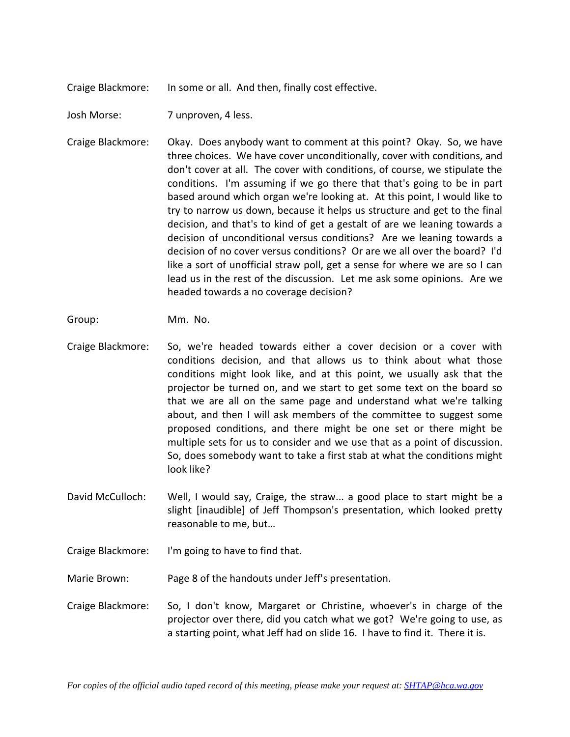Craige Blackmore: In some or all. And then, finally cost effective.

Josh Morse: 7 unproven, 4 less.

Craige Blackmore: Okay. Does anybody want to comment at this point? Okay. So, we have three choices. We have cover unconditionally, cover with conditions, and don't cover at all. The cover with conditions, of course, we stipulate the conditions. I'm assuming if we go there that that's going to be in part based around which organ we're looking at. At this point, I would like to try to narrow us down, because it helps us structure and get to the final decision, and that's to kind of get a gestalt of are we leaning towards a decision of unconditional versus conditions? Are we leaning towards a decision of no cover versus conditions? Or are we all over the board? I'd like a sort of unofficial straw poll, get a sense for where we are so I can lead us in the rest of the discussion. Let me ask some opinions. Are we headed towards a no coverage decision?

Group: Mm. No.

Craige Blackmore: So, we're headed towards either a cover decision or a cover with conditions decision, and that allows us to think about what those conditions might look like, and at this point, we usually ask that the projector be turned on, and we start to get some text on the board so that we are all on the same page and understand what we're talking about, and then I will ask members of the committee to suggest some proposed conditions, and there might be one set or there might be multiple sets for us to consider and we use that as a point of discussion. So, does somebody want to take a first stab at what the conditions might look like?

David McCulloch: Well, I would say, Craige, the straw... a good place to start might be a slight [inaudible] of Jeff Thompson's presentation, which looked pretty reasonable to me, but…

Craige Blackmore: I'm going to have to find that.

Marie Brown: Page 8 of the handouts under Jeff's presentation.

Craige Blackmore: So, I don't know, Margaret or Christine, whoever's in charge of the projector over there, did you catch what we got? We're going to use, as a starting point, what Jeff had on slide 16. I have to find it. There it is.

*For copies of the official audio taped record of this meeting, please make your request at: [SHTAP@hca.wa.gov](mailto:SHTAP@hca.wa.gov)*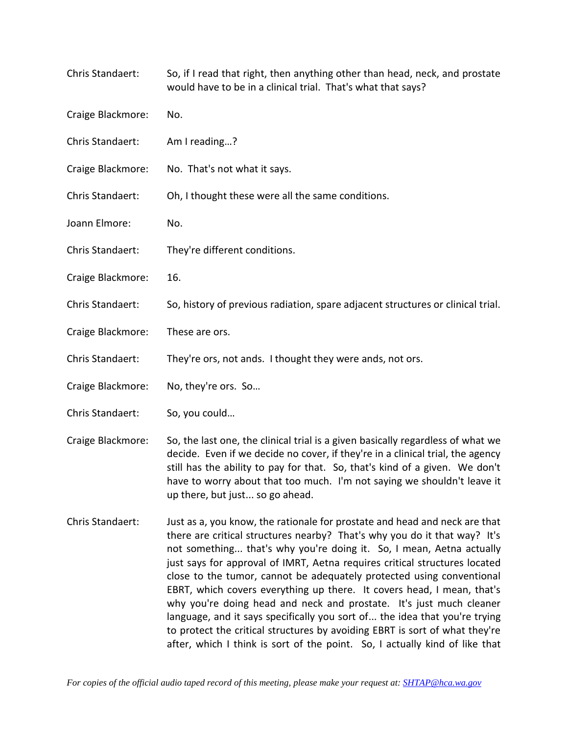Chris Standaert: So, if I read that right, then anything other than head, neck, and prostate would have to be in a clinical trial. That's what that says?

Craige Blackmore: No.

Chris Standaert: Am I reading…?

Craige Blackmore: No. That's not what it says.

Chris Standaert: Oh, I thought these were all the same conditions.

Joann Elmore: No.

Chris Standaert: They're different conditions.

Craige Blackmore: 16.

Chris Standaert: So, history of previous radiation, spare adjacent structures or clinical trial.

Craige Blackmore: These are ors.

Chris Standaert: They're ors, not ands. I thought they were ands, not ors.

Craige Blackmore: No, they're ors. So…

Chris Standaert: So, you could…

Craige Blackmore: So, the last one, the clinical trial is a given basically regardless of what we decide. Even if we decide no cover, if they're in a clinical trial, the agency still has the ability to pay for that. So, that's kind of a given. We don't have to worry about that too much. I'm not saying we shouldn't leave it up there, but just... so go ahead.

Chris Standaert: Just as a, you know, the rationale for prostate and head and neck are that there are critical structures nearby? That's why you do it that way? It's not something... that's why you're doing it. So, I mean, Aetna actually just says for approval of IMRT, Aetna requires critical structures located close to the tumor, cannot be adequately protected using conventional EBRT, which covers everything up there. It covers head, I mean, that's why you're doing head and neck and prostate. It's just much cleaner language, and it says specifically you sort of... the idea that you're trying to protect the critical structures by avoiding EBRT is sort of what they're after, which I think is sort of the point. So, I actually kind of like that

*For copies of the official audio taped record of this meeting, please make your request at: SHTAP@hca.wa.gov*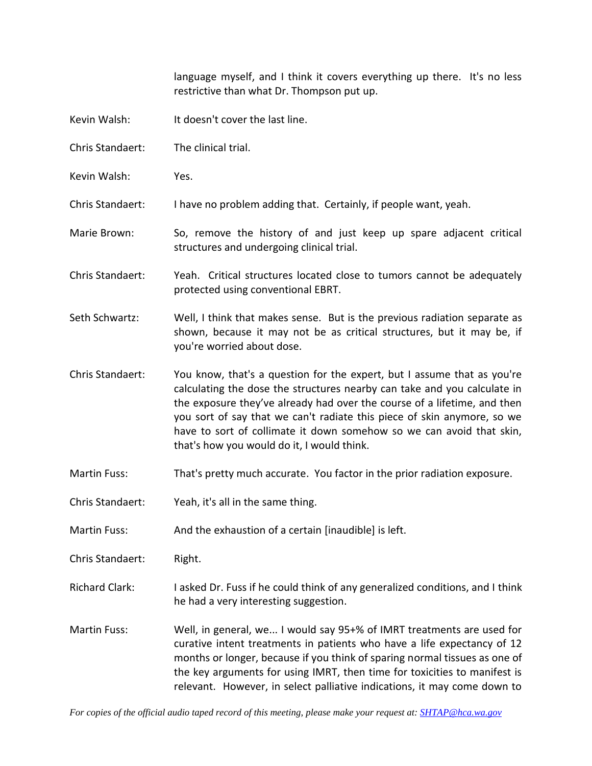language myself, and I think it covers everything up there. It's no less restrictive than what Dr. Thompson put up.

Kevin Walsh: It doesn't cover the last line.

Chris Standaert: The clinical trial.

Kevin Walsh: Yes.

Chris Standaert: I have no problem adding that. Certainly, if people want, yeah.

Marie Brown: So, remove the history of and just keep up spare adjacent critical structures and undergoing clinical trial.

Chris Standaert: Yeah. Critical structures located close to tumors cannot be adequately protected using conventional EBRT.

Seth Schwartz: Well, I think that makes sense. But is the previous radiation separate as shown, because it may not be as critical structures, but it may be, if you're worried about dose.

Chris Standaert: You know, that's a question for the expert, but I assume that as you're calculating the dose the structures nearby can take and you calculate in the exposure they've already had over the course of a lifetime, and then you sort of say that we can't radiate this piece of skin anymore, so we have to sort of collimate it down somehow so we can avoid that skin, that's how you would do it, I would think.

Martin Fuss: That's pretty much accurate. You factor in the prior radiation exposure.

Chris Standaert: Yeah, it's all in the same thing.

Martin Fuss: And the exhaustion of a certain [inaudible] is left.

Chris Standaert: Right.

Richard Clark: I asked Dr. Fuss if he could think of any generalized conditions, and I think he had a very interesting suggestion.

Martin Fuss: Well, in general, we... I would say 95+% of IMRT treatments are used for curative intent treatments in patients who have a life expectancy of 12 months or longer, because if you think of sparing normal tissues as one of the key arguments for using IMRT, then time for toxicities to manifest is relevant. However, in select palliative indications, it may come down to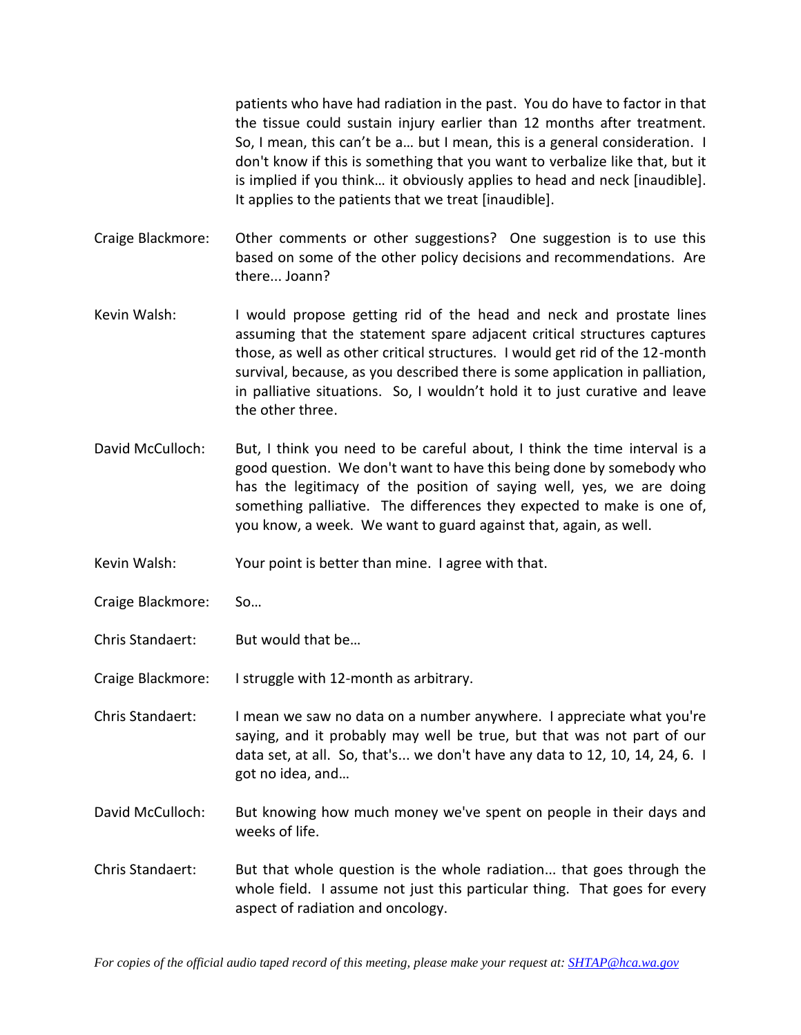patients who have had radiation in the past. You do have to factor in that the tissue could sustain injury earlier than 12 months after treatment. So, I mean, this can't be a… but I mean, this is a general consideration. I don't know if this is something that you want to verbalize like that, but it is implied if you think… it obviously applies to head and neck [inaudible]. It applies to the patients that we treat [inaudible].

Craige Blackmore: Other comments or other suggestions? One suggestion is to use this based on some of the other policy decisions and recommendations. Are there... Joann?

Kevin Walsh: I would propose getting rid of the head and neck and prostate lines assuming that the statement spare adjacent critical structures captures those, as well as other critical structures. I would get rid of the 12-month survival, because, as you described there is some application in palliation, in palliative situations. So, I wouldn't hold it to just curative and leave the other three.

David McCulloch: But, I think you need to be careful about, I think the time interval is a good question. We don't want to have this being done by somebody who has the legitimacy of the position of saying well, yes, we are doing something palliative. The differences they expected to make is one of, you know, a week. We want to guard against that, again, as well.

Kevin Walsh: Your point is better than mine. I agree with that.

Craige Blackmore: So…

Chris Standaert: But would that be…

Craige Blackmore: I struggle with 12-month as arbitrary.

Chris Standaert: I mean we saw no data on a number anywhere. I appreciate what you're saying, and it probably may well be true, but that was not part of our data set, at all. So, that's... we don't have any data to 12, 10, 14, 24, 6. I got no idea, and…

David McCulloch: But knowing how much money we've spent on people in their days and weeks of life.

Chris Standaert: But that whole question is the whole radiation... that goes through the whole field. I assume not just this particular thing. That goes for every aspect of radiation and oncology.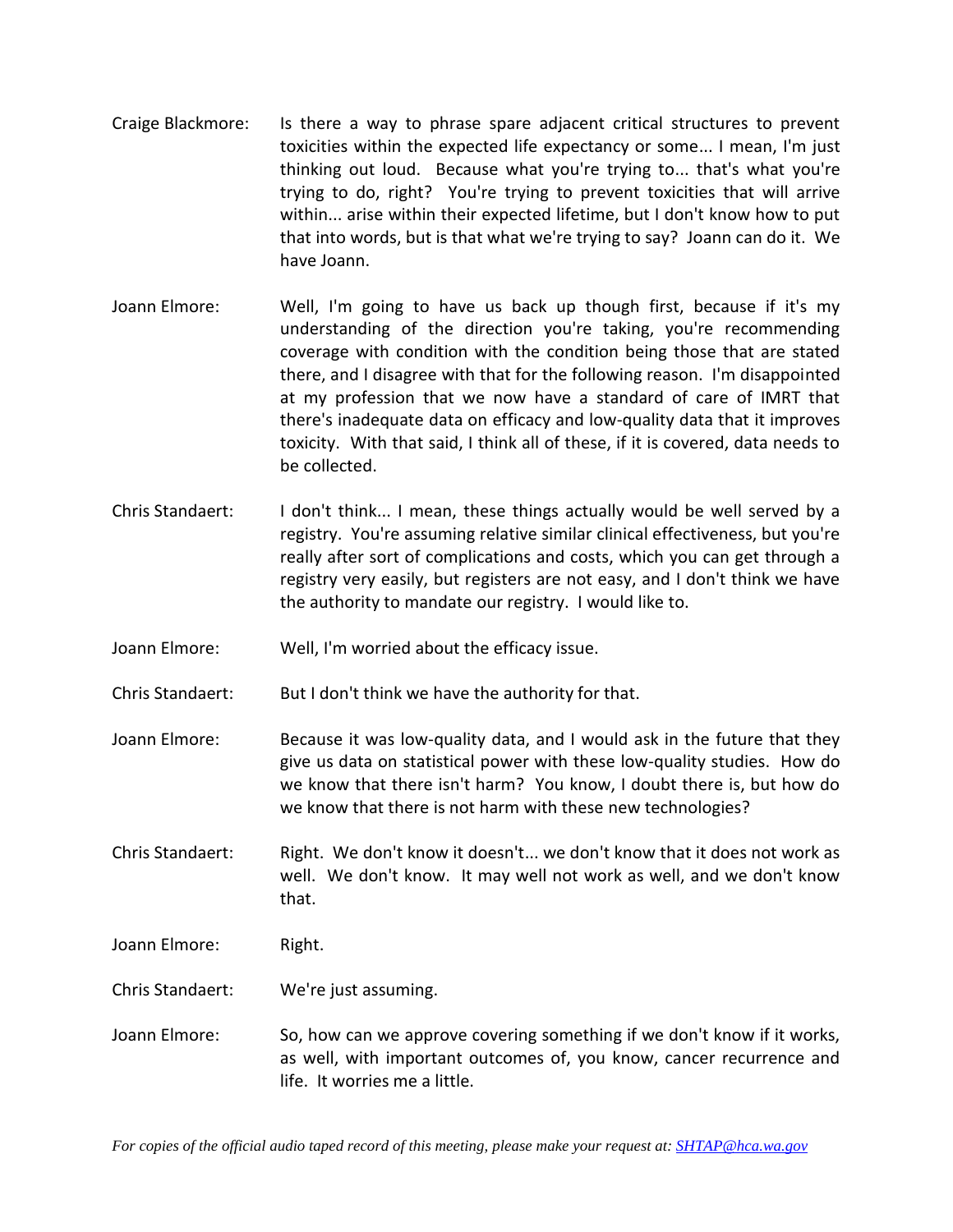Craige Blackmore: Is there a way to phrase spare adjacent critical structures to prevent toxicities within the expected life expectancy or some... I mean, I'm just thinking out loud. Because what you're trying to... that's what you're trying to do, right? You're trying to prevent toxicities that will arrive within... arise within their expected lifetime, but I don't know how to put that into words, but is that what we're trying to say? Joann can do it. We have Joann.

Joann Elmore: Well, I'm going to have us back up though first, because if it's my understanding of the direction you're taking, you're recommending coverage with condition with the condition being those that are stated there, and I disagree with that for the following reason. I'm disappointed at my profession that we now have a standard of care of IMRT that there's inadequate data on efficacy and low-quality data that it improves toxicity. With that said, I think all of these, if it is covered, data needs to be collected.

Chris Standaert: I don't think... I mean, these things actually would be well served by a registry. You're assuming relative similar clinical effectiveness, but you're really after sort of complications and costs, which you can get through a registry very easily, but registers are not easy, and I don't think we have the authority to mandate our registry. I would like to.

Joann Elmore: Well, I'm worried about the efficacy issue.

Chris Standaert: But I don't think we have the authority for that.

Joann Elmore: Because it was low-quality data, and I would ask in the future that they give us data on statistical power with these low-quality studies. How do we know that there isn't harm? You know, I doubt there is, but how do we know that there is not harm with these new technologies?

Chris Standaert: Right. We don't know it doesn't... we don't know that it does not work as well. We don't know. It may well not work as well, and we don't know that.

Joann Elmore: Right.

Chris Standaert: We're just assuming.

Joann Elmore: So, how can we approve covering something if we don't know if it works, as well, with important outcomes of, you know, cancer recurrence and life. It worries me a little.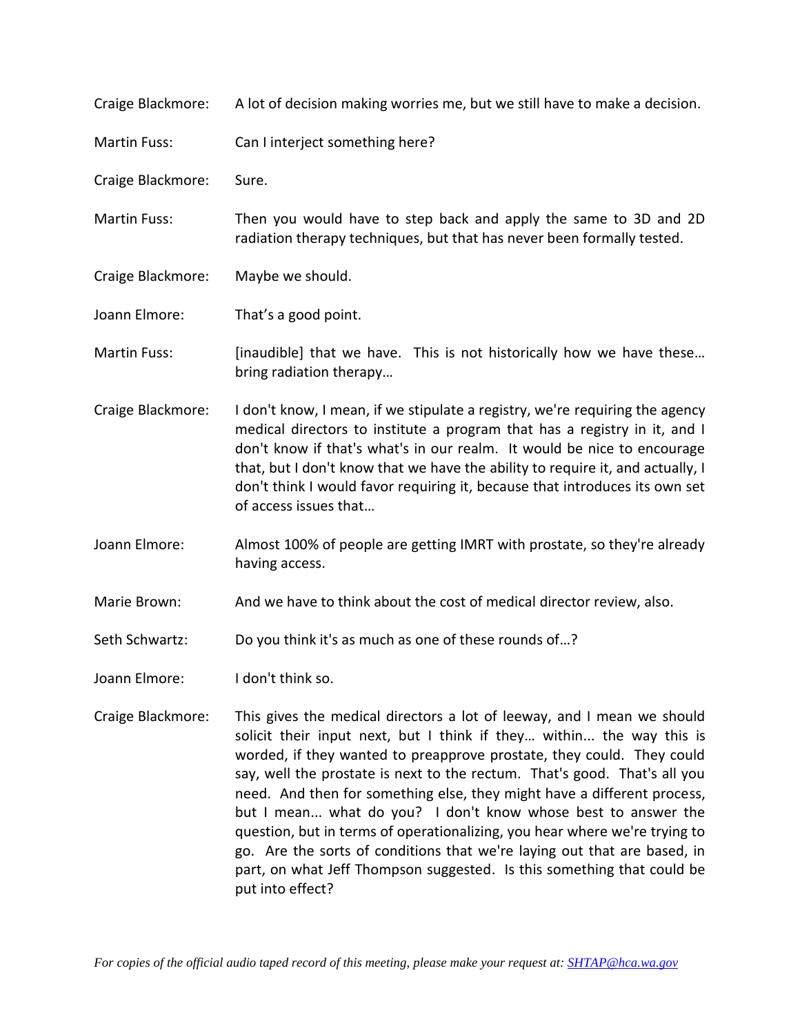Craige Blackmore: A lot of decision making worries me, but we still have to make a decision.

Martin Fuss: Can I interject something here?

Craige Blackmore: Sure.

Martin Fuss: Then you would have to step back and apply the same to 3D and 2D radiation therapy techniques, but that has never been formally tested.

Craige Blackmore: Maybe we should.

Joann Elmore: That's a good point.

Martin Fuss: [inaudible] that we have. This is not historically how we have these… bring radiation therapy…

Craige Blackmore: I don't know, I mean, if we stipulate a registry, we're requiring the agency medical directors to institute a program that has a registry in it, and I don't know if that's what's in our realm. It would be nice to encourage that, but I don't know that we have the ability to require it, and actually, I don't think I would favor requiring it, because that introduces its own set of access issues that…

Joann Elmore: Almost 100% of people are getting IMRT with prostate, so they're already having access.

Marie Brown: And we have to think about the cost of medical director review, also.

Seth Schwartz: Do you think it's as much as one of these rounds of…?

Joann Elmore: I don't think so.

Craige Blackmore: This gives the medical directors a lot of leeway, and I mean we should solicit their input next, but I think if they… within... the way this is worded, if they wanted to preapprove prostate, they could. They could say, well the prostate is next to the rectum. That's good. That's all you need. And then for something else, they might have a different process, but I mean... what do you? I don't know whose best to answer the question, but in terms of operationalizing, you hear where we're trying to go. Are the sorts of conditions that we're laying out that are based, in part, on what Jeff Thompson suggested. Is this something that could be put into effect?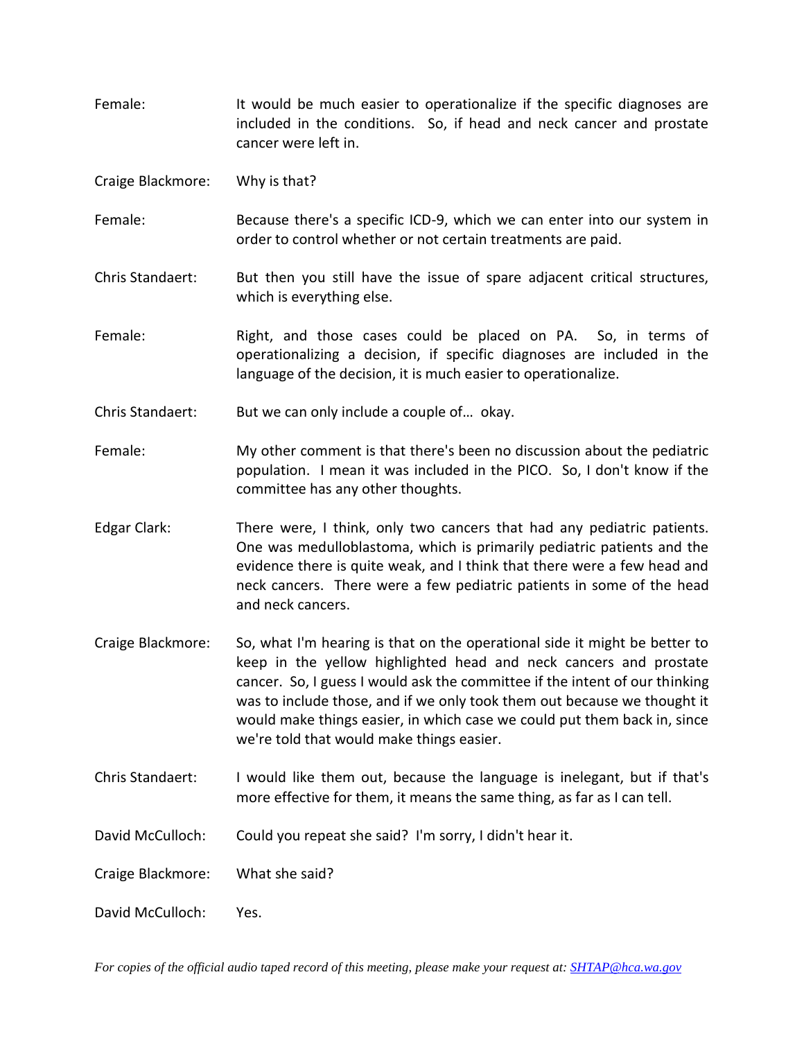Female: It would be much easier to operationalize if the specific diagnoses are included in the conditions. So, if head and neck cancer and prostate cancer were left in.

Craige Blackmore: Why is that?

Female: Because there's a specific ICD-9, which we can enter into our system in order to control whether or not certain treatments are paid.

Chris Standaert: But then you still have the issue of spare adjacent critical structures, which is everything else.

Female: Right, and those cases could be placed on PA. So, in terms of operationalizing a decision, if specific diagnoses are included in the language of the decision, it is much easier to operationalize.

Chris Standaert: But we can only include a couple of… okay.

Female: My other comment is that there's been no discussion about the pediatric population. I mean it was included in the PICO. So, I don't know if the committee has any other thoughts.

Edgar Clark: There were, I think, only two cancers that had any pediatric patients. One was medulloblastoma, which is primarily pediatric patients and the evidence there is quite weak, and I think that there were a few head and neck cancers. There were a few pediatric patients in some of the head and neck cancers.

Craige Blackmore: So, what I'm hearing is that on the operational side it might be better to keep in the yellow highlighted head and neck cancers and prostate cancer. So, I guess I would ask the committee if the intent of our thinking was to include those, and if we only took them out because we thought it would make things easier, in which case we could put them back in, since we're told that would make things easier.

Chris Standaert: I would like them out, because the language is inelegant, but if that's more effective for them, it means the same thing, as far as I can tell.

David McCulloch: Could you repeat she said? I'm sorry, I didn't hear it.

Craige Blackmore: What she said?

David McCulloch: Yes.

*For copies of the official audio taped record of this meeting, please make your request at: [SHTAP@hca.wa.gov](mailto:SHTAP@hca.wa.gov)*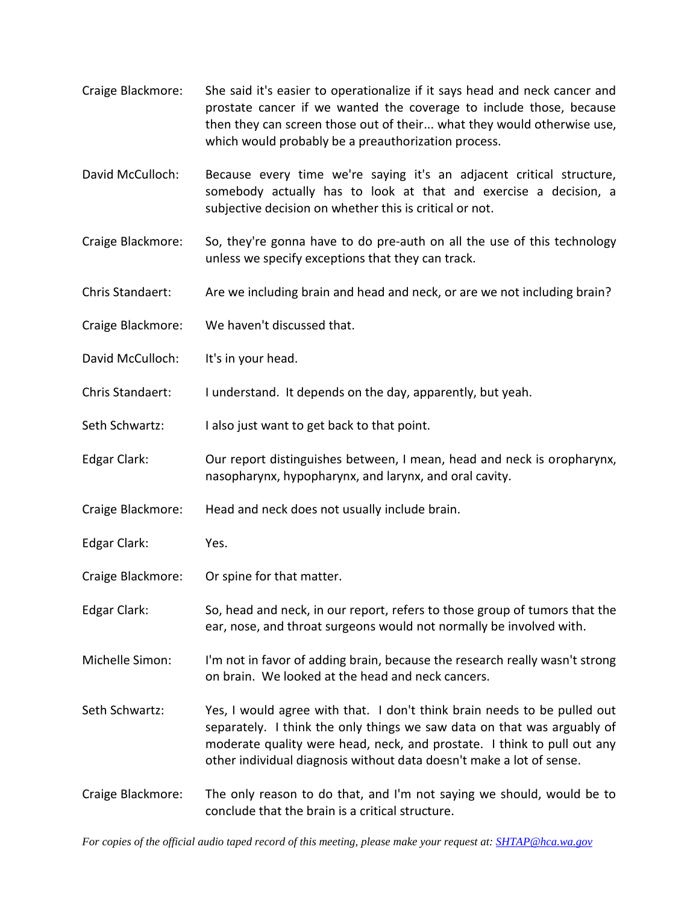Craige Blackmore: She said it's easier to operationalize if it says head and neck cancer and prostate cancer if we wanted the coverage to include those, because then they can screen those out of their... what they would otherwise use, which would probably be a preauthorization process.

David McCulloch: Because every time we're saying it's an adjacent critical structure, somebody actually has to look at that and exercise a decision, a subjective decision on whether this is critical or not.

Craige Blackmore: So, they're gonna have to do pre-auth on all the use of this technology unless we specify exceptions that they can track.

Chris Standaert: Are we including brain and head and neck, or are we not including brain?

Craige Blackmore: We haven't discussed that.

David McCulloch: It's in your head.

Chris Standaert: I understand. It depends on the day, apparently, but yeah.

Seth Schwartz: I also just want to get back to that point.

Edgar Clark: Our report distinguishes between, I mean, head and neck is oropharynx, nasopharynx, hypopharynx, and larynx, and oral cavity.

Craige Blackmore: Head and neck does not usually include brain.

Edgar Clark: Yes.

Craige Blackmore: Or spine for that matter.

Edgar Clark: So, head and neck, in our report, refers to those group of tumors that the ear, nose, and throat surgeons would not normally be involved with.

Michelle Simon: I'm not in favor of adding brain, because the research really wasn't strong on brain. We looked at the head and neck cancers.

Seth Schwartz: Yes, I would agree with that. I don't think brain needs to be pulled out separately. I think the only things we saw data on that was arguably of moderate quality were head, neck, and prostate. I think to pull out any other individual diagnosis without data doesn't make a lot of sense.

Craige Blackmore: The only reason to do that, and I'm not saying we should, would be to conclude that the brain is a critical structure.

*For copies of the official audio taped record of this meeting, please make your request at: SHTAP@hca.wa.gov*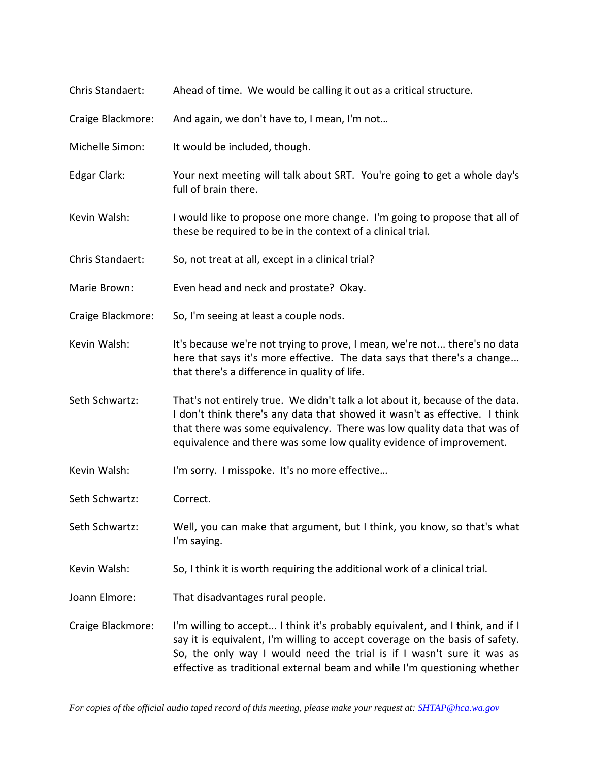Chris Standaert: Ahead of time. We would be calling it out as a critical structure.

Craige Blackmore: And again, we don't have to, I mean, I'm not…

Michelle Simon: It would be included, though.

Edgar Clark: Your next meeting will talk about SRT. You're going to get a whole day's full of brain there.

Kevin Walsh: I would like to propose one more change. I'm going to propose that all of these be required to be in the context of a clinical trial.

Chris Standaert: So, not treat at all, except in a clinical trial?

Marie Brown: Even head and neck and prostate? Okay.

Craige Blackmore: So, I'm seeing at least a couple nods.

Kevin Walsh: It's because we're not trying to prove, I mean, we're not... there's no data here that says it's more effective. The data says that there's a change... that there's a difference in quality of life.

Seth Schwartz: That's not entirely true. We didn't talk a lot about it, because of the data. I don't think there's any data that showed it wasn't as effective. I think that there was some equivalency. There was low quality data that was of equivalence and there was some low quality evidence of improvement.

Kevin Walsh: I'm sorry. I misspoke. It's no more effective…

Seth Schwartz: Correct.

Seth Schwartz: Well, you can make that argument, but I think, you know, so that's what I'm saying.

Kevin Walsh: So, I think it is worth requiring the additional work of a clinical trial.

Joann Elmore: That disadvantages rural people.

Craige Blackmore: I'm willing to accept... I think it's probably equivalent, and I think, and if I say it is equivalent, I'm willing to accept coverage on the basis of safety. So, the only way I would need the trial is if I wasn't sure it was as effective as traditional external beam and while I'm questioning whether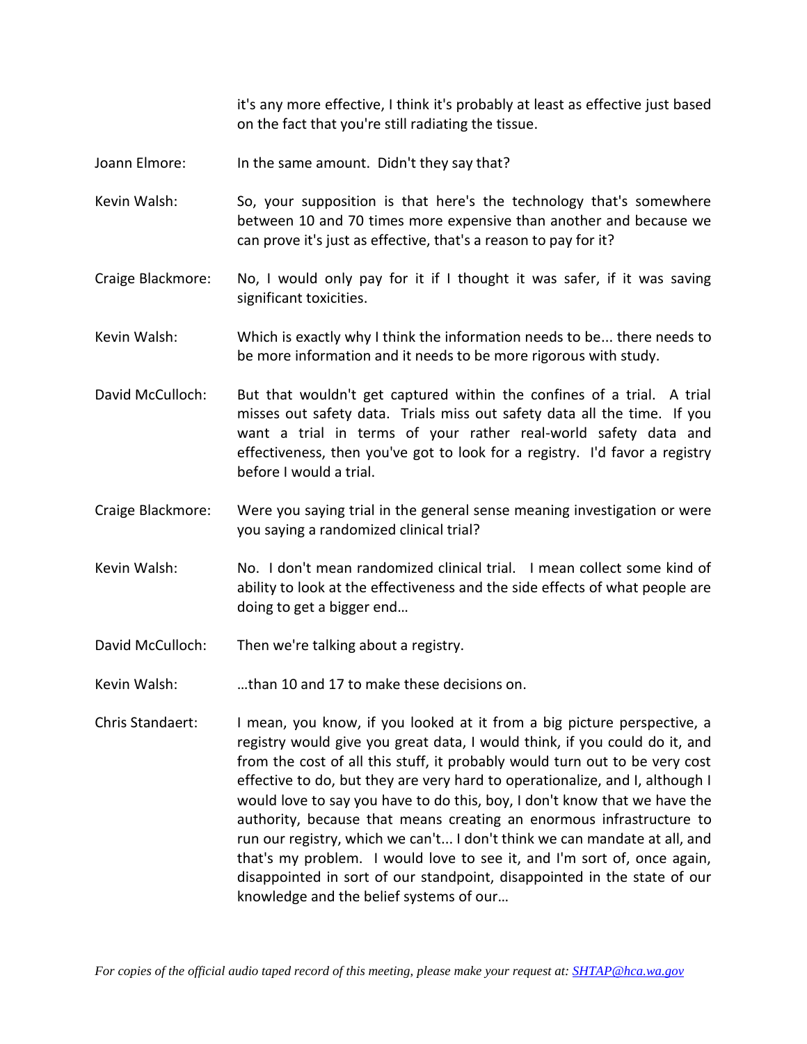it's any more effective, I think it's probably at least as effective just based on the fact that you're still radiating the tissue.

Joann Elmore: In the same amount. Didn't they say that?

Kevin Walsh: So, your supposition is that here's the technology that's somewhere between 10 and 70 times more expensive than another and because we can prove it's just as effective, that's a reason to pay for it?

Craige Blackmore: No, I would only pay for it if I thought it was safer, if it was saving significant toxicities.

Kevin Walsh: Which is exactly why I think the information needs to be... there needs to be more information and it needs to be more rigorous with study.

David McCulloch: But that wouldn't get captured within the confines of a trial. A trial misses out safety data. Trials miss out safety data all the time. If you want a trial in terms of your rather real-world safety data and effectiveness, then you've got to look for a registry. I'd favor a registry before I would a trial.

Craige Blackmore: Were you saying trial in the general sense meaning investigation or were you saying a randomized clinical trial?

Kevin Walsh: No. I don't mean randomized clinical trial. I mean collect some kind of ability to look at the effectiveness and the side effects of what people are doing to get a bigger end…

David McCulloch: Then we're talking about a registry.

Kevin Walsh: …than 10 and 17 to make these decisions on.

Chris Standaert: I mean, you know, if you looked at it from a big picture perspective, a registry would give you great data, I would think, if you could do it, and from the cost of all this stuff, it probably would turn out to be very cost effective to do, but they are very hard to operationalize, and I, although I would love to say you have to do this, boy, I don't know that we have the authority, because that means creating an enormous infrastructure to run our registry, which we can't... I don't think we can mandate at all, and that's my problem. I would love to see it, and I'm sort of, once again, disappointed in sort of our standpoint, disappointed in the state of our knowledge and the belief systems of our…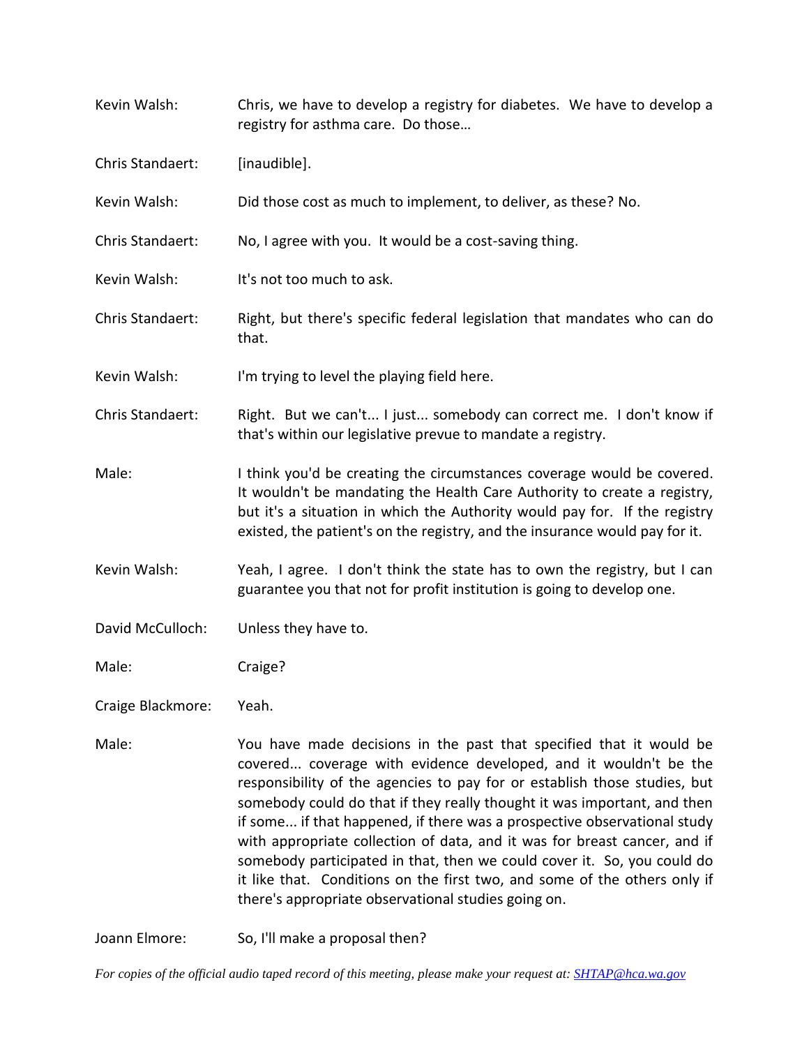Kevin Walsh: Chris, we have to develop a registry for diabetes. We have to develop a registry for asthma care. Do those…

Chris Standaert: [inaudible].

Kevin Walsh: Did those cost as much to implement, to deliver, as these? No.

Chris Standaert: No, I agree with you. It would be a cost-saving thing.

Kevin Walsh: It's not too much to ask.

Chris Standaert: Right, but there's specific federal legislation that mandates who can do that.

Kevin Walsh: I'm trying to level the playing field here.

Chris Standaert: Right. But we can't... I just... somebody can correct me. I don't know if that's within our legislative prevue to mandate a registry.

Male: I think you'd be creating the circumstances coverage would be covered. It wouldn't be mandating the Health Care Authority to create a registry, but it's a situation in which the Authority would pay for. If the registry existed, the patient's on the registry, and the insurance would pay for it.

Kevin Walsh: Yeah, I agree. I don't think the state has to own the registry, but I can guarantee you that not for profit institution is going to develop one.

David McCulloch: Unless they have to.

Male: Craige?

Craige Blackmore: Yeah.

Male: You have made decisions in the past that specified that it would be covered... coverage with evidence developed, and it wouldn't be the responsibility of the agencies to pay for or establish those studies, but somebody could do that if they really thought it was important, and then if some... if that happened, if there was a prospective observational study with appropriate collection of data, and it was for breast cancer, and if somebody participated in that, then we could cover it. So, you could do it like that. Conditions on the first two, and some of the others only if there's appropriate observational studies going on.

Joann Elmore: So, I'll make a proposal then?

*For copies of the official audio taped record of this meeting, please make your request at: SHTAP@hca.wa.gov*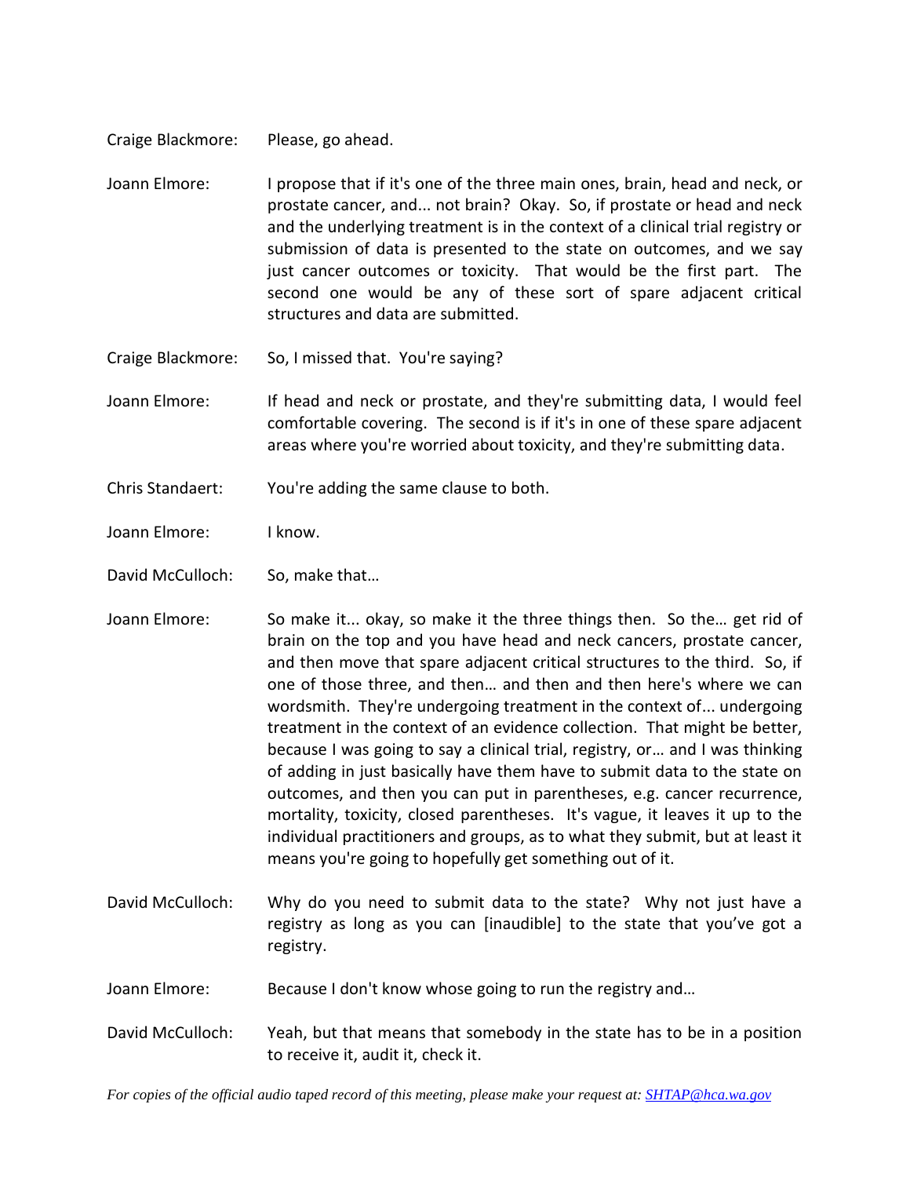Craige Blackmore: Please, go ahead.

Joann Elmore: I propose that if it's one of the three main ones, brain, head and neck, or prostate cancer, and... not brain? Okay. So, if prostate or head and neck and the underlying treatment is in the context of a clinical trial registry or submission of data is presented to the state on outcomes, and we say just cancer outcomes or toxicity. That would be the first part. The second one would be any of these sort of spare adjacent critical structures and data are submitted.

Craige Blackmore: So, I missed that. You're saying?

Joann Elmore: If head and neck or prostate, and they're submitting data, I would feel comfortable covering. The second is if it's in one of these spare adjacent areas where you're worried about toxicity, and they're submitting data.

Chris Standaert: You're adding the same clause to both.

Joann Elmore: I know.

David McCulloch: So, make that…

Joann Elmore: So make it... okay, so make it the three things then. So the… get rid of brain on the top and you have head and neck cancers, prostate cancer, and then move that spare adjacent critical structures to the third. So, if one of those three, and then… and then and then here's where we can wordsmith. They're undergoing treatment in the context of... undergoing treatment in the context of an evidence collection. That might be better, because I was going to say a clinical trial, registry, or… and I was thinking of adding in just basically have them have to submit data to the state on outcomes, and then you can put in parentheses, e.g. cancer recurrence, mortality, toxicity, closed parentheses. It's vague, it leaves it up to the individual practitioners and groups, as to what they submit, but at least it means you're going to hopefully get something out of it.

David McCulloch: Why do you need to submit data to the state? Why not just have a registry as long as you can [inaudible] to the state that you've got a registry.

Joann Elmore: Because I don't know whose going to run the registry and…

David McCulloch: Yeah, but that means that somebody in the state has to be in a position to receive it, audit it, check it.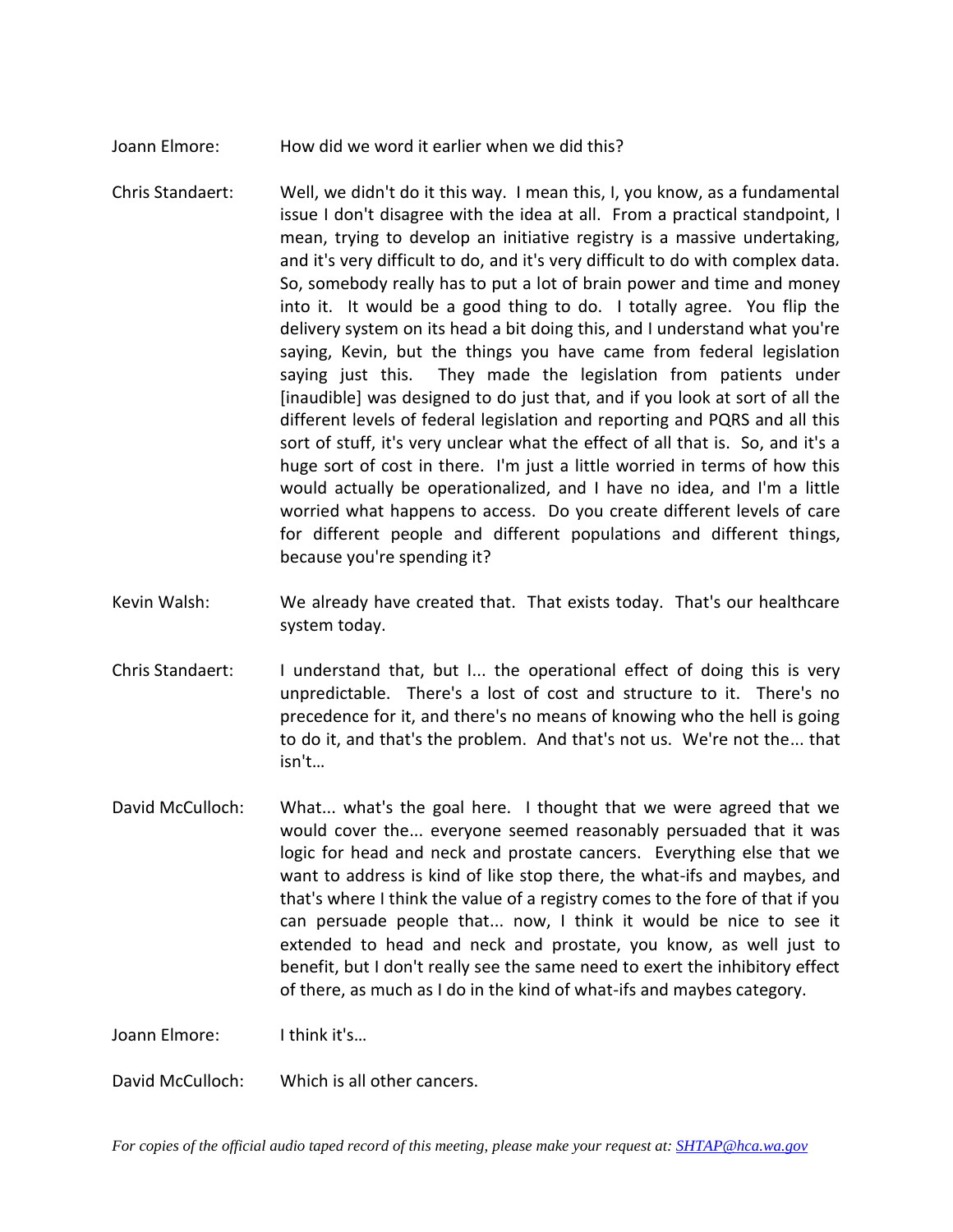Joann Elmore: How did we word it earlier when we did this?

Chris Standaert: Well, we didn't do it this way. I mean this, I, you know, as a fundamental issue I don't disagree with the idea at all. From a practical standpoint, I mean, trying to develop an initiative registry is a massive undertaking, and it's very difficult to do, and it's very difficult to do with complex data. So, somebody really has to put a lot of brain power and time and money into it. It would be a good thing to do. I totally agree. You flip the delivery system on its head a bit doing this, and I understand what you're saying, Kevin, but the things you have came from federal legislation saying just this. They made the legislation from patients under [inaudible] was designed to do just that, and if you look at sort of all the different levels of federal legislation and reporting and PQRS and all this sort of stuff, it's very unclear what the effect of all that is. So, and it's a huge sort of cost in there. I'm just a little worried in terms of how this would actually be operationalized, and I have no idea, and I'm a little worried what happens to access. Do you create different levels of care for different people and different populations and different things, because you're spending it?

Kevin Walsh: We already have created that. That exists today. That's our healthcare system today.

Chris Standaert: I understand that, but I... the operational effect of doing this is very unpredictable. There's a lost of cost and structure to it. There's no precedence for it, and there's no means of knowing who the hell is going to do it, and that's the problem. And that's not us. We're not the... that isn't…

David McCulloch: What... what's the goal here. I thought that we were agreed that we would cover the... everyone seemed reasonably persuaded that it was logic for head and neck and prostate cancers. Everything else that we want to address is kind of like stop there, the what-ifs and maybes, and that's where I think the value of a registry comes to the fore of that if you can persuade people that... now, I think it would be nice to see it extended to head and neck and prostate, you know, as well just to benefit, but I don't really see the same need to exert the inhibitory effect of there, as much as I do in the kind of what-ifs and maybes category.

Joann Elmore: I think it's…

David McCulloch: Which is all other cancers.

*For copies of the official audio taped record of this meeting, please make your request at: SHTAP@hca.wa.gov*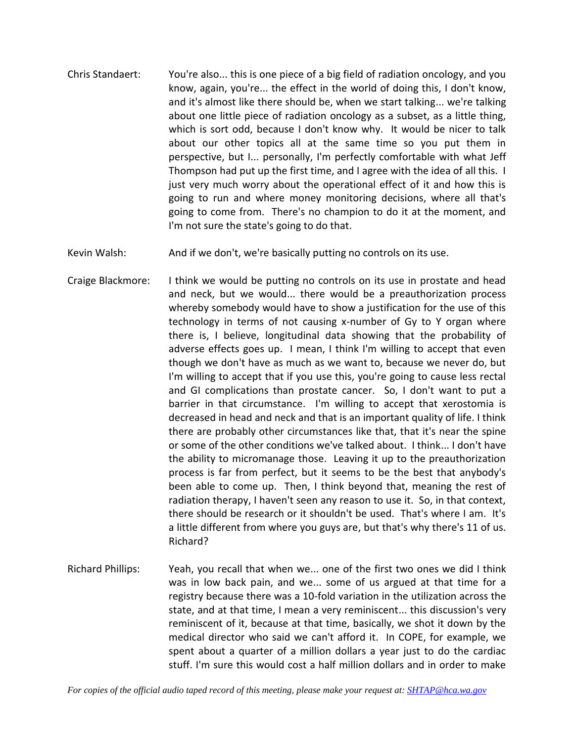Chris Standaert: You're also... this is one piece of a big field of radiation oncology, and you know, again, you're... the effect in the world of doing this, I don't know, and it's almost like there should be, when we start talking... we're talking about one little piece of radiation oncology as a subset, as a little thing, which is sort odd, because I don't know why. It would be nicer to talk about our other topics all at the same time so you put them in perspective, but I... personally, I'm perfectly comfortable with what Jeff Thompson had put up the first time, and I agree with the idea of all this. I just very much worry about the operational effect of it and how this is going to run and where money monitoring decisions, where all that's going to come from. There's no champion to do it at the moment, and I'm not sure the state's going to do that.

Kevin Walsh: And if we don't, we're basically putting no controls on its use.

Craige Blackmore: I think we would be putting no controls on its use in prostate and head and neck, but we would... there would be a preauthorization process whereby somebody would have to show a justification for the use of this technology in terms of not causing x-number of Gy to Y organ where there is, I believe, longitudinal data showing that the probability of adverse effects goes up. I mean, I think I'm willing to accept that even though we don't have as much as we want to, because we never do, but I'm willing to accept that if you use this, you're going to cause less rectal and GI complications than prostate cancer. So, I don't want to put a barrier in that circumstance. I'm willing to accept that xerostomia is decreased in head and neck and that is an important quality of life. I think there are probably other circumstances like that, that it's near the spine or some of the other conditions we've talked about. I think... I don't have the ability to micromanage those. Leaving it up to the preauthorization process is far from perfect, but it seems to be the best that anybody's been able to come up. Then, I think beyond that, meaning the rest of radiation therapy, I haven't seen any reason to use it. So, in that context, there should be research or it shouldn't be used. That's where I am. It's a little different from where you guys are, but that's why there's 11 of us. Richard?

Richard Phillips: Yeah, you recall that when we... one of the first two ones we did I think was in low back pain, and we... some of us argued at that time for a registry because there was a 10-fold variation in the utilization across the state, and at that time, I mean a very reminiscent... this discussion's very reminiscent of it, because at that time, basically, we shot it down by the medical director who said we can't afford it. In COPE, for example, we spent about a quarter of a million dollars a year just to do the cardiac stuff. I'm sure this would cost a half million dollars and in order to make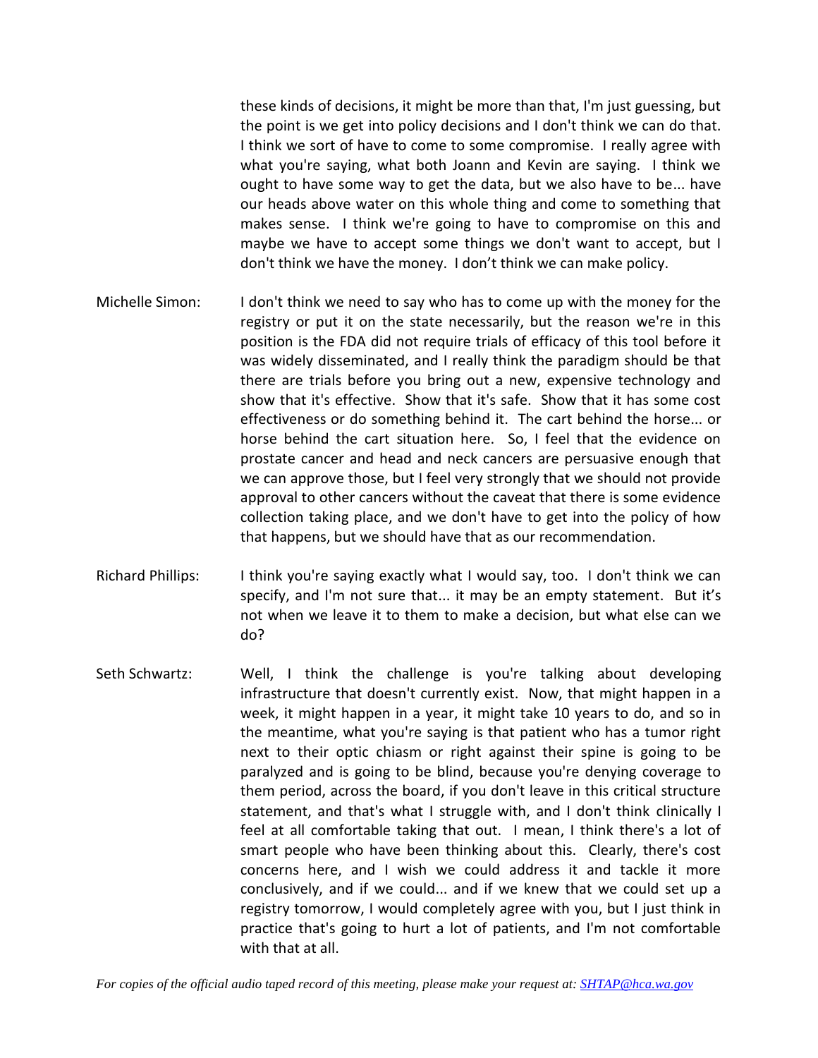these kinds of decisions, it might be more than that, I'm just guessing, but the point is we get into policy decisions and I don't think we can do that. I think we sort of have to come to some compromise. I really agree with what you're saying, what both Joann and Kevin are saying. I think we ought to have some way to get the data, but we also have to be... have our heads above water on this whole thing and come to something that makes sense. I think we're going to have to compromise on this and maybe we have to accept some things we don't want to accept, but I don't think we have the money. I don't think we can make policy.

Michelle Simon: I don't think we need to say who has to come up with the money for the registry or put it on the state necessarily, but the reason we're in this position is the FDA did not require trials of efficacy of this tool before it was widely disseminated, and I really think the paradigm should be that there are trials before you bring out a new, expensive technology and show that it's effective. Show that it's safe. Show that it has some cost effectiveness or do something behind it. The cart behind the horse... or horse behind the cart situation here. So, I feel that the evidence on prostate cancer and head and neck cancers are persuasive enough that we can approve those, but I feel very strongly that we should not provide approval to other cancers without the caveat that there is some evidence collection taking place, and we don't have to get into the policy of how that happens, but we should have that as our recommendation.

Richard Phillips: I think you're saying exactly what I would say, too. I don't think we can specify, and I'm not sure that... it may be an empty statement. But it's not when we leave it to them to make a decision, but what else can we do?

Seth Schwartz: Well, I think the challenge is you're talking about developing infrastructure that doesn't currently exist. Now, that might happen in a week, it might happen in a year, it might take 10 years to do, and so in the meantime, what you're saying is that patient who has a tumor right next to their optic chiasm or right against their spine is going to be paralyzed and is going to be blind, because you're denying coverage to them period, across the board, if you don't leave in this critical structure statement, and that's what I struggle with, and I don't think clinically I feel at all comfortable taking that out. I mean, I think there's a lot of smart people who have been thinking about this. Clearly, there's cost concerns here, and I wish we could address it and tackle it more conclusively, and if we could... and if we knew that we could set up a registry tomorrow, I would completely agree with you, but I just think in practice that's going to hurt a lot of patients, and I'm not comfortable with that at all.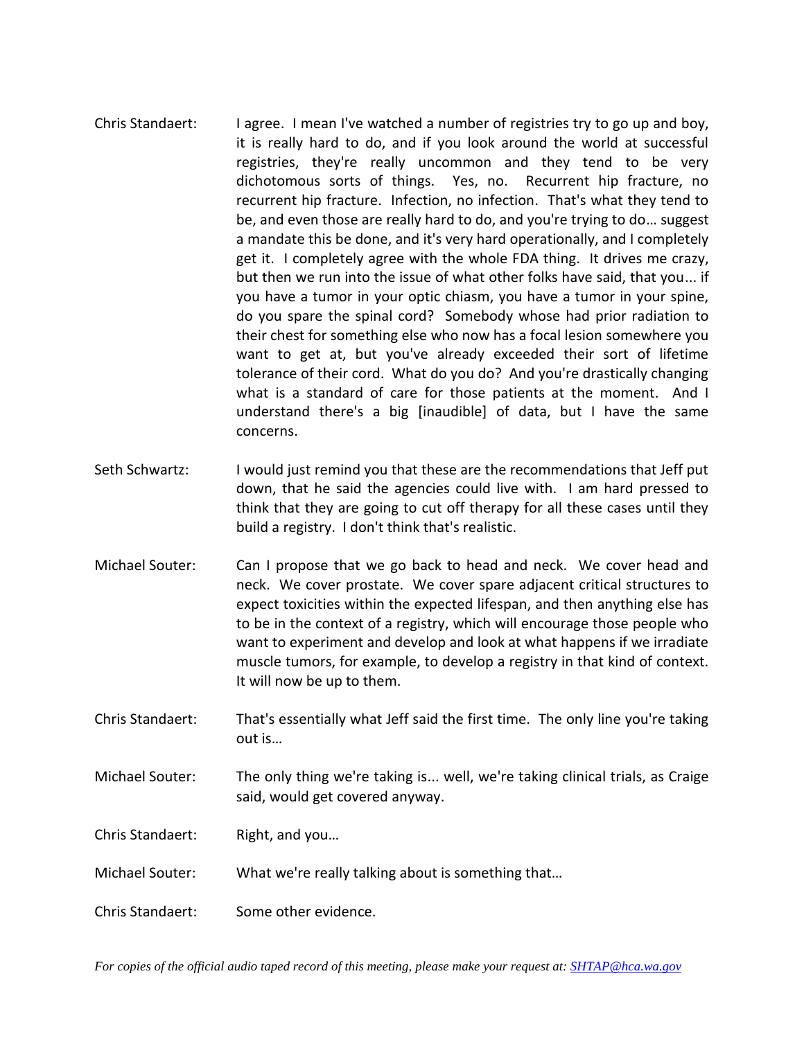Chris Standaert: I agree. I mean I've watched a number of registries try to go up and boy, it is really hard to do, and if you look around the world at successful registries, they're really uncommon and they tend to be very dichotomous sorts of things. Yes, no. Recurrent hip fracture, no recurrent hip fracture. Infection, no infection. That's what they tend to be, and even those are really hard to do, and you're trying to do… suggest a mandate this be done, and it's very hard operationally, and I completely get it. I completely agree with the whole FDA thing. It drives me crazy, but then we run into the issue of what other folks have said, that you... if you have a tumor in your optic chiasm, you have a tumor in your spine, do you spare the spinal cord? Somebody whose had prior radiation to their chest for something else who now has a focal lesion somewhere you want to get at, but you've already exceeded their sort of lifetime tolerance of their cord. What do you do? And you're drastically changing what is a standard of care for those patients at the moment. And I understand there's a big [inaudible] of data, but I have the same concerns.

Seth Schwartz: I would just remind you that these are the recommendations that Jeff put down, that he said the agencies could live with. I am hard pressed to think that they are going to cut off therapy for all these cases until they build a registry. I don't think that's realistic.

Michael Souter: Can I propose that we go back to head and neck. We cover head and neck. We cover prostate. We cover spare adjacent critical structures to expect toxicities within the expected lifespan, and then anything else has to be in the context of a registry, which will encourage those people who want to experiment and develop and look at what happens if we irradiate muscle tumors, for example, to develop a registry in that kind of context. It will now be up to them.

Chris Standaert: That's essentially what Jeff said the first time. The only line you're taking out is…

Michael Souter: The only thing we're taking is... well, we're taking clinical trials, as Craige said, would get covered anyway.

Chris Standaert: Right, and you…

Michael Souter: What we're really talking about is something that…

Chris Standaert: Some other evidence.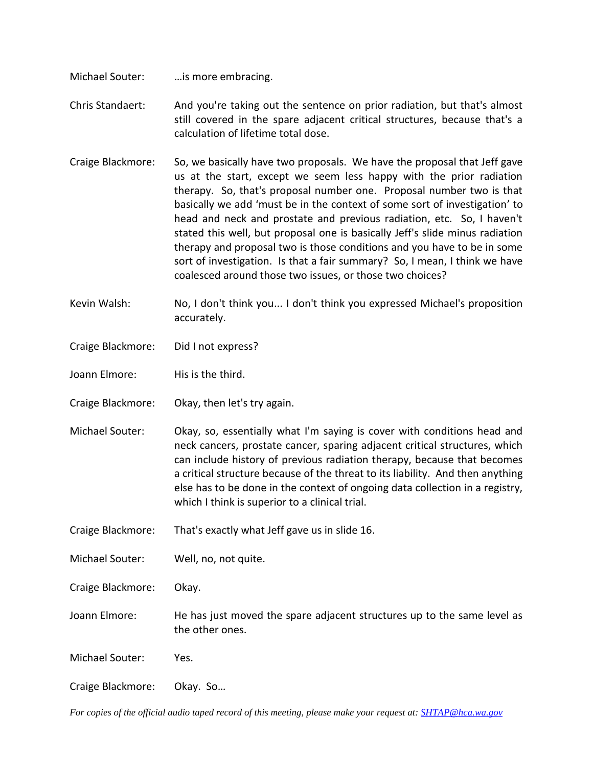Michael Souter: …is more embracing.

Chris Standaert: And you're taking out the sentence on prior radiation, but that's almost still covered in the spare adjacent critical structures, because that's a calculation of lifetime total dose.

Craige Blackmore: So, we basically have two proposals. We have the proposal that Jeff gave us at the start, except we seem less happy with the prior radiation therapy. So, that's proposal number one. Proposal number two is that basically we add 'must be in the context of some sort of investigation' to head and neck and prostate and previous radiation, etc. So, I haven't stated this well, but proposal one is basically Jeff's slide minus radiation therapy and proposal two is those conditions and you have to be in some sort of investigation. Is that a fair summary? So, I mean, I think we have coalesced around those two issues, or those two choices?

Kevin Walsh: No, I don't think you... I don't think you expressed Michael's proposition accurately.

Craige Blackmore: Did I not express?

Joann Elmore: His is the third.

Craige Blackmore: Okay, then let's try again.

Michael Souter: Okay, so, essentially what I'm saying is cover with conditions head and neck cancers, prostate cancer, sparing adjacent critical structures, which can include history of previous radiation therapy, because that becomes a critical structure because of the threat to its liability. And then anything else has to be done in the context of ongoing data collection in a registry, which I think is superior to a clinical trial.

Craige Blackmore: That's exactly what Jeff gave us in slide 16.

Michael Souter: Well, no, not quite.

Craige Blackmore: Okay.

Joann Elmore: He has just moved the spare adjacent structures up to the same level as the other ones.

Michael Souter: Yes.

Craige Blackmore: Okay. So…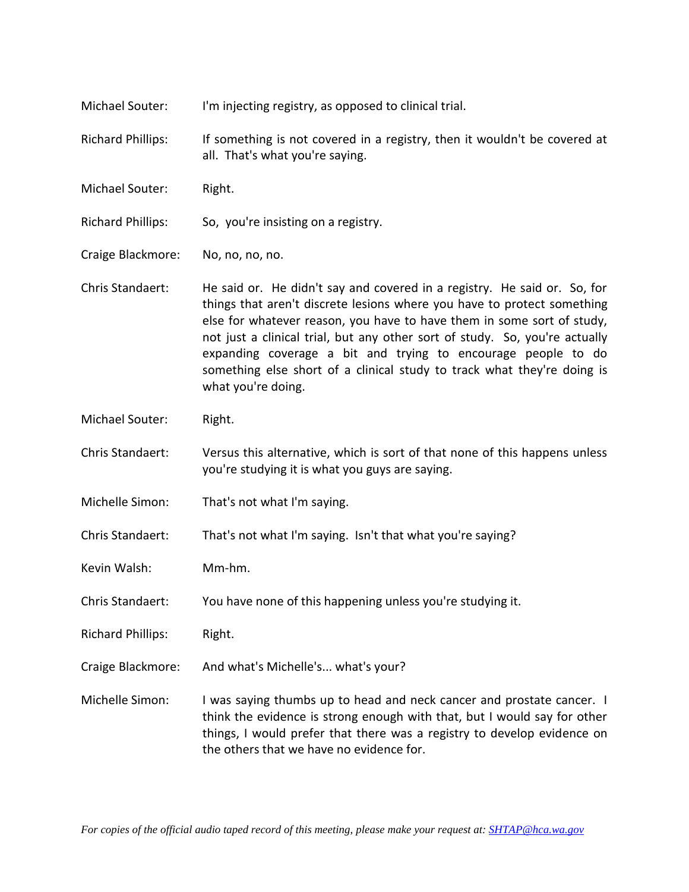Michael Souter: I'm injecting registry, as opposed to clinical trial.

Richard Phillips: If something is not covered in a registry, then it wouldn't be covered at all. That's what you're saying.

Michael Souter: Right.

Richard Phillips: So, you're insisting on a registry.

Craige Blackmore: No, no, no, no.

Chris Standaert: He said or. He didn't say and covered in a registry. He said or. So, for things that aren't discrete lesions where you have to protect something else for whatever reason, you have to have them in some sort of study, not just a clinical trial, but any other sort of study. So, you're actually expanding coverage a bit and trying to encourage people to do something else short of a clinical study to track what they're doing is what you're doing.

Michael Souter: Right.

Chris Standaert: Versus this alternative, which is sort of that none of this happens unless you're studying it is what you guys are saying.

Michelle Simon: That's not what I'm saying.

Chris Standaert: That's not what I'm saying. Isn't that what you're saying?

Kevin Walsh: Mm-hm.

Chris Standaert: You have none of this happening unless you're studying it.

Richard Phillips: Right.

Craige Blackmore: And what's Michelle's... what's your?

Michelle Simon: I was saying thumbs up to head and neck cancer and prostate cancer. I think the evidence is strong enough with that, but I would say for other things, I would prefer that there was a registry to develop evidence on the others that we have no evidence for.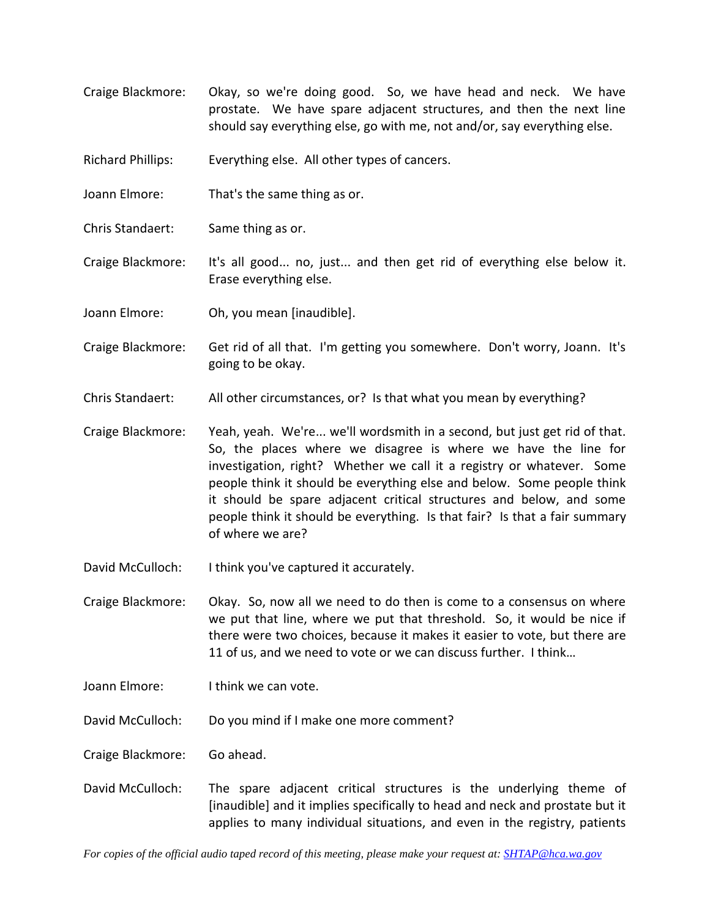Craige Blackmore: Okay, so we're doing good. So, we have head and neck. We have prostate. We have spare adjacent structures, and then the next line should say everything else, go with me, not and/or, say everything else.

Richard Phillips: Everything else. All other types of cancers.

Joann Elmore: That's the same thing as or.

Chris Standaert: Same thing as or.

Craige Blackmore: It's all good... no, just... and then get rid of everything else below it. Erase everything else.

Joann Elmore: Oh, you mean [inaudible].

Craige Blackmore: Get rid of all that. I'm getting you somewhere. Don't worry, Joann. It's going to be okay.

Chris Standaert: All other circumstances, or? Is that what you mean by everything?

Craige Blackmore: Yeah, yeah. We're... we'll wordsmith in a second, but just get rid of that. So, the places where we disagree is where we have the line for investigation, right? Whether we call it a registry or whatever. Some people think it should be everything else and below. Some people think it should be spare adjacent critical structures and below, and some people think it should be everything. Is that fair? Is that a fair summary of where we are?

David McCulloch: I think you've captured it accurately.

Craige Blackmore: Okay. So, now all we need to do then is come to a consensus on where we put that line, where we put that threshold. So, it would be nice if there were two choices, because it makes it easier to vote, but there are 11 of us, and we need to vote or we can discuss further. I think…

Joann Elmore: I think we can vote.

David McCulloch: Do you mind if I make one more comment?

Craige Blackmore: Go ahead.

David McCulloch: The spare adjacent critical structures is the underlying theme of [inaudible] and it implies specifically to head and neck and prostate but it applies to many individual situations, and even in the registry, patients

*For copies of the official audio taped record of this meeting, please make your request at: SHTAP@hca.wa.gov*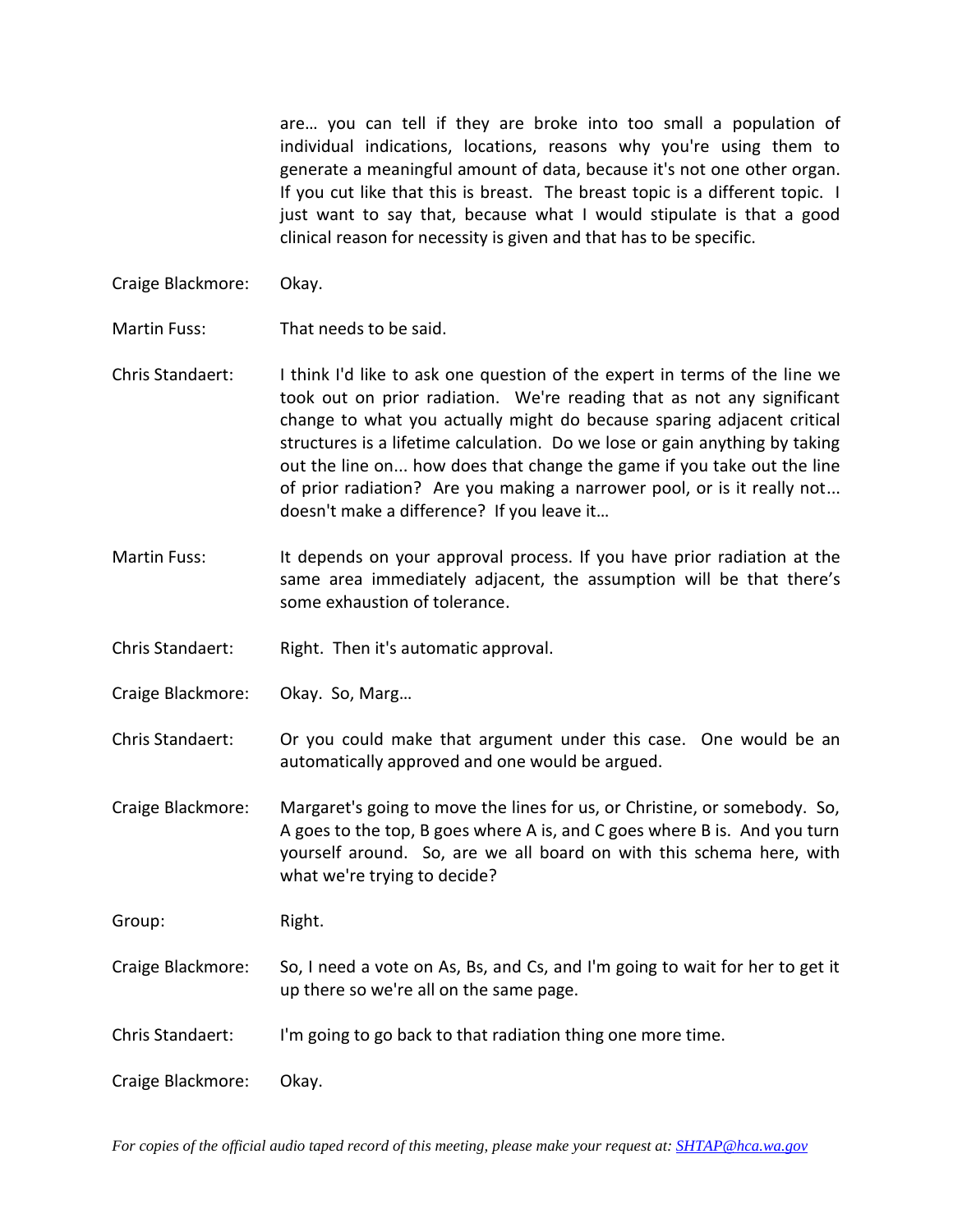are… you can tell if they are broke into too small a population of individual indications, locations, reasons why you're using them to generate a meaningful amount of data, because it's not one other organ. If you cut like that this is breast. The breast topic is a different topic. I just want to say that, because what I would stipulate is that a good clinical reason for necessity is given and that has to be specific.

Craige Blackmore: Okay.

Martin Fuss: That needs to be said.

Chris Standaert: I think I'd like to ask one question of the expert in terms of the line we took out on prior radiation. We're reading that as not any significant change to what you actually might do because sparing adjacent critical structures is a lifetime calculation. Do we lose or gain anything by taking out the line on... how does that change the game if you take out the line of prior radiation? Are you making a narrower pool, or is it really not... doesn't make a difference? If you leave it…

Martin Fuss: It depends on your approval process. If you have prior radiation at the same area immediately adjacent, the assumption will be that there's some exhaustion of tolerance.

Chris Standaert: Right. Then it's automatic approval.

Craige Blackmore: Okay. So, Marg…

Chris Standaert: Or you could make that argument under this case. One would be an automatically approved and one would be argued.

Craige Blackmore: Margaret's going to move the lines for us, or Christine, or somebody. So, A goes to the top, B goes where A is, and C goes where B is. And you turn yourself around. So, are we all board on with this schema here, with what we're trying to decide?

Group: Right.

Craige Blackmore: So, I need a vote on As, Bs, and Cs, and I'm going to wait for her to get it up there so we're all on the same page.

Chris Standaert: I'm going to go back to that radiation thing one more time.

Craige Blackmore: Okay.

*For copies of the official audio taped record of this meeting, please make your request at: SHTAP@hca.wa.gov*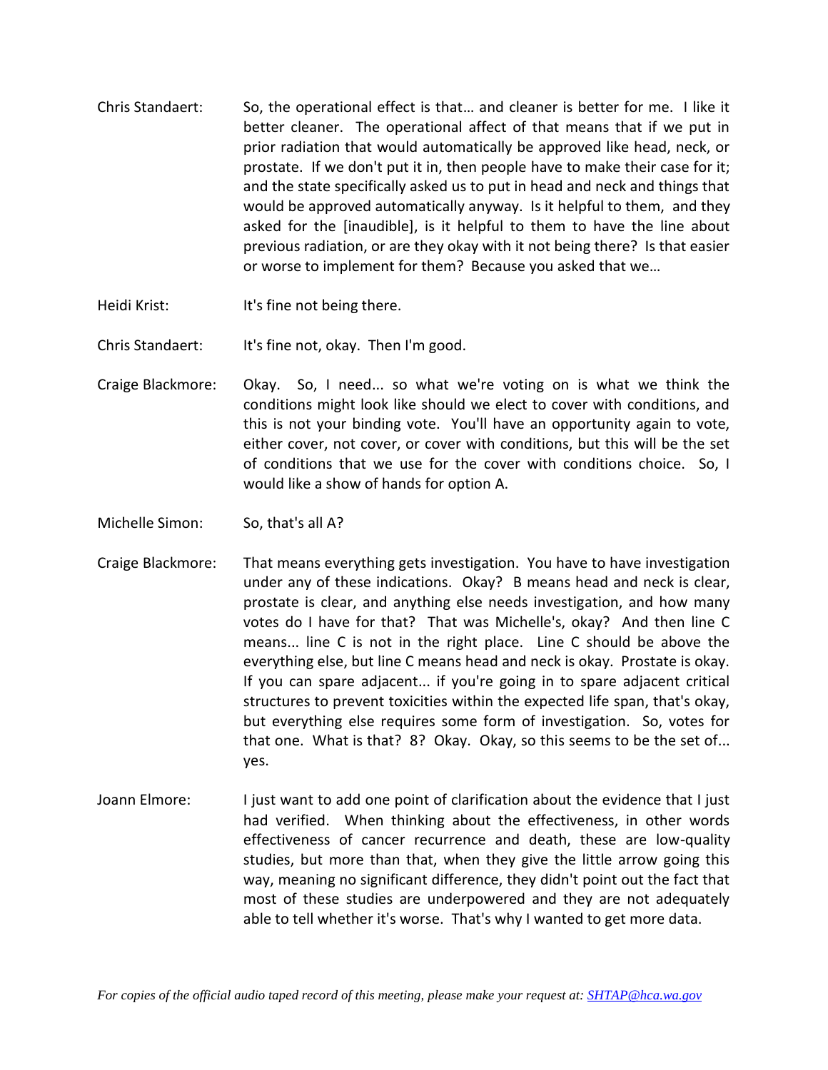Chris Standaert: So, the operational effect is that… and cleaner is better for me. I like it better cleaner. The operational affect of that means that if we put in prior radiation that would automatically be approved like head, neck, or prostate. If we don't put it in, then people have to make their case for it; and the state specifically asked us to put in head and neck and things that would be approved automatically anyway. Is it helpful to them, and they asked for the [inaudible], is it helpful to them to have the line about previous radiation, or are they okay with it not being there? Is that easier or worse to implement for them? Because you asked that we…

Heidi Krist: It's fine not being there.

Chris Standaert: It's fine not, okay. Then I'm good.

Craige Blackmore: Okay. So, I need... so what we're voting on is what we think the conditions might look like should we elect to cover with conditions, and this is not your binding vote. You'll have an opportunity again to vote, either cover, not cover, or cover with conditions, but this will be the set of conditions that we use for the cover with conditions choice. So, I would like a show of hands for option A.

Michelle Simon: So, that's all A?

Craige Blackmore: That means everything gets investigation. You have to have investigation under any of these indications. Okay? B means head and neck is clear, prostate is clear, and anything else needs investigation, and how many votes do I have for that? That was Michelle's, okay? And then line C means... line C is not in the right place. Line C should be above the everything else, but line C means head and neck is okay. Prostate is okay. If you can spare adjacent... if you're going in to spare adjacent critical structures to prevent toxicities within the expected life span, that's okay, but everything else requires some form of investigation. So, votes for that one. What is that? 8? Okay. Okay, so this seems to be the set of... yes.

Joann Elmore: I just want to add one point of clarification about the evidence that I just had verified. When thinking about the effectiveness, in other words effectiveness of cancer recurrence and death, these are low-quality studies, but more than that, when they give the little arrow going this way, meaning no significant difference, they didn't point out the fact that most of these studies are underpowered and they are not adequately able to tell whether it's worse. That's why I wanted to get more data.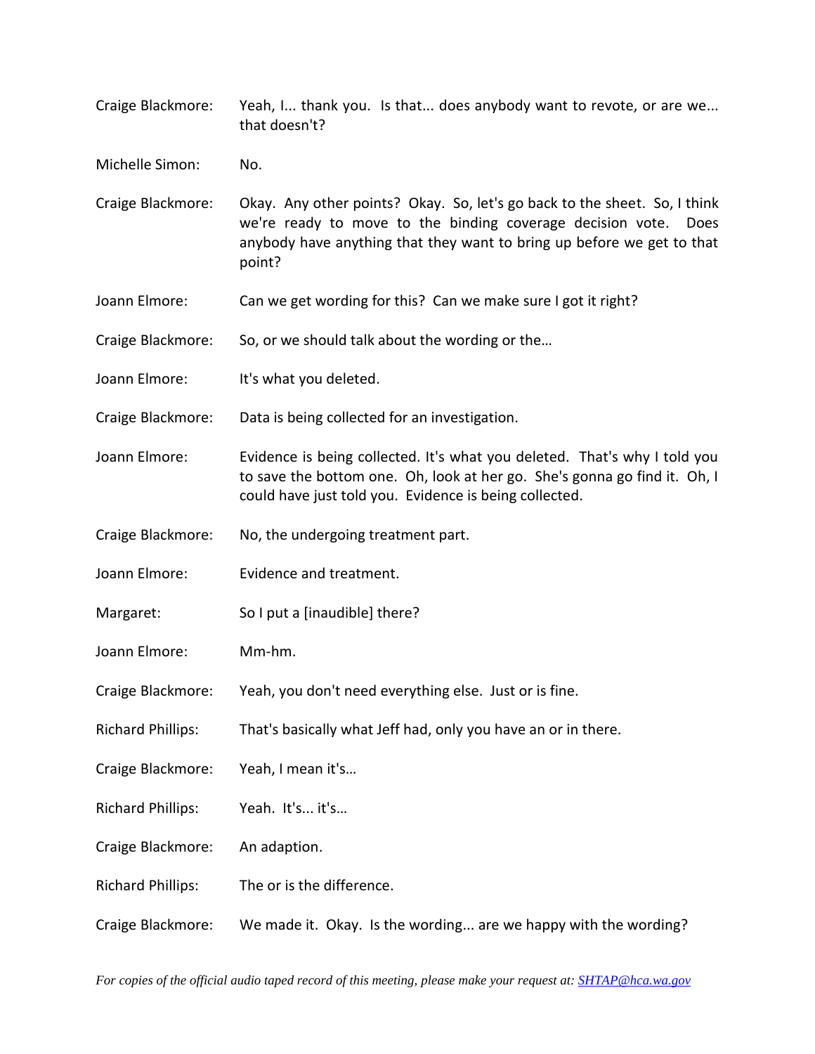Craige Blackmore: Yeah, I... thank you. Is that... does anybody want to revote, or are we... that doesn't?

Michelle Simon: No.

Craige Blackmore: Okay. Any other points? Okay. So, let's go back to the sheet. So, I think we're ready to move to the binding coverage decision vote. Does anybody have anything that they want to bring up before we get to that point?

Joann Elmore: Can we get wording for this? Can we make sure I got it right?

Craige Blackmore: So, or we should talk about the wording or the…

Joann Elmore: It's what you deleted.

Craige Blackmore: Data is being collected for an investigation.

Joann Elmore: Evidence is being collected. It's what you deleted. That's why I told you to save the bottom one. Oh, look at her go. She's gonna go find it. Oh, I could have just told you. Evidence is being collected.

Craige Blackmore: No, the undergoing treatment part.

Joann Elmore: Evidence and treatment.

Margaret: So I put a [inaudible] there?

Joann Elmore: Mm-hm.

Craige Blackmore: Yeah, you don't need everything else. Just or is fine.

Richard Phillips: That's basically what Jeff had, only you have an or in there.

Craige Blackmore: Yeah, I mean it's…

Richard Phillips: Yeah. It's... it's…

Craige Blackmore: An adaption.

Richard Phillips: The or is the difference.

Craige Blackmore: We made it. Okay. Is the wording... are we happy with the wording?

*For copies of the official audio taped record of this meeting, please make your request at: SHTAP@hca.wa.gov*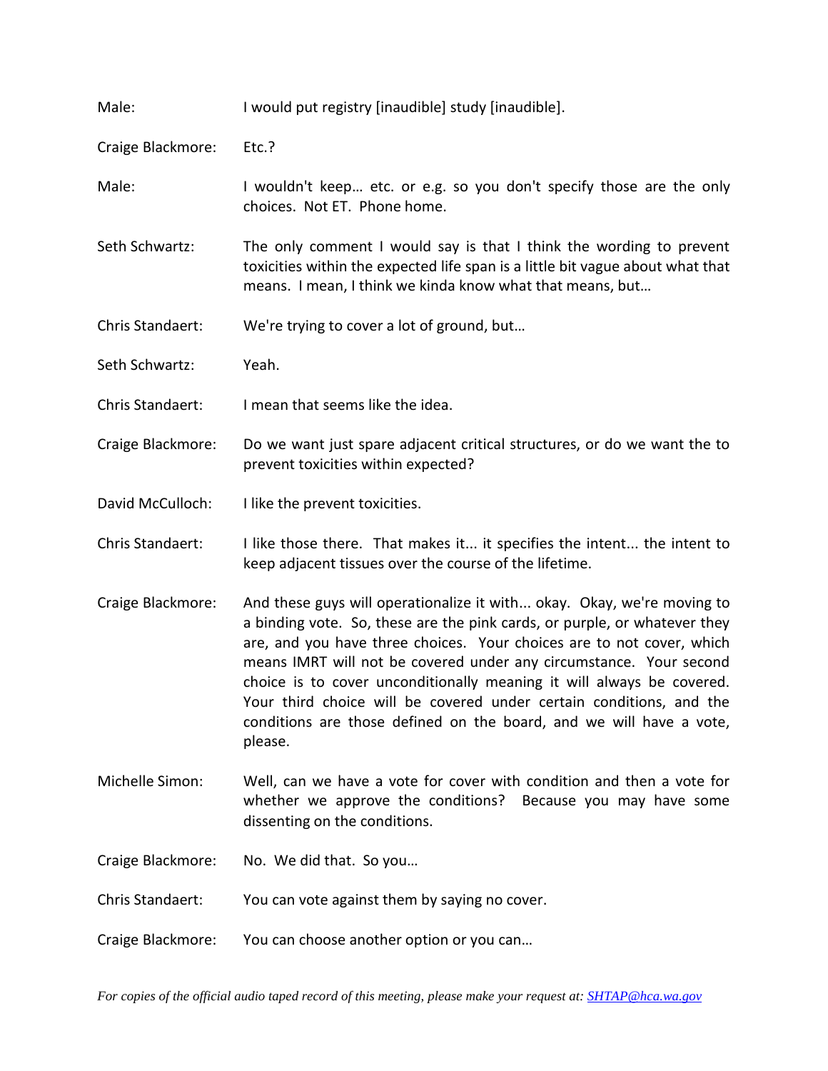Male: I would put registry [inaudible] study [inaudible].

Craige Blackmore: Etc.?

Male: I wouldn't keep… etc. or e.g. so you don't specify those are the only choices. Not ET. Phone home.

Seth Schwartz: The only comment I would say is that I think the wording to prevent toxicities within the expected life span is a little bit vague about what that means. I mean, I think we kinda know what that means, but…

Chris Standaert: We're trying to cover a lot of ground, but…

Seth Schwartz: Yeah.

Chris Standaert: I mean that seems like the idea.

Craige Blackmore: Do we want just spare adjacent critical structures, or do we want the to prevent toxicities within expected?

David McCulloch: I like the prevent toxicities.

Chris Standaert: I like those there. That makes it... it specifies the intent... the intent to keep adjacent tissues over the course of the lifetime.

Craige Blackmore: And these guys will operationalize it with... okay. Okay, we're moving to a binding vote. So, these are the pink cards, or purple, or whatever they are, and you have three choices. Your choices are to not cover, which means IMRT will not be covered under any circumstance. Your second choice is to cover unconditionally meaning it will always be covered. Your third choice will be covered under certain conditions, and the conditions are those defined on the board, and we will have a vote, please.

Michelle Simon: Well, can we have a vote for cover with condition and then a vote for whether we approve the conditions? Because you may have some dissenting on the conditions.

Craige Blackmore: No. We did that. So you…

Chris Standaert: You can vote against them by saying no cover.

Craige Blackmore: You can choose another option or you can…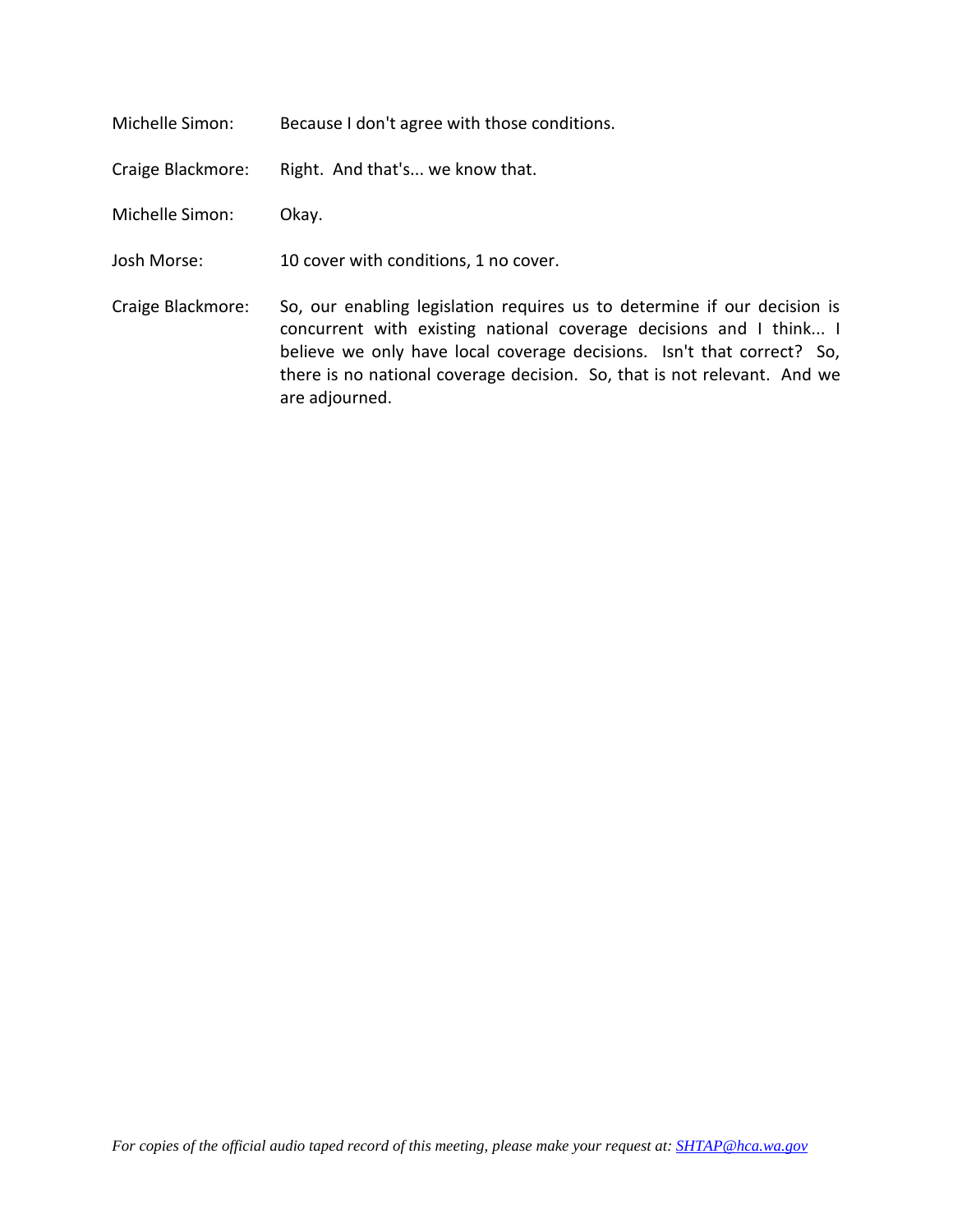Michelle Simon: Because I don't agree with those conditions.

Craige Blackmore: Right. And that's... we know that.

Michelle Simon: Okay.

Josh Morse: 10 cover with conditions, 1 no cover.

Craige Blackmore: So, our enabling legislation requires us to determine if our decision is concurrent with existing national coverage decisions and I think... I believe we only have local coverage decisions. Isn't that correct? So, there is no national coverage decision. So, that is not relevant. And we are adjourned.

*For copies of the official audio taped record of this meeting, please make your request at: SHTAP@hca.wa.gov*